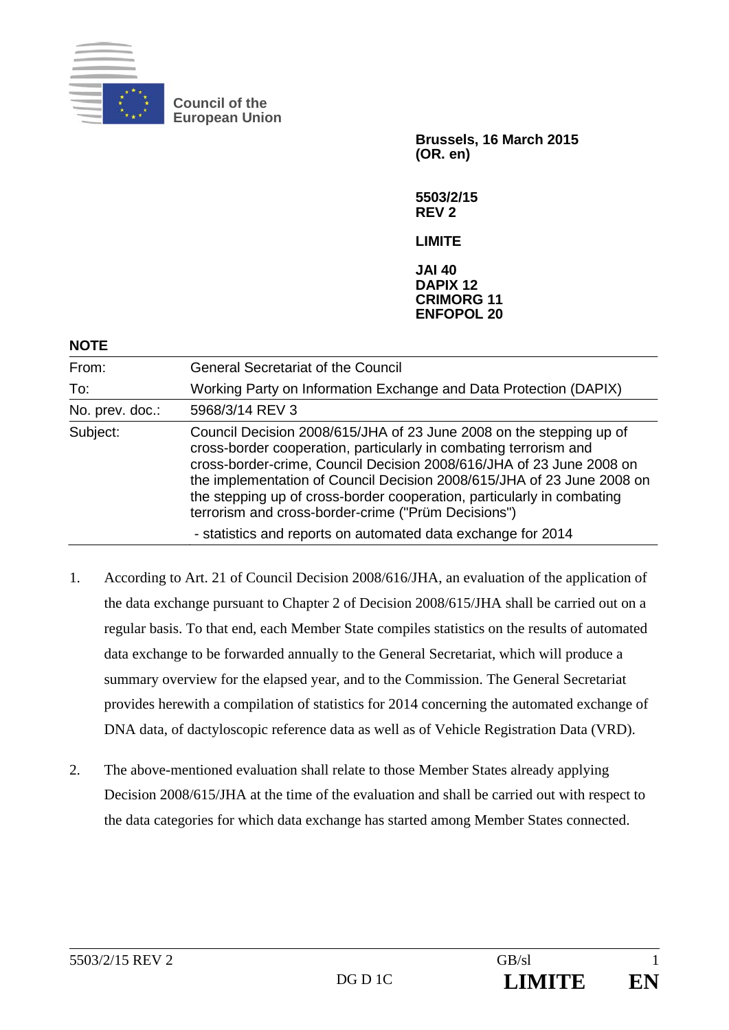**Council of the European Union**

**Brussels, 16 March 2015**
**(OR. en)**

**5503/2/15**
**REV 2**

**LIMITE**

**JAI 40**
**DAPIX 12**
**CRIMORG 11**
**ENFOPOL 20**

## NOTE

| | |
|---|---|
| From: | General Secretariat of the Council |
| To: | Working Party on Information Exchange and Data Protection (DAPIX) |
| No. prev. doc.: | 5968/3/14 REV 3 |
| Subject: | Council Decision 2008/615/JHA of 23 June 2008 on the stepping up of cross-border cooperation, particularly in combating terrorism and cross-border-crime, Council Decision 2008/616/JHA of 23 June 2008 on the implementation of Council Decision 2008/615/JHA of 23 June 2008 on the stepping up of cross-border cooperation, particularly in combating terrorism and cross-border-crime ("Prüm Decisions")<br>- statistics and reports on automated data exchange for 2014 |

1. According to Art. 21 of Council Decision 2008/616/JHA, an evaluation of the application of the data exchange pursuant to Chapter 2 of Decision 2008/615/JHA shall be carried out on a regular basis. To that end, each Member State compiles statistics on the results of automated data exchange to be forwarded annually to the General Secretariat, which will produce a summary overview for the elapsed year, and to the Commission. The General Secretariat provides herewith a compilation of statistics for 2014 concerning the automated exchange of DNA data, of dactyloscopic reference data as well as of Vehicle Registration Data (VRD).

2. The above-mentioned evaluation shall relate to those Member States already applying Decision 2008/615/JHA at the time of the evaluation and shall be carried out with respect to the data categories for which data exchange has started among Member States connected.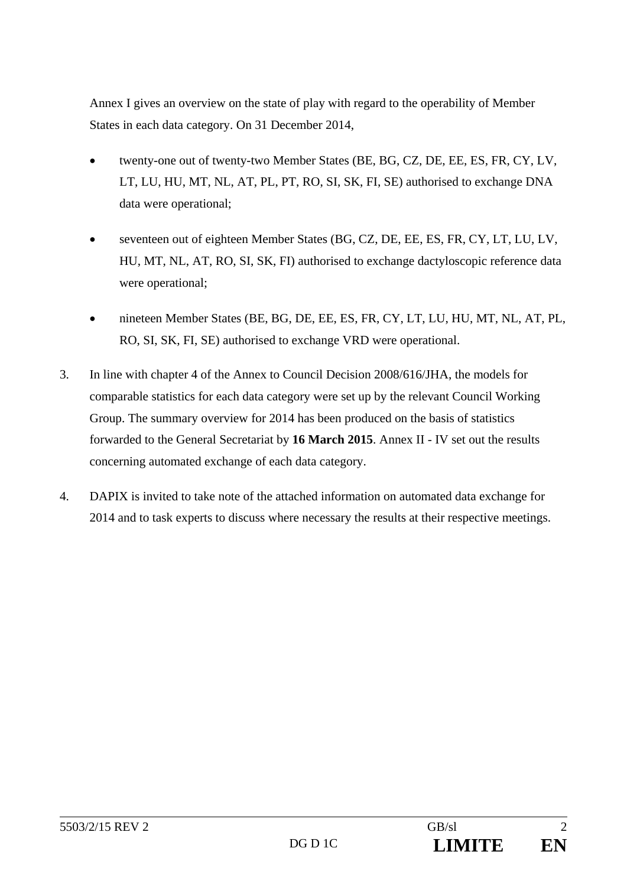Annex I gives an overview on the state of play with regard to the operability of Member States in each data category. On 31 December 2014,

- twenty-one out of twenty-two Member States (BE, BG, CZ, DE, EE, ES, FR, CY, LV, LT, LU, HU, MT, NL, AT, PL, PT, RO, SI, SK, FI, SE) authorised to exchange DNA data were operational;
- seventeen out of eighteen Member States (BG, CZ, DE, EE, ES, FR, CY, LT, LU, LV, HU, MT, NL, AT, RO, SI, SK, FI) authorised to exchange dactyloscopic reference data were operational;
- nineteen Member States (BE, BG, DE, EE, ES, FR, CY, LT, LU, HU, MT, NL, AT, PL, RO, SI, SK, FI, SE) authorised to exchange VRD were operational.

3. In line with chapter 4 of the Annex to Council Decision 2008/616/JHA, the models for comparable statistics for each data category were set up by the relevant Council Working Group. The summary overview for 2014 has been produced on the basis of statistics forwarded to the General Secretariat by **16 March 2015**. Annex II - IV set out the results concerning automated exchange of each data category.

4. DAPIX is invited to take note of the attached information on automated data exchange for 2014 and to task experts to discuss where necessary the results at their respective meetings.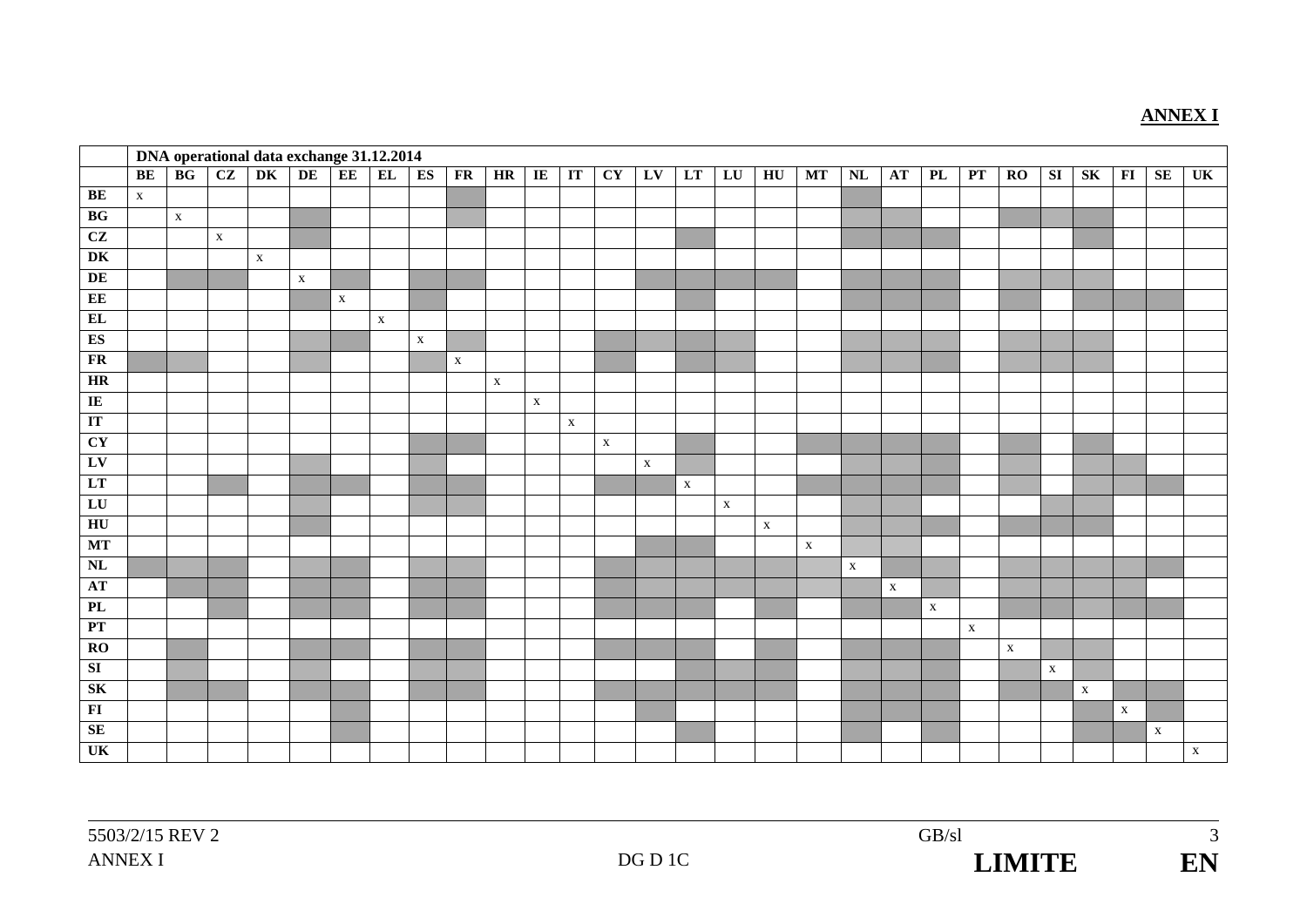**ANNEX I**

| | DNA operational data exchange 31.12.2014 | | | | | | | | | | | | | | | | | | | | | | | | | | | |
|---|---|---|---|---|---|---|---|---|---|---|---|---|---|---|---|---|---|---|---|---|---|---|---|---|---|---|---|---|
| | **BE** | **BG** | **CZ** | **DK** | **DE** | **EE** | **EL** | **ES** | **FR** | **HR** | **IE** | **IT** | **CY** | **LV** | **LT** | **LU** | **HU** | **MT** | **NL** | **AT** | **PL** | **PT** | **RO** | **SI** | **SK** | **FI** | **SE** | **UK** |
| **BE** | x | | | | | | | | | | | | | | | | | | | | | | | | | | | |
| **BG** | | x | | | | | | | | | | | | | | | | | | | | | | | | | | |
| **CZ** | | | x | | | | | | | | | | | | | | | | | | | | | | | | | |
| **DK** | | | | x | | | | | | | | | | | | | | | | | | | | | | | | |
| **DE** | | | | | x | | | | | | | | | | | | | | | | | | | | | | | |
| **EE** | | | | | | x | | | | | | | | | | | | | | | | | | | | | | |
| **EL** | | | | | | | x | | | | | | | | | | | | | | | | | | | | | |
| **ES** | | | | | | | | x | | | | | | | | | | | | | | | | | | | | |
| **FR** | | | | | | | | | x | | | | | | | | | | | | | | | | | | | |
| **HR** | | | | | | | | | | x | | | | | | | | | | | | | | | | | | |
| **IE** | | | | | | | | | | | x | | | | | | | | | | | | | | | | | |
| **IT** | | | | | | | | | | | | x | | | | | | | | | | | | | | | | |
| **CY** | | | | | | | | | | | | | x | | | | | | | | | | | | | | | |
| **LV** | | | | | | | | | | | | | | x | | | | | | | | | | | | | | |
| **LT** | | | | | | | | | | | | | | | x | | | | | | | | | | | | | |
| **LU** | | | | | | | | | | | | | | | | x | | | | | | | | | | | | |
| **HU** | | | | | | | | | | | | | | | | | x | | | | | | | | | | | |
| **MT** | | | | | | | | | | | | | | | | | | x | | | | | | | | | | |
| **NL** | | | | | | | | | | | | | | | | | | | x | | | | | | | | | |
| **AT** | | | | | | | | | | | | | | | | | | | | x | | | | | | | | |
| **PL** | | | | | | | | | | | | | | | | | | | | | x | | | | | | | |
| **PT** | | | | | | | | | | | | | | | | | | | | | | x | | | | | | |
| **RO** | | | | | | | | | | | | | | | | | | | | | | | x | | | | | |
| **SI** | | | | | | | | | | | | | | | | | | | | | | | | x | | | | |
| **SK** | | | | | | | | | | | | | | | | | | | | | | | | | x | | | |
| **FI** | | | | | | | | | | | | | | | | | | | | | | | | | | x | | |
| **SE** | | | | | | | | | | | | | | | | | | | | | | | | | | | x | |
| **UK** | | | | | | | | | | | | | | | | | | | | | | | | | | | | x |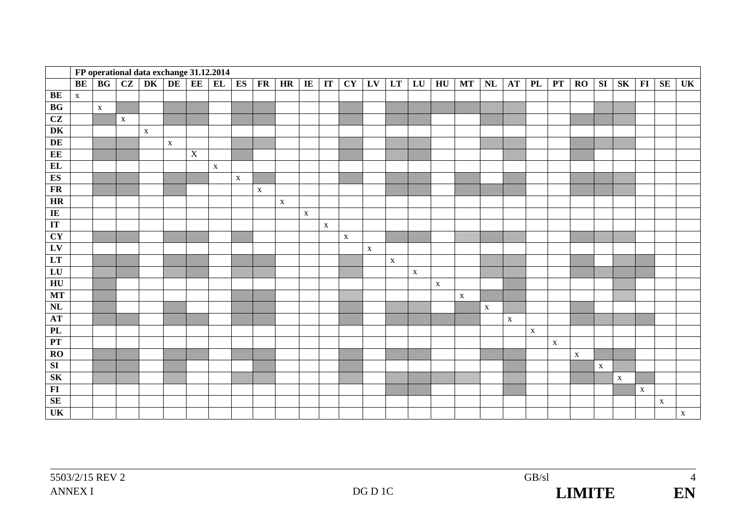| | FP operational data exchange 31.12.2014 | | | | | | | | | | | | | | | | | | | | | | | | | | | |
|---|---|---|---|---|---|---|---|---|---|---|---|---|---|---|---|---|---|---|---|---|---|---|---|---|---|---|---|---|
| | **BE** | **BG** | **CZ** | **DK** | **DE** | **EE** | **EL** | **ES** | **FR** | **HR** | **IE** | **IT** | **CY** | **LV** | **LT** | **LU** | **HU** | **MT** | **NL** | **AT** | **PL** | **PT** | **RO** | **SI** | **SK** | **FI** | **SE** | **UK** |
| **BE** | x | | | | | | | | | | | | | | | | | | | | | | | | | | | |
| **BG** | | x | | | | | | | | | | | | | | | | | | | | | | | | | | |
| **CZ** | | | x | | | | | | | | | | | | | | | | | | | | | | | | | |
| **DK** | | | | x | | | | | | | | | | | | | | | | | | | | | | | | |
| **DE** | | | | | x | | | | | | | | | | | | | | | | | | | | | | | |
| **EE** | | | | | | X | | | | | | | | | | | | | | | | | | | | | | |
| **EL** | | | | | | | x | | | | | | | | | | | | | | | | | | | | | |
| **ES** | | | | | | | | x | | | | | | | | | | | | | | | | | | | | |
| **FR** | | | | | | | | | x | | | | | | | | | | | | | | | | | | | |
| **HR** | | | | | | | | | | x | | | | | | | | | | | | | | | | | | |
| **IE** | | | | | | | | | | | x | | | | | | | | | | | | | | | | | |
| **IT** | | | | | | | | | | | | x | | | | | | | | | | | | | | | | |
| **CY** | | | | | | | | | | | | | x | | | | | | | | | | | | | | | |
| **LV** | | | | | | | | | | | | | | x | | | | | | | | | | | | | | |
| **LT** | | | | | | | | | | | | | | | x | | | | | | | | | | | | | |
| **LU** | | | | | | | | | | | | | | | | x | | | | | | | | | | | | |
| **HU** | | | | | | | | | | | | | | | | | x | | | | | | | | | | | |
| **MT** | | | | | | | | | | | | | | | | | | x | | | | | | | | | | |
| **NL** | | | | | | | | | | | | | | | | | | | x | | | | | | | | | |
| **AT** | | | | | | | | | | | | | | | | | | | | x | | | | | | | | |
| **PL** | | | | | | | | | | | | | | | | | | | | | x | | | | | | | |
| **PT** | | | | | | | | | | | | | | | | | | | | | | x | | | | | | |
| **RO** | | | | | | | | | | | | | | | | | | | | | | | x | | | | | |
| **SI** | | | | | | | | | | | | | | | | | | | | | | | | x | | | | |
| **SK** | | | | | | | | | | | | | | | | | | | | | | | | | x | | | |
| **FI** | | | | | | | | | | | | | | | | | | | | | | | | | | x | | |
| **SE** | | | | | | | | | | | | | | | | | | | | | | | | | | | x | |
| **UK** | | | | | | | | | | | | | | | | | | | | | | | | | | | | x |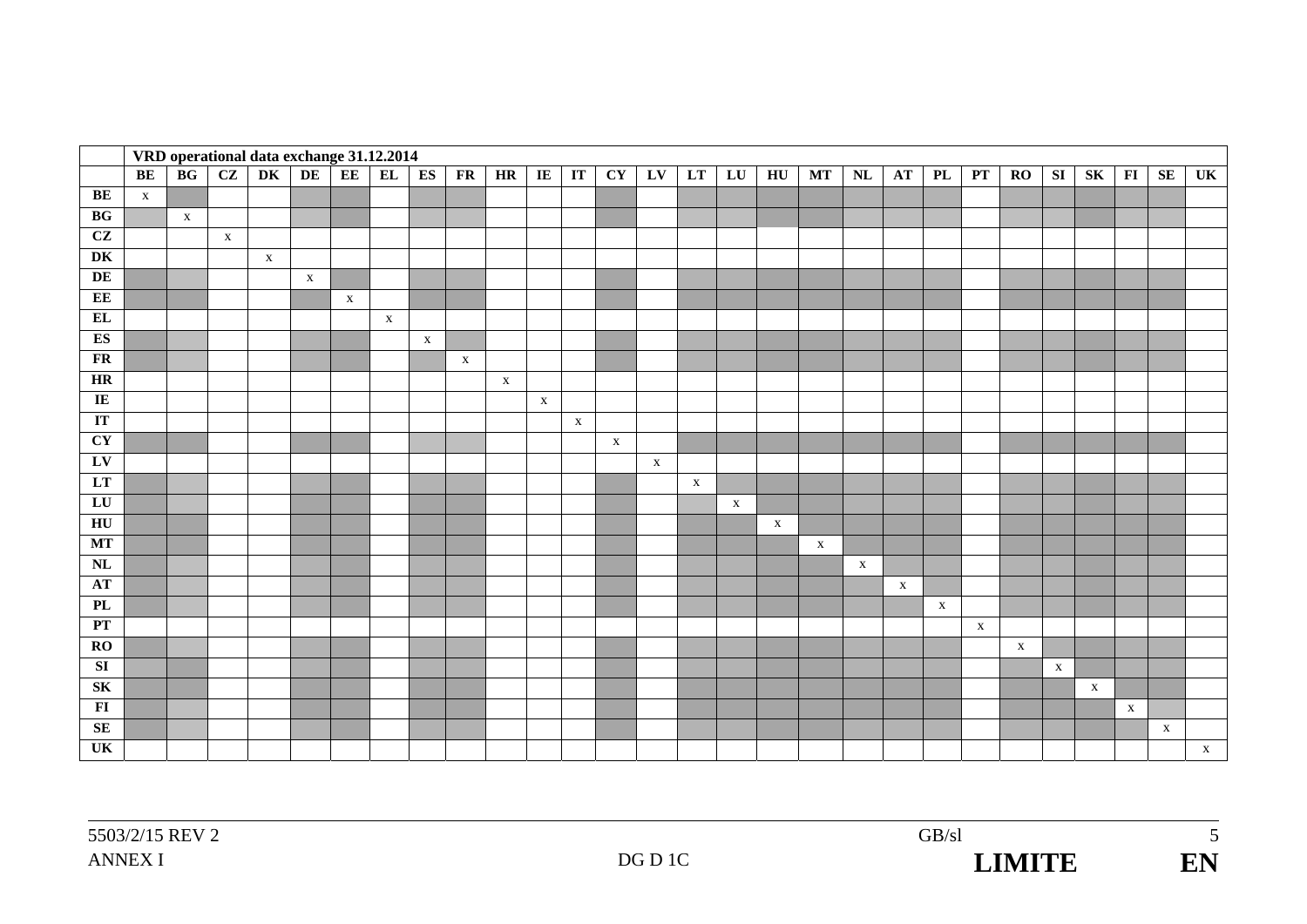| | VRD operational data exchange 31.12.2014 | | | | | | | | | | | | | | | | | | | | | | | | | | | |
|---|---|---|---|---|---|---|---|---|---|---|---|---|---|---|---|---|---|---|---|---|---|---|---|---|---|---|---|---|
| | **BE** | **BG** | **CZ** | **DK** | **DE** | **EE** | **EL** | **ES** | **FR** | **HR** | **IE** | **IT** | **CY** | **LV** | **LT** | **LU** | **HU** | **MT** | **NL** | **AT** | **PL** | **PT** | **RO** | **SI** | **SK** | **FI** | **SE** | **UK** |
| **BE** | x | | | | | | | | | | | | | | | | | | | | | | | | | | | |
| **BG** | | x | | | | | | | | | | | | | | | | | | | | | | | | | | |
| **CZ** | | | x | | | | | | | | | | | | | | | | | | | | | | | | | |
| **DK** | | | | x | | | | | | | | | | | | | | | | | | | | | | | | |
| **DE** | | | | | x | | | | | | | | | | | | | | | | | | | | | | | |
| **EE** | | | | | | x | | | | | | | | | | | | | | | | | | | | | | |
| **EL** | | | | | | | x | | | | | | | | | | | | | | | | | | | | | |
| **ES** | | | | | | | | x | | | | | | | | | | | | | | | | | | | | |
| **FR** | | | | | | | | | x | | | | | | | | | | | | | | | | | | | |
| **HR** | | | | | | | | | | x | | | | | | | | | | | | | | | | | | |
| **IE** | | | | | | | | | | | x | | | | | | | | | | | | | | | | | |
| **IT** | | | | | | | | | | | | x | | | | | | | | | | | | | | | | |
| **CY** | | | | | | | | | | | | | x | | | | | | | | | | | | | | | |
| **LV** | | | | | | | | | | | | | | x | | | | | | | | | | | | | | |
| **LT** | | | | | | | | | | | | | | | x | | | | | | | | | | | | | |
| **LU** | | | | | | | | | | | | | | | | x | | | | | | | | | | | | |
| **HU** | | | | | | | | | | | | | | | | | x | | | | | | | | | | | |
| **MT** | | | | | | | | | | | | | | | | | | x | | | | | | | | | | |
| **NL** | | | | | | | | | | | | | | | | | | | x | | | | | | | | | |
| **AT** | | | | | | | | | | | | | | | | | | | | x | | | | | | | | |
| **PL** | | | | | | | | | | | | | | | | | | | | | x | | | | | | | |
| **PT** | | | | | | | | | | | | | | | | | | | | | | x | | | | | | |
| **RO** | | | | | | | | | | | | | | | | | | | | | | | x | | | | | |
| **SI** | | | | | | | | | | | | | | | | | | | | | | | | x | | | | |
| **SK** | | | | | | | | | | | | | | | | | | | | | | | | | x | | | |
| **FI** | | | | | | | | | | | | | | | | | | | | | | | | | | x | | |
| **SE** | | | | | | | | | | | | | | | | | | | | | | | | | | | x | |
| **UK** | | | | | | | | | | | | | | | | | | | | | | | | | | | | x |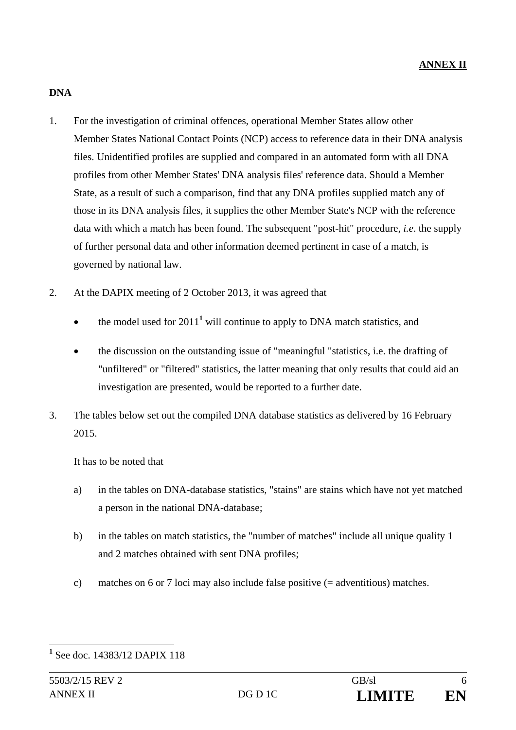**ANNEX II**

**DNA**

1. For the investigation of criminal offences, operational Member States allow other Member States National Contact Points (NCP) access to reference data in their DNA analysis files. Unidentified profiles are supplied and compared in an automated form with all DNA profiles from other Member States' DNA analysis files' reference data. Should a Member State, as a result of such a comparison, find that any DNA profiles supplied match any of those in its DNA analysis files, it supplies the other Member State's NCP with the reference data with which a match has been found. The subsequent "post-hit" procedure, *i.e*. the supply of further personal data and other information deemed pertinent in case of a match, is governed by national law.

2. At the DAPIX meeting of 2 October 2013, it was agreed that

   - the model used for 2011[1] will continue to apply to DNA match statistics, and
   - the discussion on the outstanding issue of "meaningful "statistics, i.e. the drafting of "unfiltered" or "filtered" statistics, the latter meaning that only results that could aid an investigation are presented, would be reported to a further date.

3. The tables below set out the compiled DNA database statistics as delivered by 16 February 2015.

   It has to be noted that

   a) in the tables on DNA-database statistics, "stains" are stains which have not yet matched a person in the national DNA-database;

   b) in the tables on match statistics, the "number of matches" include all unique quality 1 and 2 matches obtained with sent DNA profiles;

   c) matches on 6 or 7 loci may also include false positive (= adventitious) matches.

---

[1] See doc. 14383/12 DAPIX 118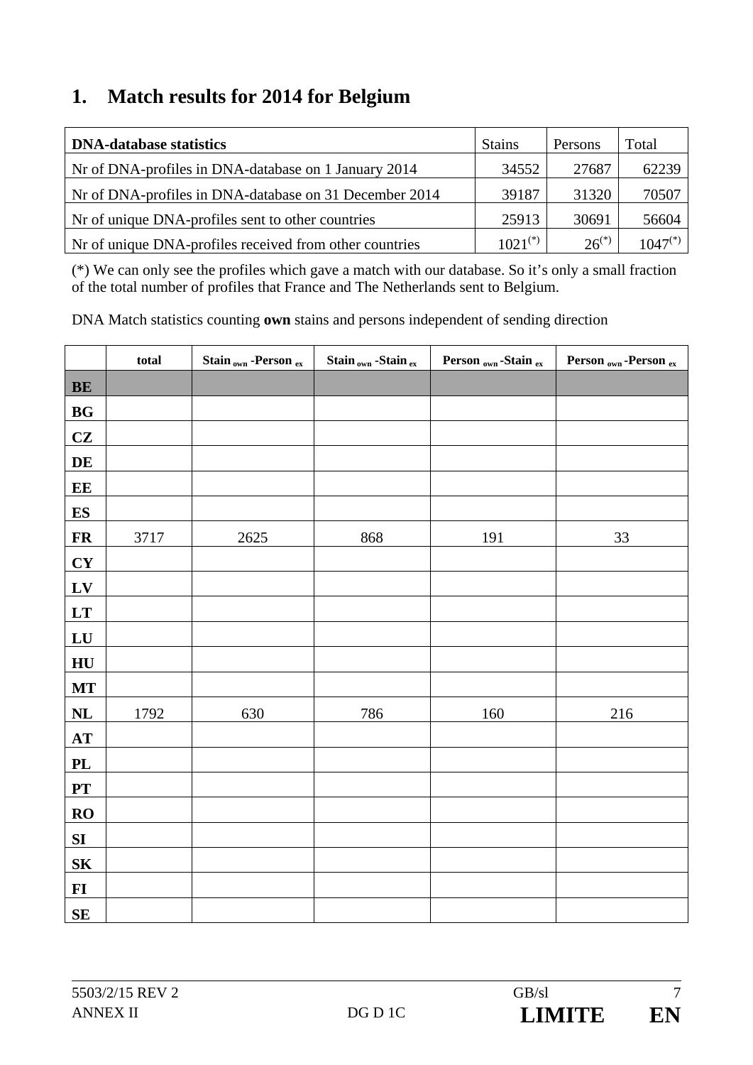## 1. Match results for 2014 for Belgium

| DNA-database statistics | Stains | Persons | Total |
|---|---|---|---|
| Nr of DNA-profiles in DNA-database on 1 January 2014 | 34552 | 27687 | 62239 |
| Nr of DNA-profiles in DNA-database on 31 December 2014 | 39187 | 31320 | 70507 |
| Nr of unique DNA-profiles sent to other countries | 25913 | 30691 | 56604 |
| Nr of unique DNA-profiles received from other countries | 1021(*) | 26(*) | 1047(*) |

(*) We can only see the profiles which gave a match with our database. So it's only a small fraction of the total number of profiles that France and The Netherlands sent to Belgium.

DNA Match statistics counting **own** stains and persons independent of sending direction

| | total | Stain $_{own}$ -Person $_{ex}$ | Stain $_{own}$ -Stain $_{ex}$ | Person $_{own}$ -Stain $_{ex}$ | Person $_{own}$ -Person $_{ex}$ |
|---|---|---|---|---|---|
| **BE** | | | | | |
| **BG** | | | | | |
| **CZ** | | | | | |
| **DE** | | | | | |
| **EE** | | | | | |
| **ES** | | | | | |
| **FR** | 3717 | 2625 | 868 | 191 | 33 |
| **CY** | | | | | |
| **LV** | | | | | |
| **LT** | | | | | |
| **LU** | | | | | |
| **HU** | | | | | |
| **MT** | | | | | |
| **NL** | 1792 | 630 | 786 | 160 | 216 |
| **AT** | | | | | |
| **PL** | | | | | |
| **PT** | | | | | |
| **RO** | | | | | |
| **SI** | | | | | |
| **SK** | | | | | |
| **FI** | | | | | |
| **SE** | | | | | |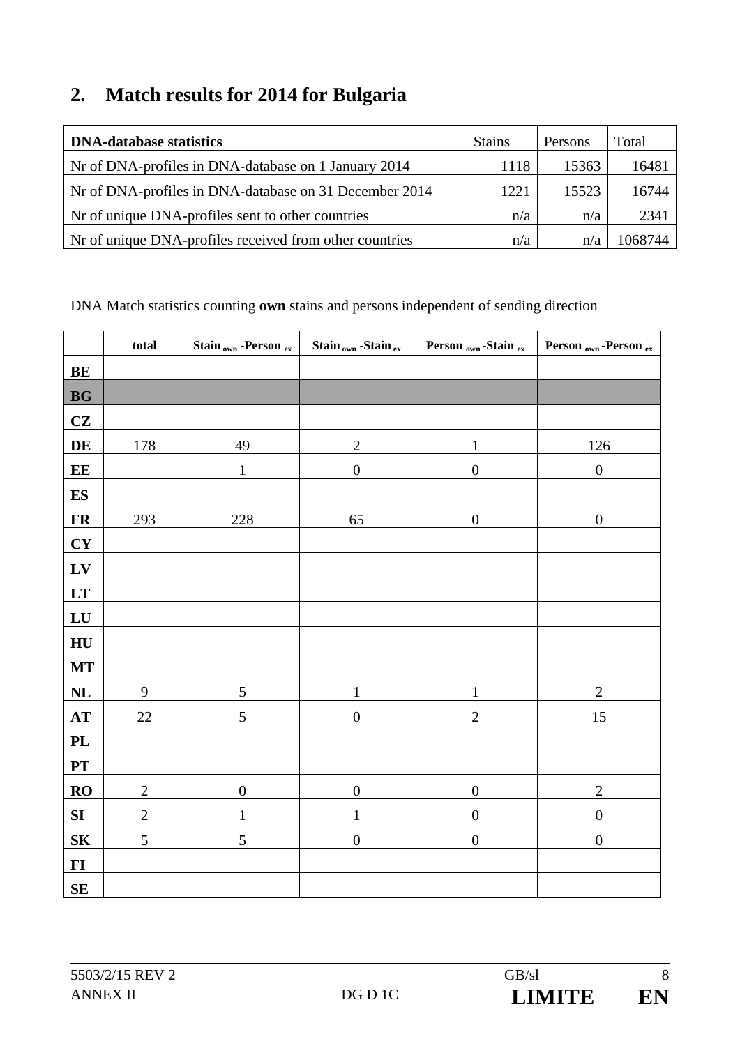## 2. Match results for 2014 for Bulgaria

| DNA-database statistics | Stains | Persons | Total |
|---|---|---|---|
| Nr of DNA-profiles in DNA-database on 1 January 2014 | 1118 | 15363 | 16481 |
| Nr of DNA-profiles in DNA-database on 31 December 2014 | 1221 | 15523 | 16744 |
| Nr of unique DNA-profiles sent to other countries | n/a | n/a | 2341 |
| Nr of unique DNA-profiles received from other countries | n/a | n/a | 1068744 |

DNA Match statistics counting **own** stains and persons independent of sending direction

| | total | Stain $_{own}$ -Person $_{ex}$ | Stain $_{own}$ -Stain $_{ex}$ | Person $_{own}$ -Stain $_{ex}$ | Person $_{own}$ -Person $_{ex}$ |
|---|---|---|---|---|---|
| **BE** | | | | | |
| **BG** | | | | | |
| **CZ** | | | | | |
| **DE** | 178 | 49 | 2 | 1 | 126 |
| **EE** | | 1 | 0 | 0 | 0 |
| **ES** | | | | | |
| **FR** | 293 | 228 | 65 | 0 | 0 |
| **CY** | | | | | |
| **LV** | | | | | |
| **LT** | | | | | |
| **LU** | | | | | |
| **HU** | | | | | |
| **MT** | | | | | |
| **NL** | 9 | 5 | 1 | 1 | 2 |
| **AT** | 22 | 5 | 0 | 2 | 15 |
| **PL** | | | | | |
| **PT** | | | | | |
| **RO** | 2 | 0 | 0 | 0 | 2 |
| **SI** | 2 | 1 | 1 | 0 | 0 |
| **SK** | 5 | 5 | 0 | 0 | 0 |
| **FI** | | | | | |
| **SE** | | | | | |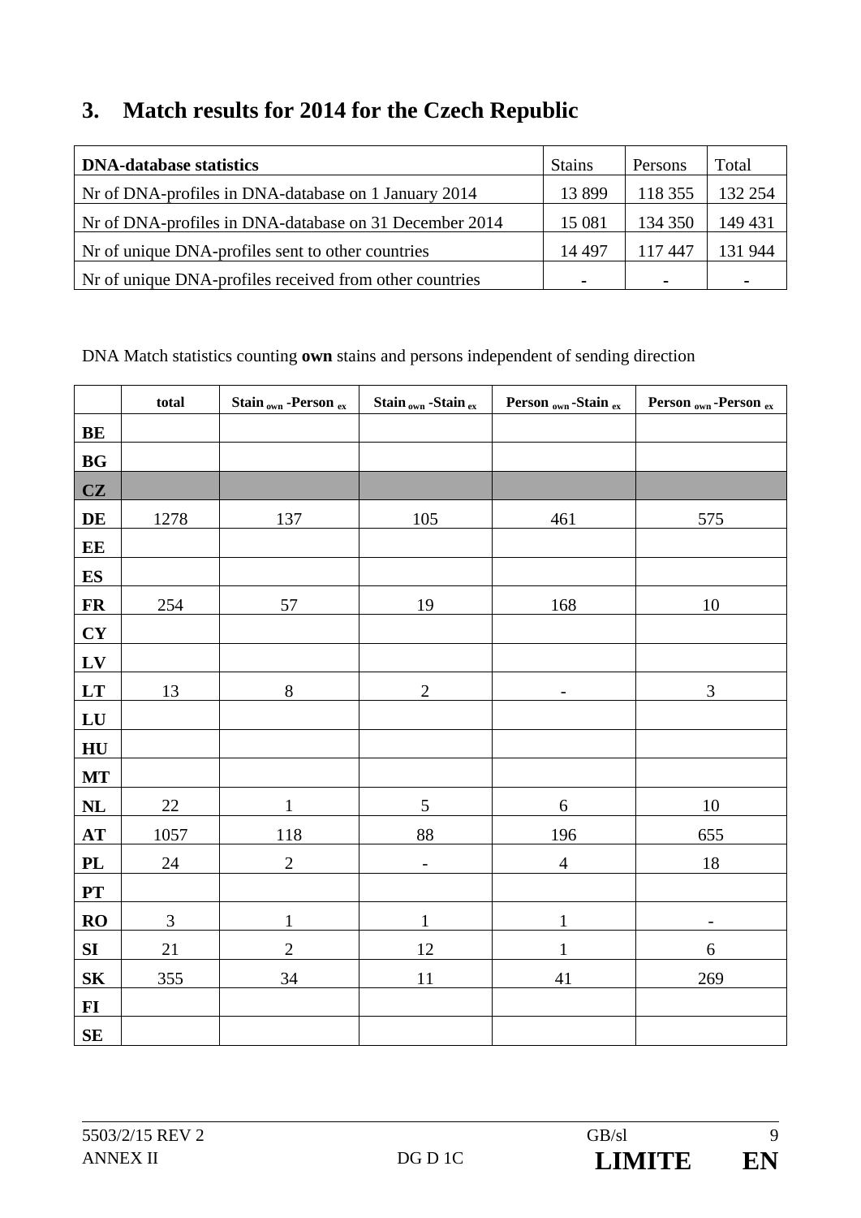## 3. Match results for 2014 for the Czech Republic

| DNA-database statistics | Stains | Persons | Total |
|---|---|---|---|
| Nr of DNA-profiles in DNA-database on 1 January 2014 | 13 899 | 118 355 | 132 254 |
| Nr of DNA-profiles in DNA-database on 31 December 2014 | 15 081 | 134 350 | 149 431 |
| Nr of unique DNA-profiles sent to other countries | 14 497 | 117 447 | 131 944 |
| Nr of unique DNA-profiles received from other countries | - | - | - |

DNA Match statistics counting **own** stains and persons independent of sending direction

| | total | $\text{Stain}_{own}$ -$\text{Person}_{ex}$ | $\text{Stain}_{own}$ -$\text{Stain}_{ex}$ | $\text{Person}_{own}$ -$\text{Stain}_{ex}$ | $\text{Person}_{own}$ -$\text{Person}_{ex}$ |
|---|---|---|---|---|---|
| **BE** | | | | | |
| **BG** | | | | | |
| **CZ** | | | | | |
| **DE** | 1278 | 137 | 105 | 461 | 575 |
| **EE** | | | | | |
| **ES** | | | | | |
| **FR** | 254 | 57 | 19 | 168 | 10 |
| **CY** | | | | | |
| **LV** | | | | | |
| **LT** | 13 | 8 | 2 | - | 3 |
| **LU** | | | | | |
| **HU** | | | | | |
| **MT** | | | | | |
| **NL** | 22 | 1 | 5 | 6 | 10 |
| **AT** | 1057 | 118 | 88 | 196 | 655 |
| **PL** | 24 | 2 | - | 4 | 18 |
| **PT** | | | | | |
| **RO** | 3 | 1 | 1 | 1 | - |
| **SI** | 21 | 2 | 12 | 1 | 6 |
| **SK** | 355 | 34 | 11 | 41 | 269 |
| **FI** | | | | | |
| **SE** | | | | | |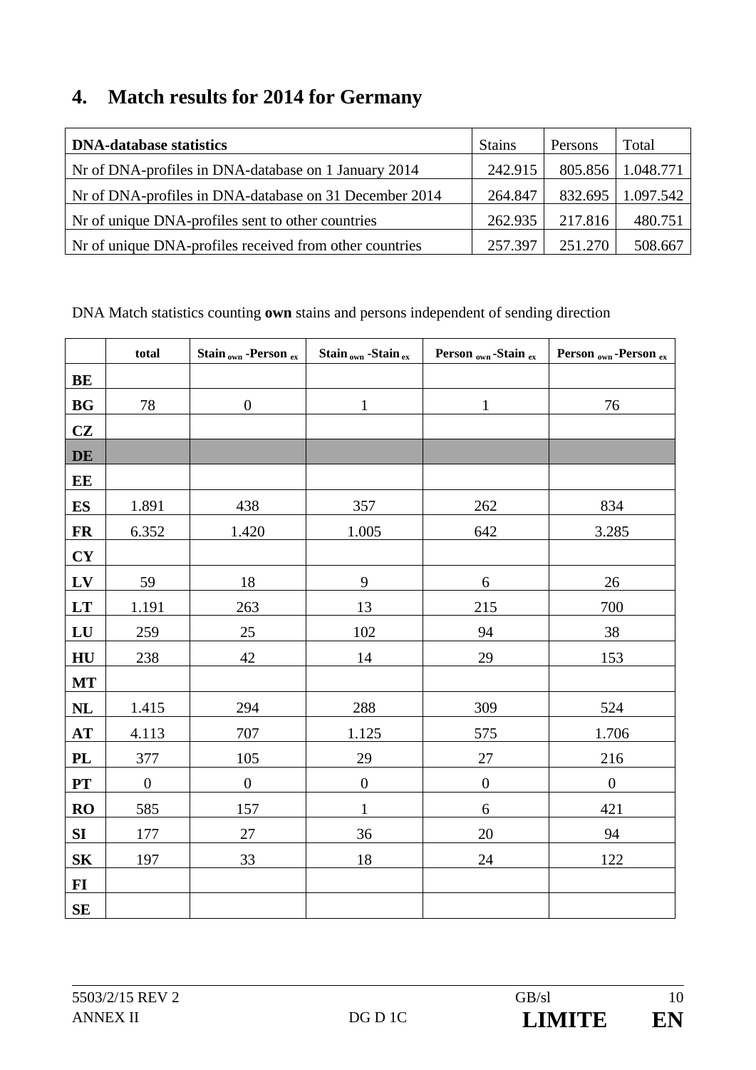## 4. Match results for 2014 for Germany

| DNA-database statistics | Stains | Persons | Total |
|---|---|---|---|
| Nr of DNA-profiles in DNA-database on 1 January 2014 | 242.915 | 805.856 | 1.048.771 |
| Nr of DNA-profiles in DNA-database on 31 December 2014 | 264.847 | 832.695 | 1.097.542 |
| Nr of unique DNA-profiles sent to other countries | 262.935 | 217.816 | 480.751 |
| Nr of unique DNA-profiles received from other countries | 257.397 | 251.270 | 508.667 |

DNA Match statistics counting **own** stains and persons independent of sending direction

| | total | Stain $_{own}$ -Person $_{ex}$ | Stain $_{own}$ -Stain $_{ex}$ | Person $_{own}$ -Stain $_{ex}$ | Person $_{own}$ -Person $_{ex}$ |
|---|---|---|---|---|---|
| **BE** | | | | | |
| **BG** | 78 | 0 | 1 | 1 | 76 |
| **CZ** | | | | | |
| **DE** | | | | | |
| **EE** | | | | | |
| **ES** | 1.891 | 438 | 357 | 262 | 834 |
| **FR** | 6.352 | 1.420 | 1.005 | 642 | 3.285 |
| **CY** | | | | | |
| **LV** | 59 | 18 | 9 | 6 | 26 |
| **LT** | 1.191 | 263 | 13 | 215 | 700 |
| **LU** | 259 | 25 | 102 | 94 | 38 |
| **HU** | 238 | 42 | 14 | 29 | 153 |
| **MT** | | | | | |
| **NL** | 1.415 | 294 | 288 | 309 | 524 |
| **AT** | 4.113 | 707 | 1.125 | 575 | 1.706 |
| **PL** | 377 | 105 | 29 | 27 | 216 |
| **PT** | 0 | 0 | 0 | 0 | 0 |
| **RO** | 585 | 157 | 1 | 6 | 421 |
| **SI** | 177 | 27 | 36 | 20 | 94 |
| **SK** | 197 | 33 | 18 | 24 | 122 |
| **FI** | | | | | |
| **SE** | | | | | |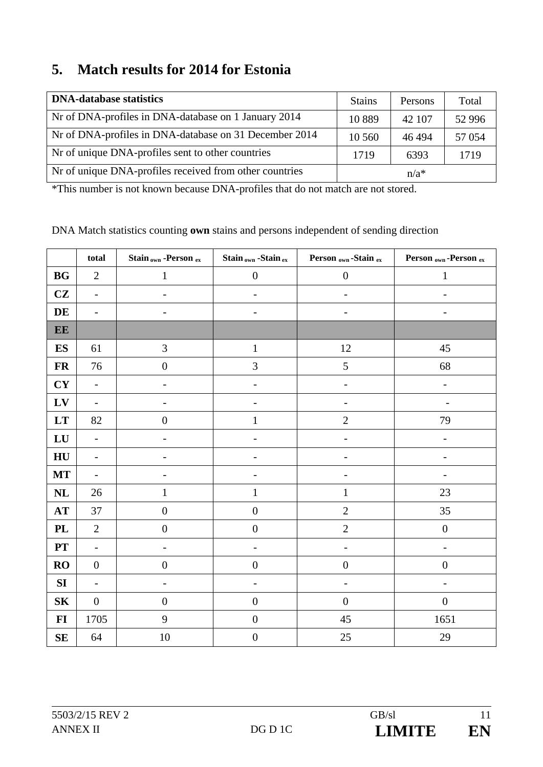## 5. Match results for 2014 for Estonia

| DNA-database statistics | Stains | Persons | Total |
|---|---|---|---|
| Nr of DNA-profiles in DNA-database on 1 January 2014 | 10 889 | 42 107 | 52 996 |
| Nr of DNA-profiles in DNA-database on 31 December 2014 | 10 560 | 46 494 | 57 054 |
| Nr of unique DNA-profiles sent to other countries | 1719 | 6393 | 1719 |
| Nr of unique DNA-profiles received from other countries | n/a* | | |

*This number is not known because DNA-profiles that do not match are not stored.

DNA Match statistics counting **own** stains and persons independent of sending direction

| | total | $Stain_{own}$ -$Person_{ex}$ | $Stain_{own}$ -$Stain_{ex}$ | $Person_{own}$ -$Stain_{ex}$ | $Person_{own}$ -$Person_{ex}$ |
|---|---|---|---|---|---|
| **BG** | 2 | 1 | 0 | 0 | 1 |
| **CZ** | - | - | - | - | - |
| **DE** | - | - | - | - | - |
| **EE** | | | | | |
| **ES** | 61 | 3 | 1 | 12 | 45 |
| **FR** | 76 | 0 | 3 | 5 | 68 |
| **CY** | - | - | - | - | - |
| **LV** | - | - | - | - | - |
| **LT** | 82 | 0 | 1 | 2 | 79 |
| **LU** | - | - | - | - | - |
| **HU** | - | - | - | - | - |
| **MT** | - | - | - | - | - |
| **NL** | 26 | 1 | 1 | 1 | 23 |
| **AT** | 37 | 0 | 0 | 2 | 35 |
| **PL** | 2 | 0 | 0 | 2 | 0 |
| **PT** | - | - | - | - | - |
| **RO** | 0 | 0 | 0 | 0 | 0 |
| **SI** | - | - | - | - | - |
| **SK** | 0 | 0 | 0 | 0 | 0 |
| **FI** | 1705 | 9 | 0 | 45 | 1651 |
| **SE** | 64 | 10 | 0 | 25 | 29 |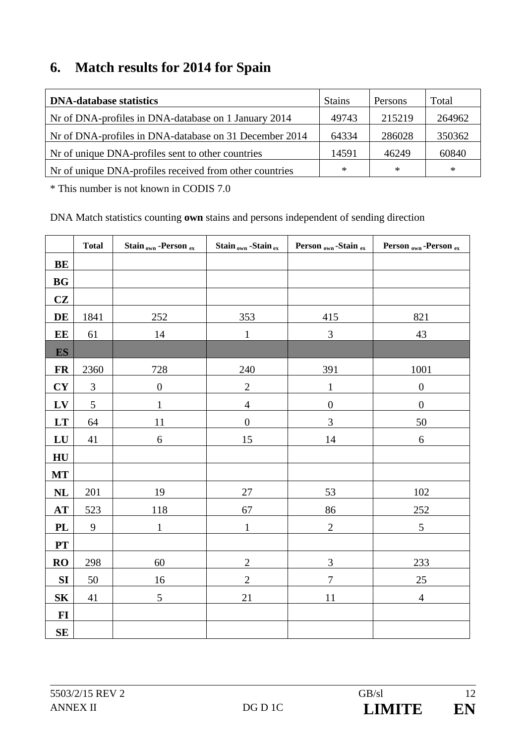## 6. Match results for 2014 for Spain

| DNA-database statistics | Stains | Persons | Total |
|---|---|---|---|
| Nr of DNA-profiles in DNA-database on 1 January 2014 | 49743 | 215219 | 264962 |
| Nr of DNA-profiles in DNA-database on 31 December 2014 | 64334 | 286028 | 350362 |
| Nr of unique DNA-profiles sent to other countries | 14591 | 46249 | 60840 |
| Nr of unique DNA-profiles received from other countries | * | * | * |

* This number is not known in CODIS 7.0

DNA Match statistics counting **own** stains and persons independent of sending direction

| | Total | $Stain_{own}$ -$Person_{ex}$ | $Stain_{own}$ -$Stain_{ex}$ | $Person_{own}$ -$Stain_{ex}$ | $Person_{own}$ -$Person_{ex}$ |
|---|---|---|---|---|---|
| **BE** | | | | | |
| **BG** | | | | | |
| **CZ** | | | | | |
| **DE** | 1841 | 252 | 353 | 415 | 821 |
| **EE** | 61 | 14 | 1 | 3 | 43 |
| **ES** | | | | | |
| **FR** | 2360 | 728 | 240 | 391 | 1001 |
| **CY** | 3 | 0 | 2 | 1 | 0 |
| **LV** | 5 | 1 | 4 | 0 | 0 |
| **LT** | 64 | 11 | 0 | 3 | 50 |
| **LU** | 41 | 6 | 15 | 14 | 6 |
| **HU** | | | | | |
| **MT** | | | | | |
| **NL** | 201 | 19 | 27 | 53 | 102 |
| **AT** | 523 | 118 | 67 | 86 | 252 |
| **PL** | 9 | 1 | 1 | 2 | 5 |
| **PT** | | | | | |
| **RO** | 298 | 60 | 2 | 3 | 233 |
| **SI** | 50 | 16 | 2 | 7 | 25 |
| **SK** | 41 | 5 | 21 | 11 | 4 |
| **FI** | | | | | |
| **SE** | | | | | |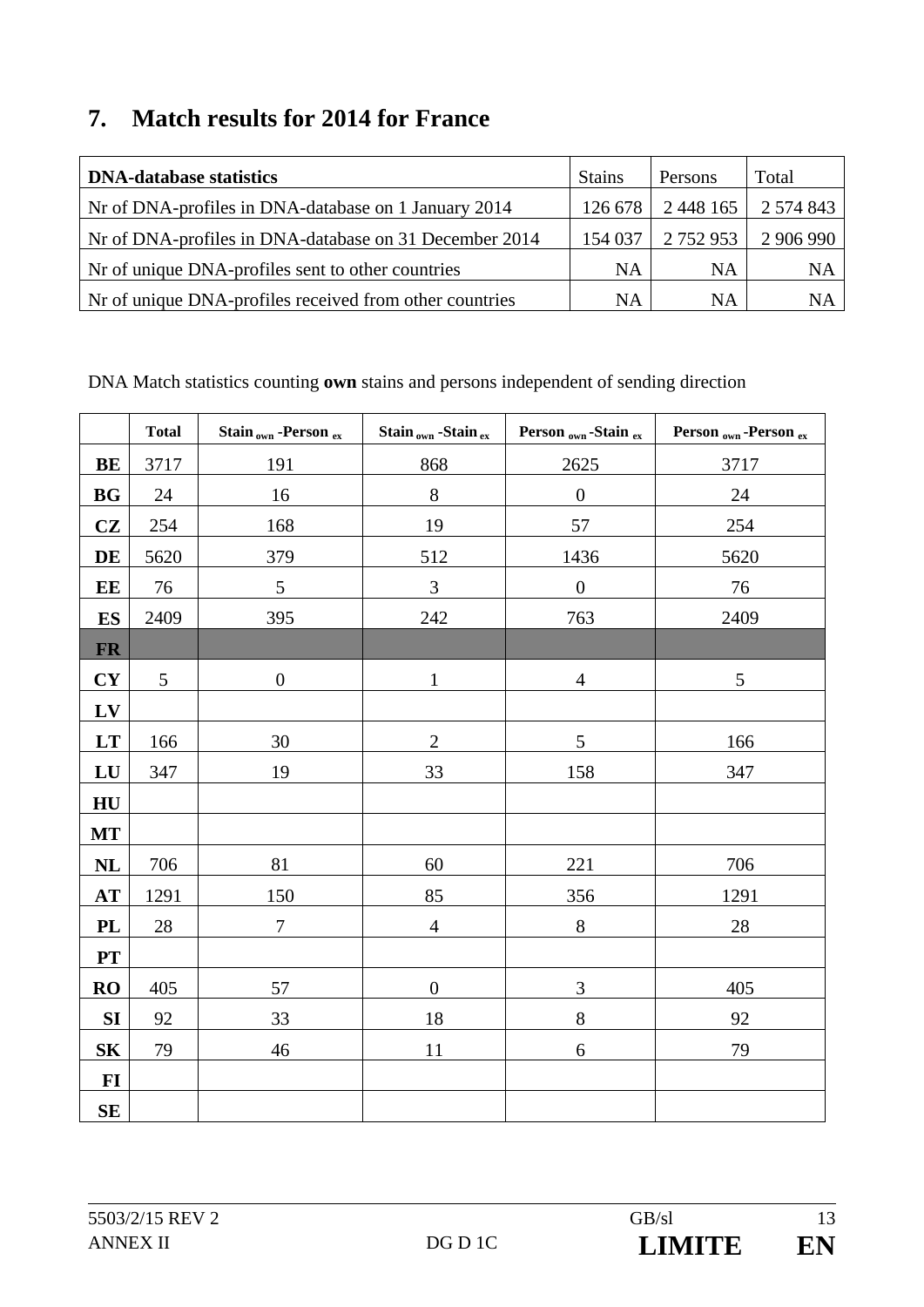## 7. Match results for 2014 for France

| DNA-database statistics | Stains | Persons | Total |
|---|---|---|---|
| Nr of DNA-profiles in DNA-database on 1 January 2014 | 126 678 | 2 448 165 | 2 574 843 |
| Nr of DNA-profiles in DNA-database on 31 December 2014 | 154 037 | 2 752 953 | 2 906 990 |
| Nr of unique DNA-profiles sent to other countries | NA | NA | NA |
| Nr of unique DNA-profiles received from other countries | NA | NA | NA |

DNA Match statistics counting **own** stains and persons independent of sending direction

| | Total | Stain $_{own}$ -Person $_{ex}$ | Stain $_{own}$ -Stain $_{ex}$ | Person $_{own}$ -Stain $_{ex}$ | Person $_{own}$ -Person $_{ex}$ |
|---|---|---|---|---|---|
| **BE** | 3717 | 191 | 868 | 2625 | 3717 |
| **BG** | 24 | 16 | 8 | 0 | 24 |
| **CZ** | 254 | 168 | 19 | 57 | 254 |
| **DE** | 5620 | 379 | 512 | 1436 | 5620 |
| **EE** | 76 | 5 | 3 | 0 | 76 |
| **ES** | 2409 | 395 | 242 | 763 | 2409 |
| **FR** | | | | | |
| **CY** | 5 | 0 | 1 | 4 | 5 |
| **LV** | | | | | |
| **LT** | 166 | 30 | 2 | 5 | 166 |
| **LU** | 347 | 19 | 33 | 158 | 347 |
| **HU** | | | | | |
| **MT** | | | | | |
| **NL** | 706 | 81 | 60 | 221 | 706 |
| **AT** | 1291 | 150 | 85 | 356 | 1291 |
| **PL** | 28 | 7 | 4 | 8 | 28 |
| **PT** | | | | | |
| **RO** | 405 | 57 | 0 | 3 | 405 |
| **SI** | 92 | 33 | 18 | 8 | 92 |
| **SK** | 79 | 46 | 11 | 6 | 79 |
| **FI** | | | | | |
| **SE** | | | | | |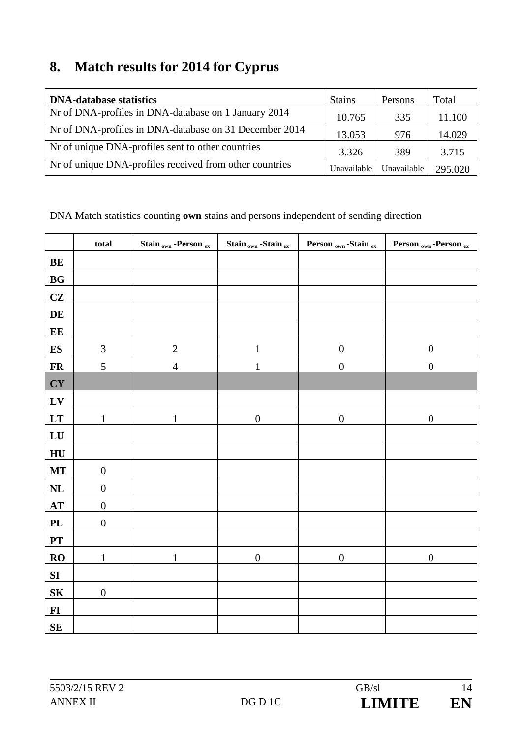## 8. Match results for 2014 for Cyprus

| DNA-database statistics | Stains | Persons | Total |
|---|---|---|---|
| Nr of DNA-profiles in DNA-database on 1 January 2014 | 10.765 | 335 | 11.100 |
| Nr of DNA-profiles in DNA-database on 31 December 2014 | 13.053 | 976 | 14.029 |
| Nr of unique DNA-profiles sent to other countries | 3.326 | 389 | 3.715 |
| Nr of unique DNA-profiles received from other countries | Unavailable | Unavailable | 295.020 |

DNA Match statistics counting **own** stains and persons independent of sending direction

| | total | Stain $_{own}$ -Person $_{ex}$ | Stain $_{own}$ -Stain $_{ex}$ | Person $_{own}$ -Stain $_{ex}$ | Person $_{own}$ -Person $_{ex}$ |
|---|---|---|---|---|---|
| **BE** | | | | | |
| **BG** | | | | | |
| **CZ** | | | | | |
| **DE** | | | | | |
| **EE** | | | | | |
| **ES** | 3 | 2 | 1 | 0 | 0 |
| **FR** | 5 | 4 | 1 | 0 | 0 |
| **CY** | | | | | |
| **LV** | | | | | |
| **LT** | 1 | 1 | 0 | 0 | 0 |
| **LU** | | | | | |
| **HU** | | | | | |
| **MT** | 0 | | | | |
| **NL** | 0 | | | | |
| **AT** | 0 | | | | |
| **PL** | 0 | | | | |
| **PT** | | | | | |
| **RO** | 1 | 1 | 0 | 0 | 0 |
| **SI** | | | | | |
| **SK** | 0 | | | | |
| **FI** | | | | | |
| **SE** | | | | | |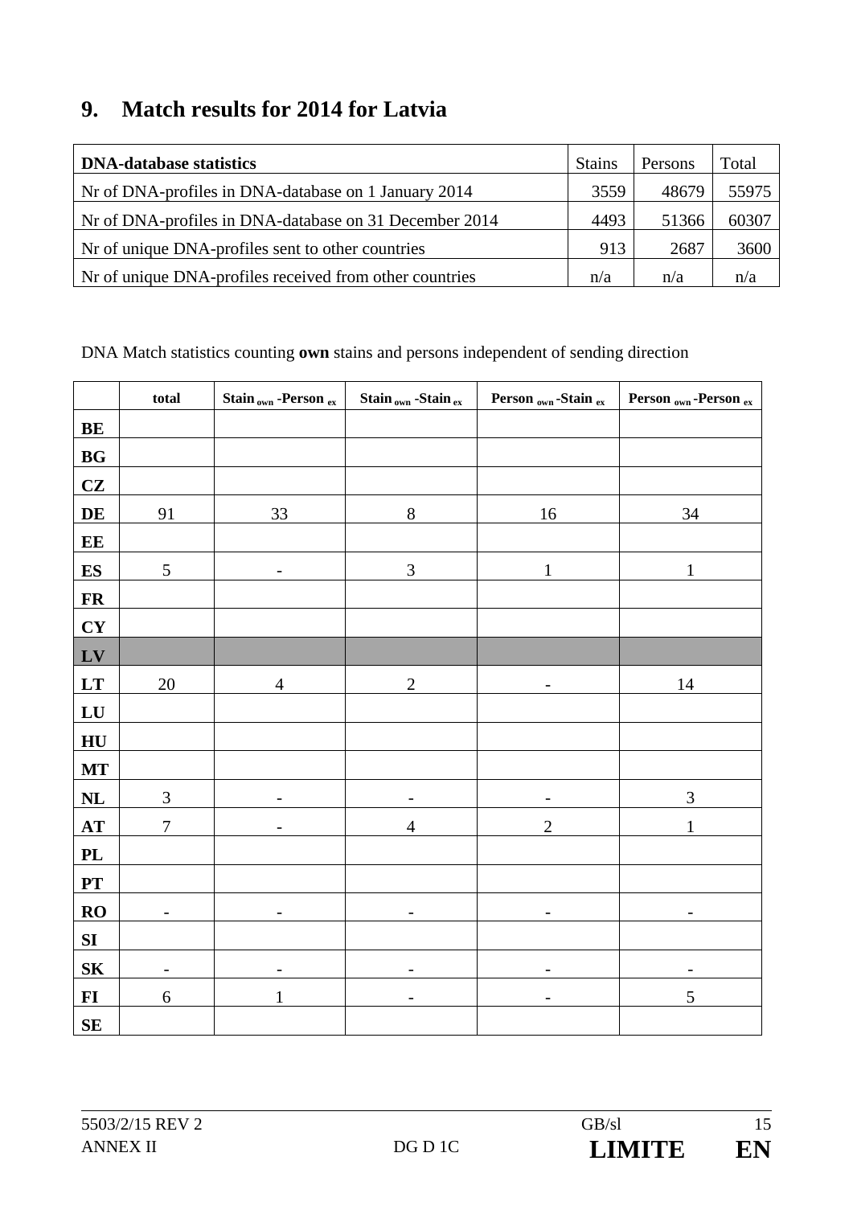## 9. Match results for 2014 for Latvia

| DNA-database statistics | Stains | Persons | Total |
|---|---|---|---|
| Nr of DNA-profiles in DNA-database on 1 January 2014 | 3559 | 48679 | 55975 |
| Nr of DNA-profiles in DNA-database on 31 December 2014 | 4493 | 51366 | 60307 |
| Nr of unique DNA-profiles sent to other countries | 913 | 2687 | 3600 |
| Nr of unique DNA-profiles received from other countries | n/a | n/a | n/a |

DNA Match statistics counting **own** stains and persons independent of sending direction

| | total | Stain $_{own}$ -Person $_{ex}$ | Stain $_{own}$ -Stain $_{ex}$ | Person $_{own}$ -Stain $_{ex}$ | Person $_{own}$ -Person $_{ex}$ |
|---|---|---|---|---|---|
| **BE** | | | | | |
| **BG** | | | | | |
| **CZ** | | | | | |
| **DE** | 91 | 33 | 8 | 16 | 34 |
| **EE** | | | | | |
| **ES** | 5 | - | 3 | 1 | 1 |
| **FR** | | | | | |
| **CY** | | | | | |
| **LV** | | | | | |
| **LT** | 20 | 4 | 2 | - | 14 |
| **LU** | | | | | |
| **HU** | | | | | |
| **MT** | | | | | |
| **NL** | 3 | - | - | - | 3 |
| **AT** | 7 | - | 4 | 2 | 1 |
| **PL** | | | | | |
| **PT** | | | | | |
| **RO** | - | - | - | - | - |
| **SI** | | | | | |
| **SK** | - | - | - | - | - |
| **FI** | 6 | 1 | - | - | 5 |
| **SE** | | | | | |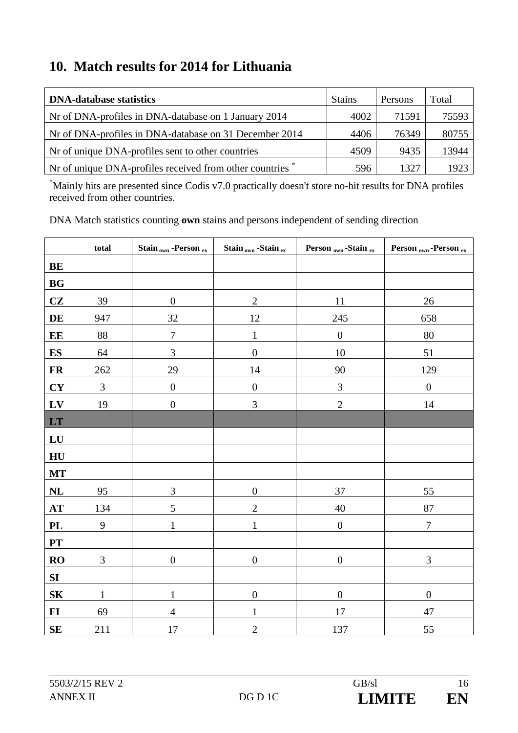## 10. Match results for 2014 for Lithuania

| DNA-database statistics | Stains | Persons | Total |
|---|---|---|---|
| Nr of DNA-profiles in DNA-database on 1 January 2014 | 4002 | 71591 | 75593 |
| Nr of DNA-profiles in DNA-database on 31 December 2014 | 4406 | 76349 | 80755 |
| Nr of unique DNA-profiles sent to other countries | 4509 | 9435 | 13944 |
| Nr of unique DNA-profiles received from other countries * | 596 | 1327 | 1923 |

*Mainly hits are presented since Codis v7.0 practically doesn't store no-hit results for DNA profiles received from other countries.

DNA Match statistics counting **own** stains and persons independent of sending direction

| | total | Stain $_{own}$ -Person $_{ex}$ | Stain $_{own}$ -Stain $_{ex}$ | Person $_{own}$ -Stain $_{ex}$ | Person $_{own}$ -Person $_{ex}$ |
|---|---|---|---|---|---|
| **BE** | | | | | |
| **BG** | | | | | |
| **CZ** | 39 | 0 | 2 | 11 | 26 |
| **DE** | 947 | 32 | 12 | 245 | 658 |
| **EE** | 88 | 7 | 1 | 0 | 80 |
| **ES** | 64 | 3 | 0 | 10 | 51 |
| **FR** | 262 | 29 | 14 | 90 | 129 |
| **CY** | 3 | 0 | 0 | 3 | 0 |
| **LV** | 19 | 0 | 3 | 2 | 14 |
| **LT** | | | | | |
| **LU** | | | | | |
| **HU** | | | | | |
| **MT** | | | | | |
| **NL** | 95 | 3 | 0 | 37 | 55 |
| **AT** | 134 | 5 | 2 | 40 | 87 |
| **PL** | 9 | 1 | 1 | 0 | 7 |
| **PT** | | | | | |
| **RO** | 3 | 0 | 0 | 0 | 3 |
| **SI** | | | | | |
| **SK** | 1 | 1 | 0 | 0 | 0 |
| **FI** | 69 | 4 | 1 | 17 | 47 |
| **SE** | 211 | 17 | 2 | 137 | 55 |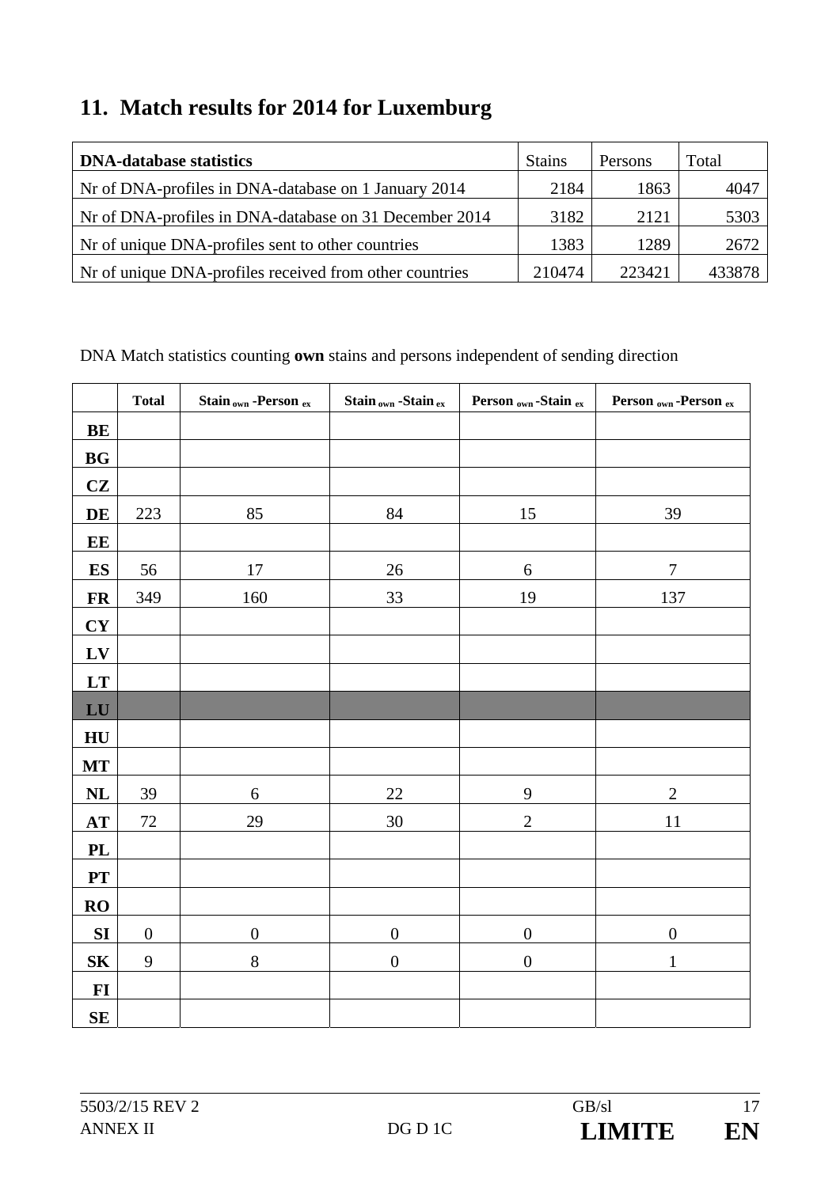## 11. Match results for 2014 for Luxemburg

| DNA-database statistics | Stains | Persons | Total |
|---|---|---|---|
| Nr of DNA-profiles in DNA-database on 1 January 2014 | 2184 | 1863 | 4047 |
| Nr of DNA-profiles in DNA-database on 31 December 2014 | 3182 | 2121 | 5303 |
| Nr of unique DNA-profiles sent to other countries | 1383 | 1289 | 2672 |
| Nr of unique DNA-profiles received from other countries | 210474 | 223421 | 433878 |

DNA Match statistics counting **own** stains and persons independent of sending direction

| | Total | $\text{Stain}_{own}$ -$\text{Person}_{ex}$ | $\text{Stain}_{own}$ -$\text{Stain}_{ex}$ | $\text{Person}_{own}$ -$\text{Stain}_{ex}$ | $\text{Person}_{own}$ -$\text{Person}_{ex}$ |
|---|---|---|---|---|---|
| **BE** | | | | | |
| **BG** | | | | | |
| **CZ** | | | | | |
| **DE** | 223 | 85 | 84 | 15 | 39 |
| **EE** | | | | | |
| **ES** | 56 | 17 | 26 | 6 | 7 |
| **FR** | 349 | 160 | 33 | 19 | 137 |
| **CY** | | | | | |
| **LV** | | | | | |
| **LT** | | | | | |
| **LU** | | | | | |
| **HU** | | | | | |
| **MT** | | | | | |
| **NL** | 39 | 6 | 22 | 9 | 2 |
| **AT** | 72 | 29 | 30 | 2 | 11 |
| **PL** | | | | | |
| **PT** | | | | | |
| **RO** | | | | | |
| **SI** | 0 | 0 | 0 | 0 | 0 |
| **SK** | 9 | 8 | 0 | 0 | 1 |
| **FI** | | | | | |
| **SE** | | | | | |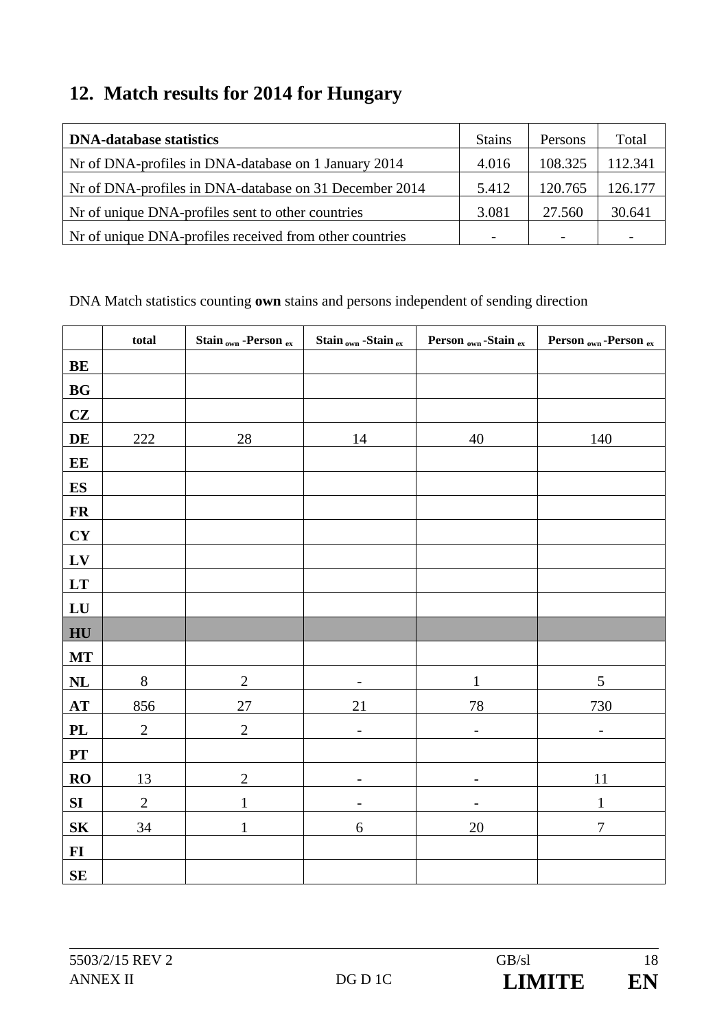## 12. Match results for 2014 for Hungary

| DNA-database statistics | Stains | Persons | Total |
|---|---|---|---|
| Nr of DNA-profiles in DNA-database on 1 January 2014 | 4.016 | 108.325 | 112.341 |
| Nr of DNA-profiles in DNA-database on 31 December 2014 | 5.412 | 120.765 | 126.177 |
| Nr of unique DNA-profiles sent to other countries | 3.081 | 27.560 | 30.641 |
| Nr of unique DNA-profiles received from other countries | - | - | - |

DNA Match statistics counting **own** stains and persons independent of sending direction

| | total | Stain $_{own}$ -Person $_{ex}$ | Stain $_{own}$ -Stain $_{ex}$ | Person $_{own}$ -Stain $_{ex}$ | Person $_{own}$ -Person $_{ex}$ |
|---|---|---|---|---|---|
| **BE** | | | | | |
| **BG** | | | | | |
| **CZ** | | | | | |
| **DE** | 222 | 28 | 14 | 40 | 140 |
| **EE** | | | | | |
| **ES** | | | | | |
| **FR** | | | | | |
| **CY** | | | | | |
| **LV** | | | | | |
| **LT** | | | | | |
| **LU** | | | | | |
| **HU** | | | | | |
| **MT** | | | | | |
| **NL** | 8 | 2 | - | 1 | 5 |
| **AT** | 856 | 27 | 21 | 78 | 730 |
| **PL** | 2 | 2 | - | - | - |
| **PT** | | | | | |
| **RO** | 13 | 2 | - | - | 11 |
| **SI** | 2 | 1 | - | - | 1 |
| **SK** | 34 | 1 | 6 | 20 | 7 |
| **FI** | | | | | |
| **SE** | | | | | |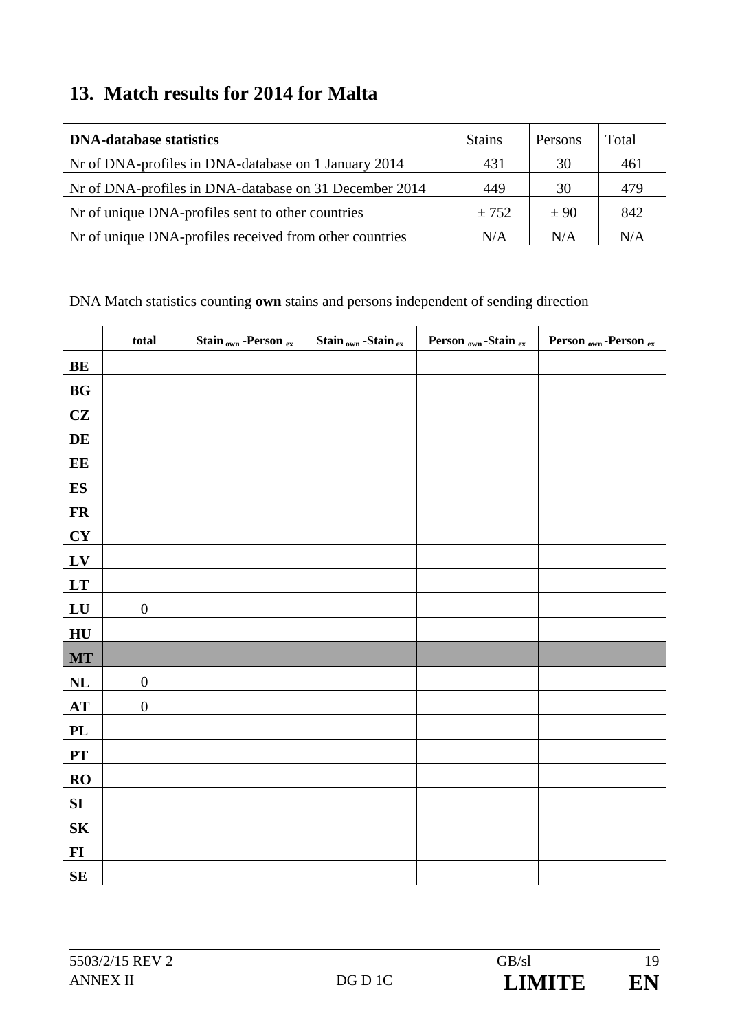## 13. Match results for 2014 for Malta

| DNA-database statistics | Stains | Persons | Total |
|---|---|---|---|
| Nr of DNA-profiles in DNA-database on 1 January 2014 | 431 | 30 | 461 |
| Nr of DNA-profiles in DNA-database on 31 December 2014 | 449 | 30 | 479 |
| Nr of unique DNA-profiles sent to other countries | ± 752 | ± 90 | 842 |
| Nr of unique DNA-profiles received from other countries | N/A | N/A | N/A |

DNA Match statistics counting **own** stains and persons independent of sending direction

| | total | Stain $_{own}$ -Person $_{ex}$ | Stain $_{own}$ -Stain $_{ex}$ | Person $_{own}$ -Stain $_{ex}$ | Person $_{own}$ -Person $_{ex}$ |
|---|---|---|---|---|---|
| **BE** | | | | | |
| **BG** | | | | | |
| **CZ** | | | | | |
| **DE** | | | | | |
| **EE** | | | | | |
| **ES** | | | | | |
| **FR** | | | | | |
| **CY** | | | | | |
| **LV** | | | | | |
| **LT** | | | | | |
| **LU** | 0 | | | | |
| **HU** | | | | | |
| **MT** | | | | | |
| **NL** | 0 | | | | |
| **AT** | 0 | | | | |
| **PL** | | | | | |
| **PT** | | | | | |
| **RO** | | | | | |
| **SI** | | | | | |
| **SK** | | | | | |
| **FI** | | | | | |
| **SE** | | | | | |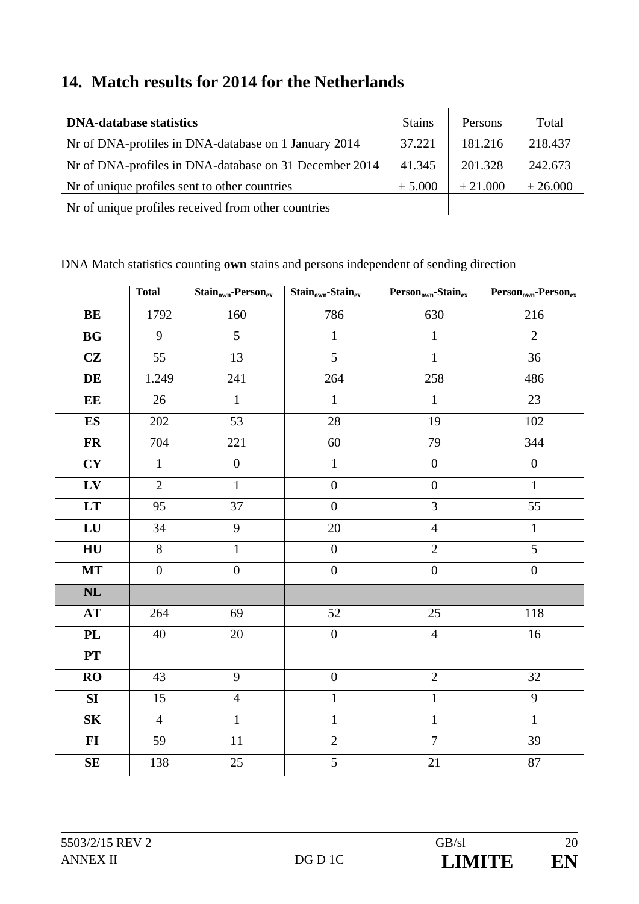## 14. Match results for 2014 for the Netherlands

| DNA-database statistics | Stains | Persons | Total |
|---|---|---|---|
| Nr of DNA-profiles in DNA-database on 1 January 2014 | 37.221 | 181.216 | 218.437 |
| Nr of DNA-profiles in DNA-database on 31 December 2014 | 41.345 | 201.328 | 242.673 |
| Nr of unique profiles sent to other countries | ± 5.000 | ± 21.000 | ± 26.000 |
| Nr of unique profiles received from other countries | | | |

DNA Match statistics counting **own** stains and persons independent of sending direction

| | Total | $Stain_{own}$-$Person_{ex}$ | $Stain_{own}$-$Stain_{ex}$ | $Person_{own}$-$Stain_{ex}$ | $Person_{own}$-$Person_{ex}$ |
|---|---|---|---|---|---|
| **BE** | 1792 | 160 | 786 | 630 | 216 |
| **BG** | 9 | 5 | 1 | 1 | 2 |
| **CZ** | 55 | 13 | 5 | 1 | 36 |
| **DE** | 1.249 | 241 | 264 | 258 | 486 |
| **EE** | 26 | 1 | 1 | 1 | 23 |
| **ES** | 202 | 53 | 28 | 19 | 102 |
| **FR** | 704 | 221 | 60 | 79 | 344 |
| **CY** | 1 | 0 | 1 | 0 | 0 |
| **LV** | 2 | 1 | 0 | 0 | 1 |
| **LT** | 95 | 37 | 0 | 3 | 55 |
| **LU** | 34 | 9 | 20 | 4 | 1 |
| **HU** | 8 | 1 | 0 | 2 | 5 |
| **MT** | 0 | 0 | 0 | 0 | 0 |
| **NL** | | | | | |
| **AT** | 264 | 69 | 52 | 25 | 118 |
| **PL** | 40 | 20 | 0 | 4 | 16 |
| **PT** | | | | | |
| **RO** | 43 | 9 | 0 | 2 | 32 |
| **SI** | 15 | 4 | 1 | 1 | 9 |
| **SK** | 4 | 1 | 1 | 1 | 1 |
| **FI** | 59 | 11 | 2 | 7 | 39 |
| **SE** | 138 | 25 | 5 | 21 | 87 |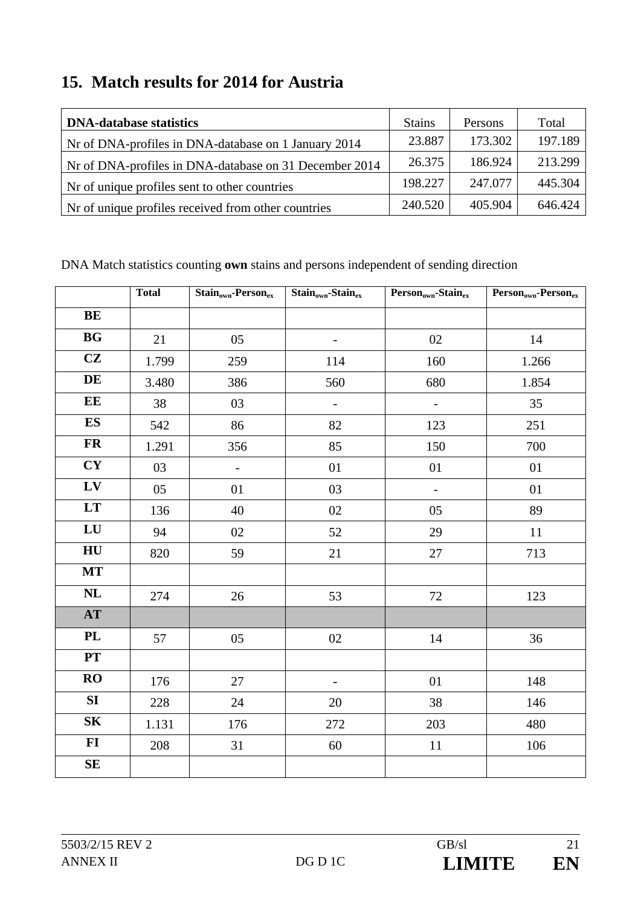## 15. Match results for 2014 for Austria

| DNA-database statistics | Stains | Persons | Total |
|---|---|---|---|
| Nr of DNA-profiles in DNA-database on 1 January 2014 | 23.887 | 173.302 | 197.189 |
| Nr of DNA-profiles in DNA-database on 31 December 2014 | 26.375 | 186.924 | 213.299 |
| Nr of unique profiles sent to other countries | 198.227 | 247.077 | 445.304 |
| Nr of unique profiles received from other countries | 240.520 | 405.904 | 646.424 |

DNA Match statistics counting **own** stains and persons independent of sending direction

| | Total | $Stain_{own}$-$Person_{ex}$ | $Stain_{own}$-$Stain_{ex}$ | $Person_{own}$-$Stain_{ex}$ | $Person_{own}$-$Person_{ex}$ |
|---|---|---|---|---|---|
| **BE** | | | | | |
| **BG** | 21 | 05 | - | 02 | 14 |
| **CZ** | 1.799 | 259 | 114 | 160 | 1.266 |
| **DE** | 3.480 | 386 | 560 | 680 | 1.854 |
| **EE** | 38 | 03 | - | - | 35 |
| **ES** | 542 | 86 | 82 | 123 | 251 |
| **FR** | 1.291 | 356 | 85 | 150 | 700 |
| **CY** | 03 | - | 01 | 01 | 01 |
| **LV** | 05 | 01 | 03 | - | 01 |
| **LT** | 136 | 40 | 02 | 05 | 89 |
| **LU** | 94 | 02 | 52 | 29 | 11 |
| **HU** | 820 | 59 | 21 | 27 | 713 |
| **MT** | | | | | |
| **NL** | 274 | 26 | 53 | 72 | 123 |
| **AT** | | | | | |
| **PL** | 57 | 05 | 02 | 14 | 36 |
| **PT** | | | | | |
| **RO** | 176 | 27 | - | 01 | 148 |
| **SI** | 228 | 24 | 20 | 38 | 146 |
| **SK** | 1.131 | 176 | 272 | 203 | 480 |
| **FI** | 208 | 31 | 60 | 11 | 106 |
| **SE** | | | | | |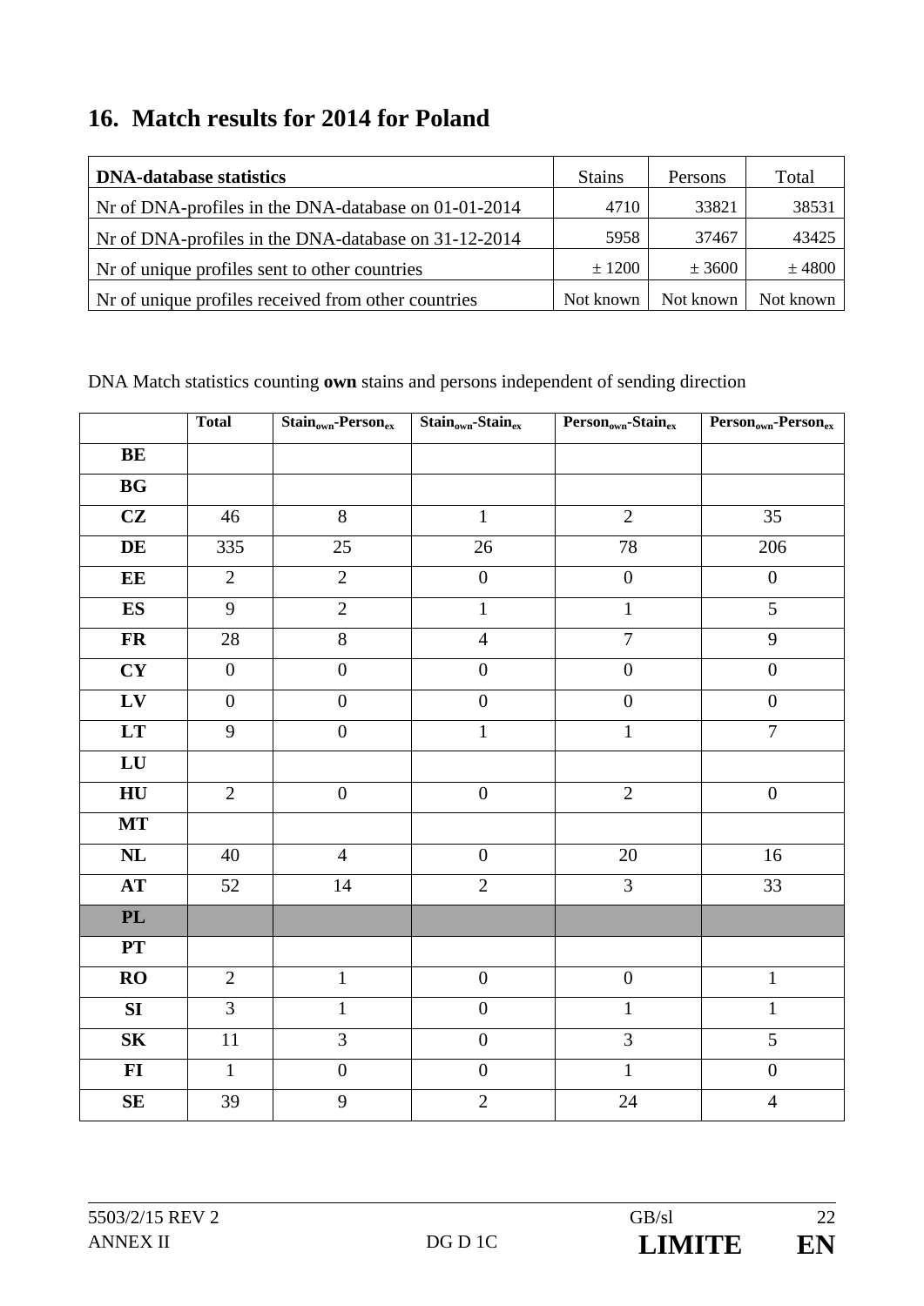## 16. Match results for 2014 for Poland

| DNA-database statistics | Stains | Persons | Total |
|---|---|---|---|
| Nr of DNA-profiles in the DNA-database on 01-01-2014 | 4710 | 33821 | 38531 |
| Nr of DNA-profiles in the DNA-database on 31-12-2014 | 5958 | 37467 | 43425 |
| Nr of unique profiles sent to other countries | ± 1200 | ± 3600 | ± 4800 |
| Nr of unique profiles received from other countries | Not known | Not known | Not known |

DNA Match statistics counting **own** stains and persons independent of sending direction

| | Total | $Stain_{own}$-$Person_{ex}$ | $Stain_{own}$-$Stain_{ex}$ | $Person_{own}$-$Stain_{ex}$ | $Person_{own}$-$Person_{ex}$ |
|---|---|---|---|---|---|
| **BE** | | | | | |
| **BG** | | | | | |
| **CZ** | 46 | 8 | 1 | 2 | 35 |
| **DE** | 335 | 25 | 26 | 78 | 206 |
| **EE** | 2 | 2 | 0 | 0 | 0 |
| **ES** | 9 | 2 | 1 | 1 | 5 |
| **FR** | 28 | 8 | 4 | 7 | 9 |
| **CY** | 0 | 0 | 0 | 0 | 0 |
| **LV** | 0 | 0 | 0 | 0 | 0 |
| **LT** | 9 | 0 | 1 | 1 | 7 |
| **LU** | | | | | |
| **HU** | 2 | 0 | 0 | 2 | 0 |
| **MT** | | | | | |
| **NL** | 40 | 4 | 0 | 20 | 16 |
| **AT** | 52 | 14 | 2 | 3 | 33 |
| **PL** | | | | | |
| **PT** | | | | | |
| **RO** | 2 | 1 | 0 | 0 | 1 |
| **SI** | 3 | 1 | 0 | 1 | 1 |
| **SK** | 11 | 3 | 0 | 3 | 5 |
| **FI** | 1 | 0 | 0 | 1 | 0 |
| **SE** | 39 | 9 | 2 | 24 | 4 |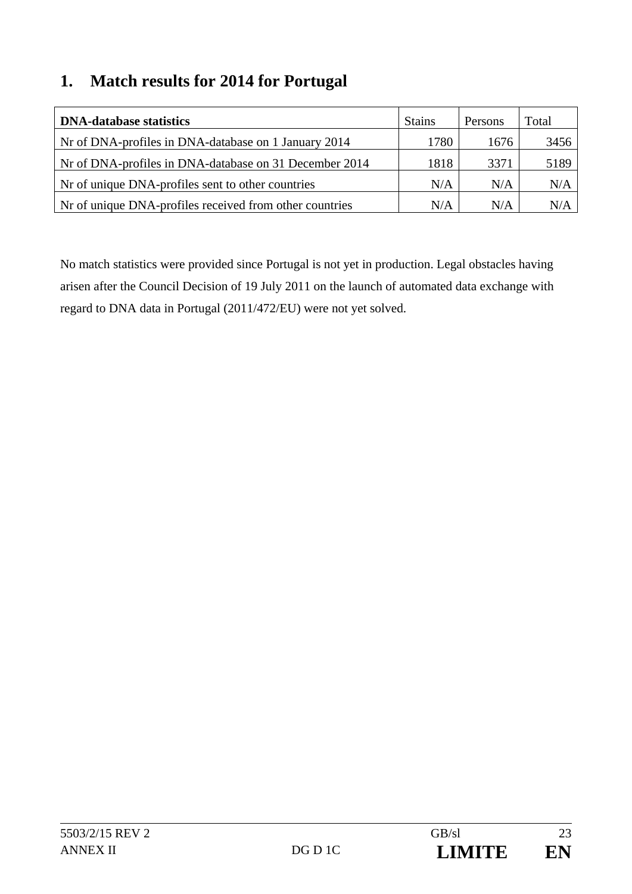## 1. Match results for 2014 for Portugal

| **DNA-database statistics** | Stains | Persons | Total |
|---|---|---|---|
| Nr of DNA-profiles in DNA-database on 1 January 2014 | 1780 | 1676 | 3456 |
| Nr of DNA-profiles in DNA-database on 31 December 2014 | 1818 | 3371 | 5189 |
| Nr of unique DNA-profiles sent to other countries | N/A | N/A | N/A |
| Nr of unique DNA-profiles received from other countries | N/A | N/A | N/A |

No match statistics were provided since Portugal is not yet in production. Legal obstacles having arisen after the Council Decision of 19 July 2011 on the launch of automated data exchange with regard to DNA data in Portugal (2011/472/EU) were not yet solved.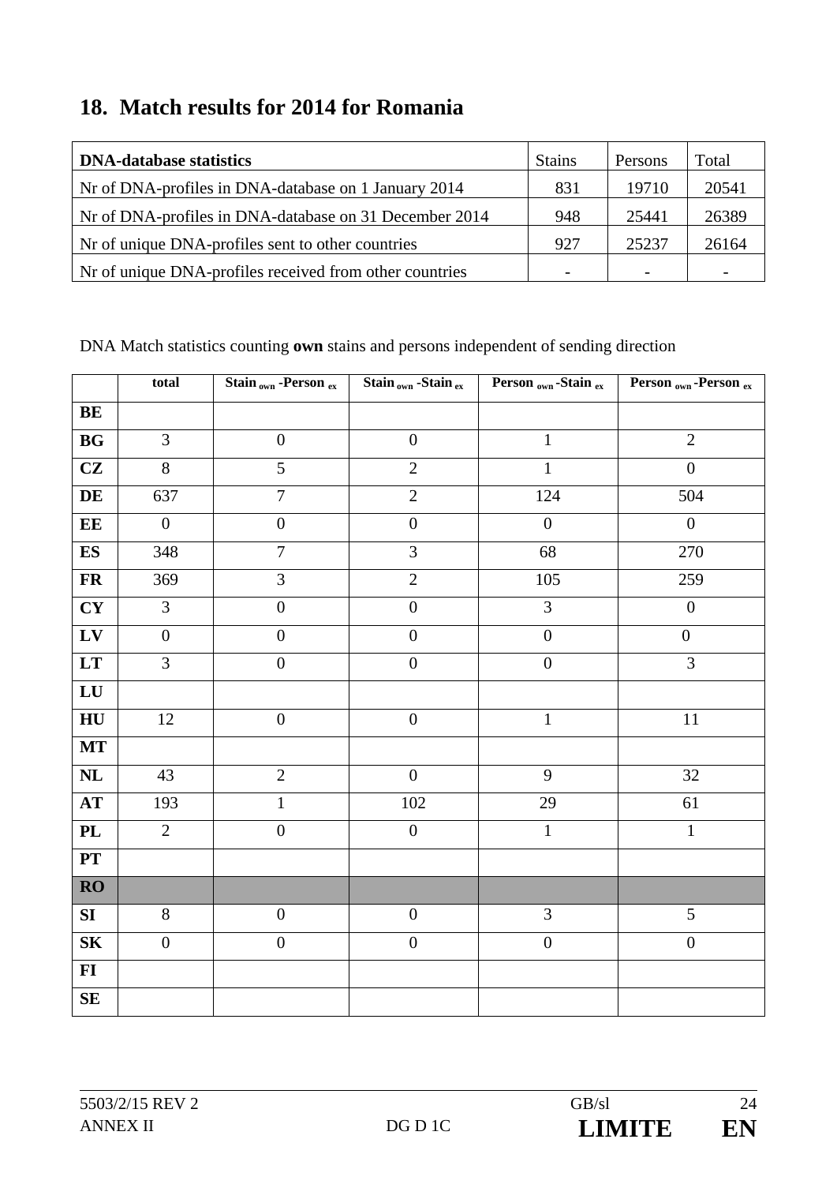## 18. Match results for 2014 for Romania

| DNA-database statistics | Stains | Persons | Total |
|---|---|---|---|
| Nr of DNA-profiles in DNA-database on 1 January 2014 | 831 | 19710 | 20541 |
| Nr of DNA-profiles in DNA-database on 31 December 2014 | 948 | 25441 | 26389 |
| Nr of unique DNA-profiles sent to other countries | 927 | 25237 | 26164 |
| Nr of unique DNA-profiles received from other countries | - | - | - |

DNA Match statistics counting **own** stains and persons independent of sending direction

| | total | Stain $_{own}$ -Person $_{ex}$ | Stain $_{own}$ -Stain $_{ex}$ | Person $_{own}$ -Stain $_{ex}$ | Person $_{own}$ -Person $_{ex}$ |
|---|---|---|---|---|---|
| **BE** | | | | | |
| **BG** | 3 | 0 | 0 | 1 | 2 |
| **CZ** | 8 | 5 | 2 | 1 | 0 |
| **DE** | 637 | 7 | 2 | 124 | 504 |
| **EE** | 0 | 0 | 0 | 0 | 0 |
| **ES** | 348 | 7 | 3 | 68 | 270 |
| **FR** | 369 | 3 | 2 | 105 | 259 |
| **CY** | 3 | 0 | 0 | 3 | 0 |
| **LV** | 0 | 0 | 0 | 0 | 0 |
| **LT** | 3 | 0 | 0 | 0 | 3 |
| **LU** | | | | | |
| **HU** | 12 | 0 | 0 | 1 | 11 |
| **MT** | | | | | |
| **NL** | 43 | 2 | 0 | 9 | 32 |
| **AT** | 193 | 1 | 102 | 29 | 61 |
| **PL** | 2 | 0 | 0 | 1 | 1 |
| **PT** | | | | | |
| **RO** | | | | | |
| **SI** | 8 | 0 | 0 | 3 | 5 |
| **SK** | 0 | 0 | 0 | 0 | 0 |
| **FI** | | | | | |
| **SE** | | | | | |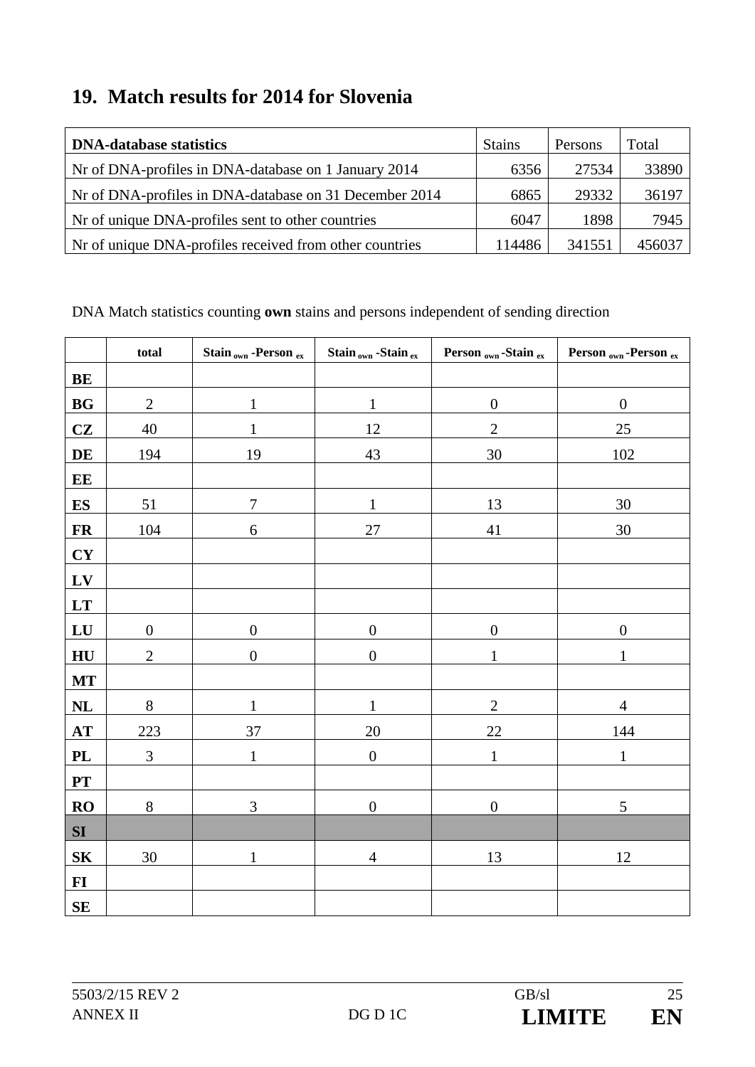## 19. Match results for 2014 for Slovenia

| DNA-database statistics | Stains | Persons | Total |
|---|---|---|---|
| Nr of DNA-profiles in DNA-database on 1 January 2014 | 6356 | 27534 | 33890 |
| Nr of DNA-profiles in DNA-database on 31 December 2014 | 6865 | 29332 | 36197 |
| Nr of unique DNA-profiles sent to other countries | 6047 | 1898 | 7945 |
| Nr of unique DNA-profiles received from other countries | 114486 | 341551 | 456037 |

DNA Match statistics counting **own** stains and persons independent of sending direction

| | total | $Stain_{own}$ -$Person_{ex}$ | $Stain_{own}$ -$Stain_{ex}$ | $Person_{own}$ -$Stain_{ex}$ | $Person_{own}$ -$Person_{ex}$ |
|---|---|---|---|---|---|
| **BE** | | | | | |
| **BG** | 2 | 1 | 1 | 0 | 0 |
| **CZ** | 40 | 1 | 12 | 2 | 25 |
| **DE** | 194 | 19 | 43 | 30 | 102 |
| **EE** | | | | | |
| **ES** | 51 | 7 | 1 | 13 | 30 |
| **FR** | 104 | 6 | 27 | 41 | 30 |
| **CY** | | | | | |
| **LV** | | | | | |
| **LT** | | | | | |
| **LU** | 0 | 0 | 0 | 0 | 0 |
| **HU** | 2 | 0 | 0 | 1 | 1 |
| **MT** | | | | | |
| **NL** | 8 | 1 | 1 | 2 | 4 |
| **AT** | 223 | 37 | 20 | 22 | 144 |
| **PL** | 3 | 1 | 0 | 1 | 1 |
| **PT** | | | | | |
| **RO** | 8 | 3 | 0 | 0 | 5 |
| **SI** | | | | | |
| **SK** | 30 | 1 | 4 | 13 | 12 |
| **FI** | | | | | |
| **SE** | | | | | |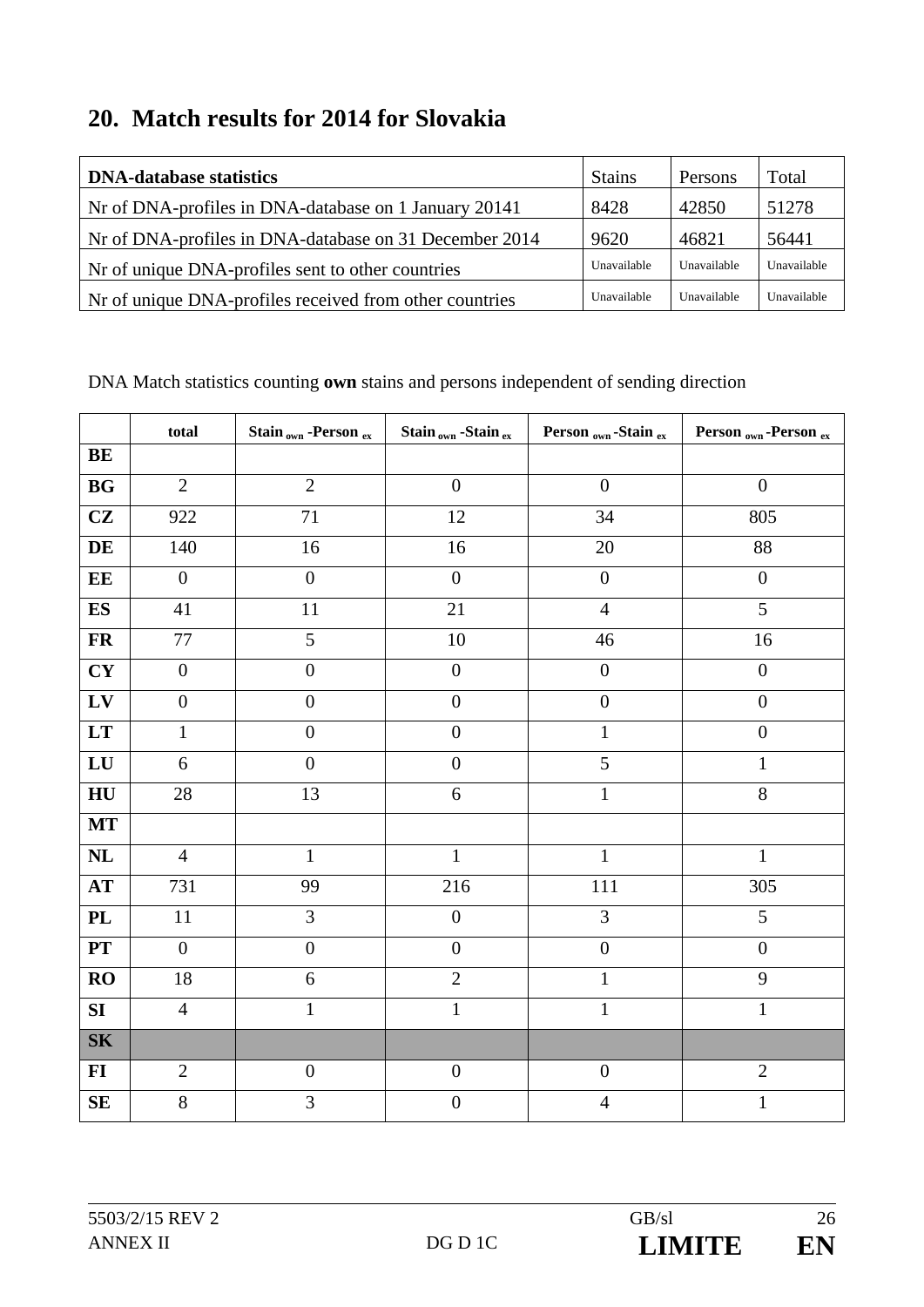## 20. Match results for 2014 for Slovakia

| DNA-database statistics | Stains | Persons | Total |
|---|---|---|---|
| Nr of DNA-profiles in DNA-database on 1 January 20141 | 8428 | 42850 | 51278 |
| Nr of DNA-profiles in DNA-database on 31 December 2014 | 9620 | 46821 | 56441 |
| Nr of unique DNA-profiles sent to other countries | Unavailable | Unavailable | Unavailable |
| Nr of unique DNA-profiles received from other countries | Unavailable | Unavailable | Unavailable |

DNA Match statistics counting **own** stains and persons independent of sending direction

| | total | Stain $_{own}$ -Person $_{ex}$ | Stain $_{own}$ -Stain $_{ex}$ | Person $_{own}$ -Stain $_{ex}$ | Person $_{own}$ -Person $_{ex}$ |
|---|---|---|---|---|---|
| **BE** | | | | | |
| **BG** | 2 | 2 | 0 | 0 | 0 |
| **CZ** | 922 | 71 | 12 | 34 | 805 |
| **DE** | 140 | 16 | 16 | 20 | 88 |
| **EE** | 0 | 0 | 0 | 0 | 0 |
| **ES** | 41 | 11 | 21 | 4 | 5 |
| **FR** | 77 | 5 | 10 | 46 | 16 |
| **CY** | 0 | 0 | 0 | 0 | 0 |
| **LV** | 0 | 0 | 0 | 0 | 0 |
| **LT** | 1 | 0 | 0 | 1 | 0 |
| **LU** | 6 | 0 | 0 | 5 | 1 |
| **HU** | 28 | 13 | 6 | 1 | 8 |
| **MT** | | | | | |
| **NL** | 4 | 1 | 1 | 1 | 1 |
| **AT** | 731 | 99 | 216 | 111 | 305 |
| **PL** | 11 | 3 | 0 | 3 | 5 |
| **PT** | 0 | 0 | 0 | 0 | 0 |
| **RO** | 18 | 6 | 2 | 1 | 9 |
| **SI** | 4 | 1 | 1 | 1 | 1 |
| **SK** | | | | | |
| **FI** | 2 | 0 | 0 | 0 | 2 |
| **SE** | 8 | 3 | 0 | 4 | 1 |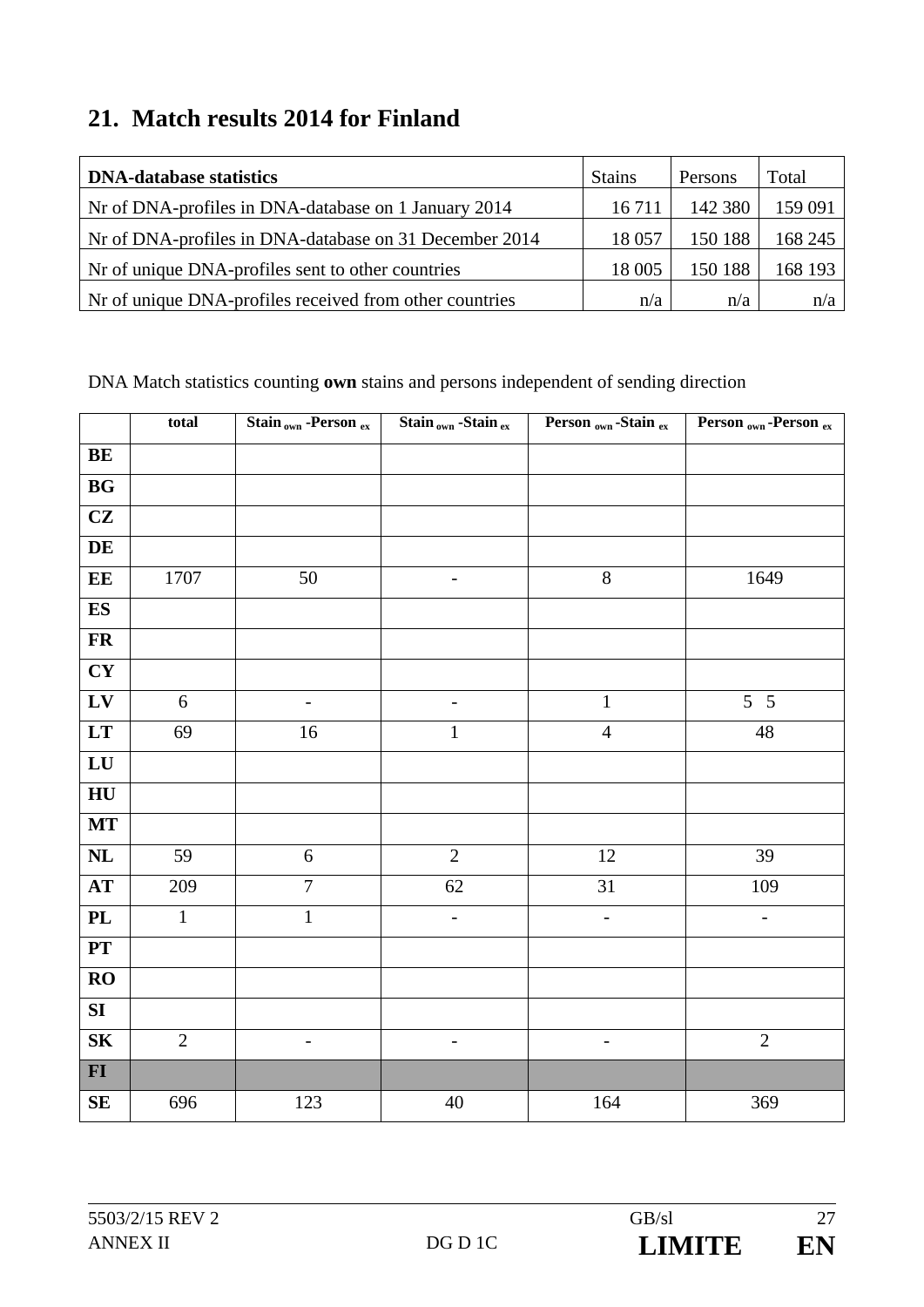## 21. Match results 2014 for Finland

| DNA-database statistics | Stains | Persons | Total |
|---|---|---|---|
| Nr of DNA-profiles in DNA-database on 1 January 2014 | 16 711 | 142 380 | 159 091 |
| Nr of DNA-profiles in DNA-database on 31 December 2014 | 18 057 | 150 188 | 168 245 |
| Nr of unique DNA-profiles sent to other countries | 18 005 | 150 188 | 168 193 |
| Nr of unique DNA-profiles received from other countries | n/a | n/a | n/a |

DNA Match statistics counting **own** stains and persons independent of sending direction

| | total | Stain $_{own}$ -Person $_{ex}$ | Stain $_{own}$ -Stain $_{ex}$ | Person $_{own}$ -Stain $_{ex}$ | Person $_{own}$ -Person $_{ex}$ |
|---|---|---|---|---|---|
| **BE** | | | | | |
| **BG** | | | | | |
| **CZ** | | | | | |
| **DE** | | | | | |
| **EE** | 1707 | 50 | - | 8 | 1649 |
| **ES** | | | | | |
| **FR** | | | | | |
| **CY** | | | | | |
| **LV** | 6 | - | - | 1 | 5 5 |
| **LT** | 69 | 16 | 1 | 4 | 48 |
| **LU** | | | | | |
| **HU** | | | | | |
| **MT** | | | | | |
| **NL** | 59 | 6 | 2 | 12 | 39 |
| **AT** | 209 | 7 | 62 | 31 | 109 |
| **PL** | 1 | 1 | - | - | - |
| **PT** | | | | | |
| **RO** | | | | | |
| **SI** | | | | | |
| **SK** | 2 | - | - | - | 2 |
| **FI** | | | | | |
| **SE** | 696 | 123 | 40 | 164 | 369 |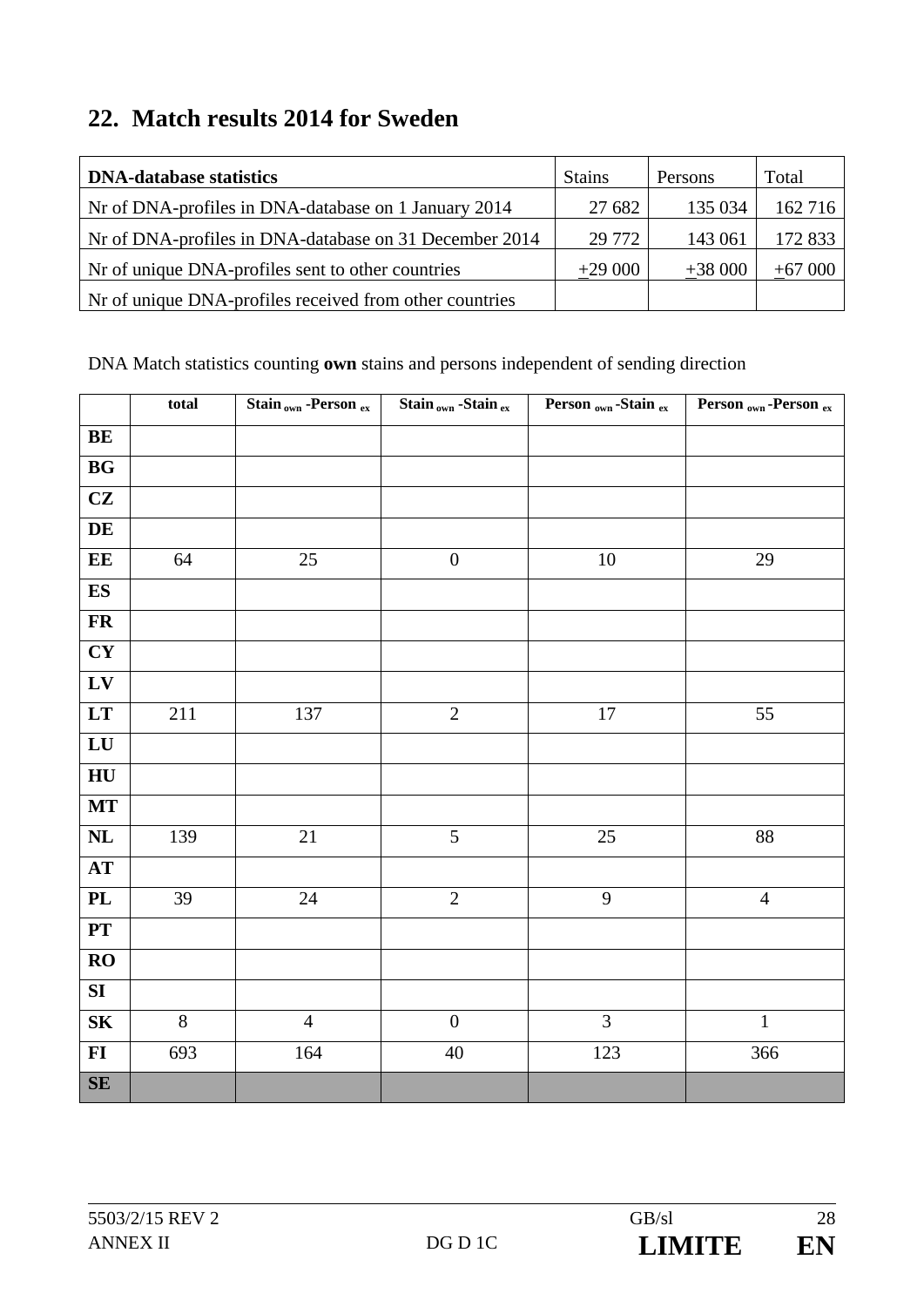## 22. Match results 2014 for Sweden

| DNA-database statistics | Stains | Persons | Total |
|---|---|---|---|
| Nr of DNA-profiles in DNA-database on 1 January 2014 | 27 682 | 135 034 | 162 716 |
| Nr of DNA-profiles in DNA-database on 31 December 2014 | 29 772 | 143 061 | 172 833 |
| Nr of unique DNA-profiles sent to other countries | ±29 000 | ±38 000 | ±67 000 |
| Nr of unique DNA-profiles received from other countries | | | |

DNA Match statistics counting **own** stains and persons independent of sending direction

| | total | Stain $_{own}$ -Person $_{ex}$ | Stain $_{own}$ -Stain $_{ex}$ | Person $_{own}$ -Stain $_{ex}$ | Person $_{own}$ -Person $_{ex}$ |
|---|---|---|---|---|---|
| **BE** | | | | | |
| **BG** | | | | | |
| **CZ** | | | | | |
| **DE** | | | | | |
| **EE** | 64 | 25 | 0 | 10 | 29 |
| **ES** | | | | | |
| **FR** | | | | | |
| **CY** | | | | | |
| **LV** | | | | | |
| **LT** | 211 | 137 | 2 | 17 | 55 |
| **LU** | | | | | |
| **HU** | | | | | |
| **MT** | | | | | |
| **NL** | 139 | 21 | 5 | 25 | 88 |
| **AT** | | | | | |
| **PL** | 39 | 24 | 2 | 9 | 4 |
| **PT** | | | | | |
| **RO** | | | | | |
| **SI** | | | | | |
| **SK** | 8 | 4 | 0 | 3 | 1 |
| **FI** | 693 | 164 | 40 | 123 | 366 |
| **SE** | | | | | |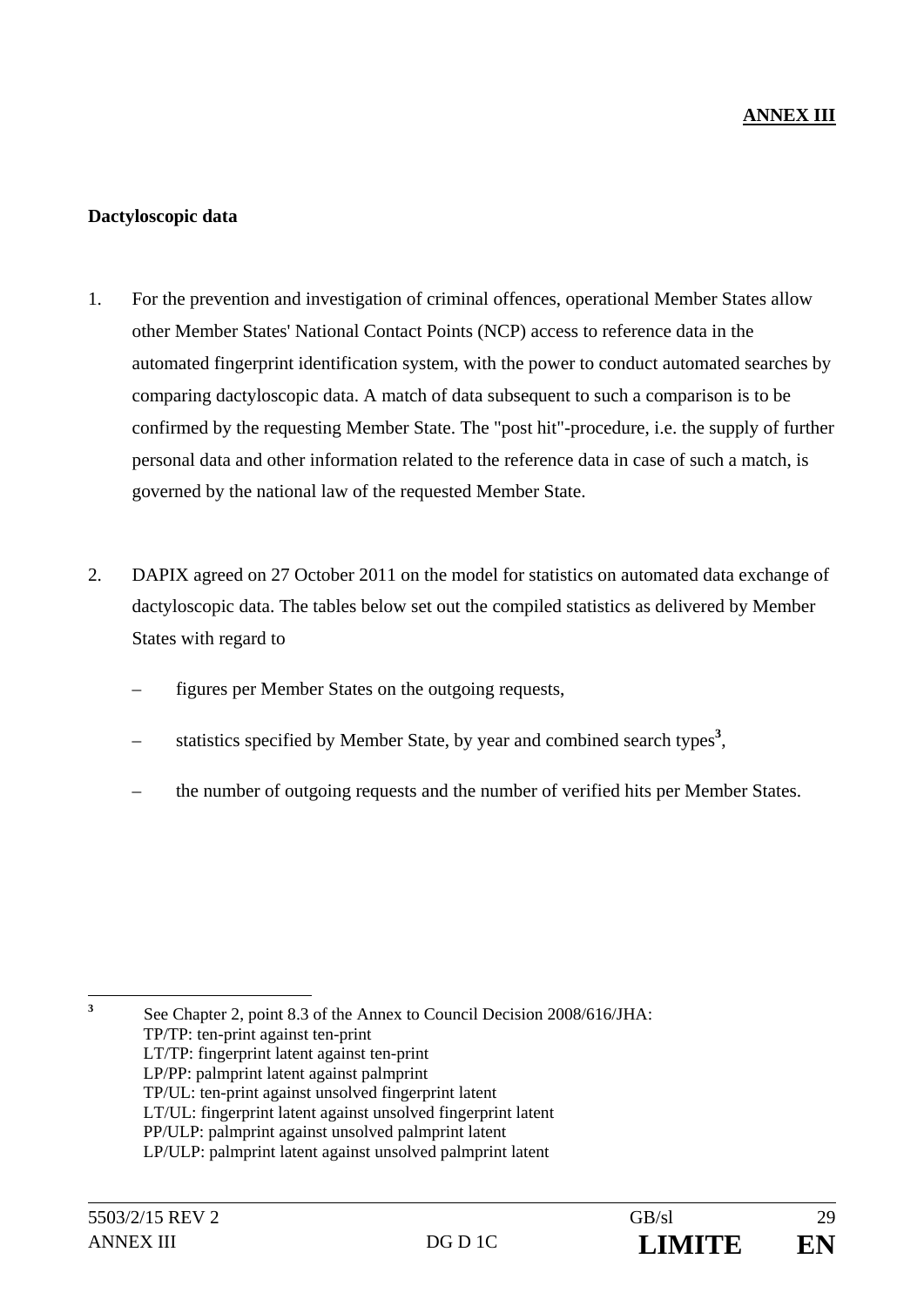**ANNEX III**

**Dactyloscopic data**

1. For the prevention and investigation of criminal offences, operational Member States allow other Member States' National Contact Points (NCP) access to reference data in the automated fingerprint identification system, with the power to conduct automated searches by comparing dactyloscopic data. A match of data subsequent to such a comparison is to be confirmed by the requesting Member State. The "post hit"-procedure, i.e. the supply of further personal data and other information related to the reference data in case of such a match, is governed by the national law of the requested Member State.

2. DAPIX agreed on 27 October 2011 on the model for statistics on automated data exchange of dactyloscopic data. The tables below set out the compiled statistics as delivered by Member States with regard to

   – figures per Member States on the outgoing requests,

   – statistics specified by Member State, by year and combined search types[3],

   – the number of outgoing requests and the number of verified hits per Member States.

---

[3] See Chapter 2, point 8.3 of the Annex to Council Decision 2008/616/JHA:
TP/TP: ten-print against ten-print
LT/TP: fingerprint latent against ten-print
LP/PP: palmprint latent against palmprint
TP/UL: ten-print against unsolved fingerprint latent
LT/UL: fingerprint latent against unsolved fingerprint latent
PP/ULP: palmprint against unsolved palmprint latent
LP/ULP: palmprint latent against unsolved palmprint latent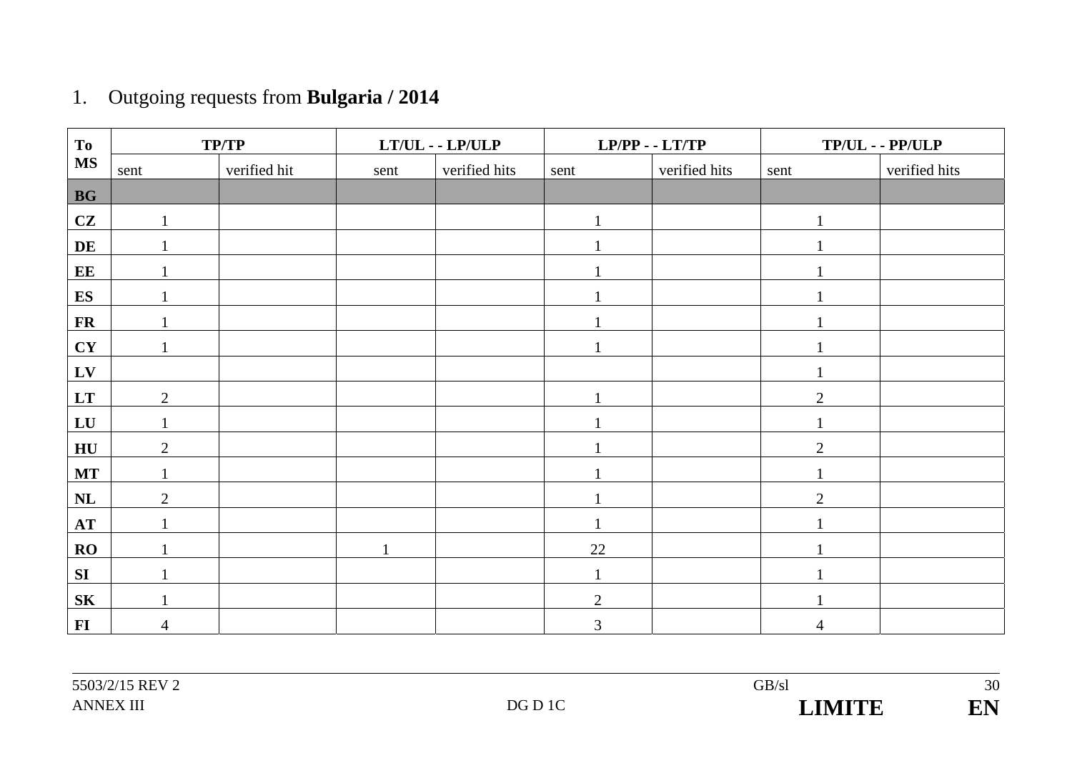1. Outgoing requests from **Bulgaria / 2014**

| To MS | TP/TP | | LT/UL - - LP/ULP | | LP/PP - - LT/TP | | TP/UL - - PP/ULP | |
|---|---|---|---|---|---|---|---|---|
| | sent | verified hit | sent | verified hits | sent | verified hits | sent | verified hits |
| **BG** | | | | | | | | |
| **CZ** | 1 | | | | 1 | | 1 | |
| **DE** | 1 | | | | 1 | | 1 | |
| **EE** | 1 | | | | 1 | | 1 | |
| **ES** | 1 | | | | 1 | | 1 | |
| **FR** | 1 | | | | 1 | | 1 | |
| **CY** | 1 | | | | 1 | | 1 | |
| **LV** | | | | | | | 1 | |
| **LT** | 2 | | | | 1 | | 2 | |
| **LU** | 1 | | | | 1 | | 1 | |
| **HU** | 2 | | | | 1 | | 2 | |
| **MT** | 1 | | | | 1 | | 1 | |
| **NL** | 2 | | | | 1 | | 2 | |
| **AT** | 1 | | | | 1 | | 1 | |
| **RO** | 1 | | 1 | | 22 | | 1 | |
| **SI** | 1 | | | | 1 | | 1 | |
| **SK** | 1 | | | | 2 | | 1 | |
| **FI** | 4 | | | | 3 | | 4 | |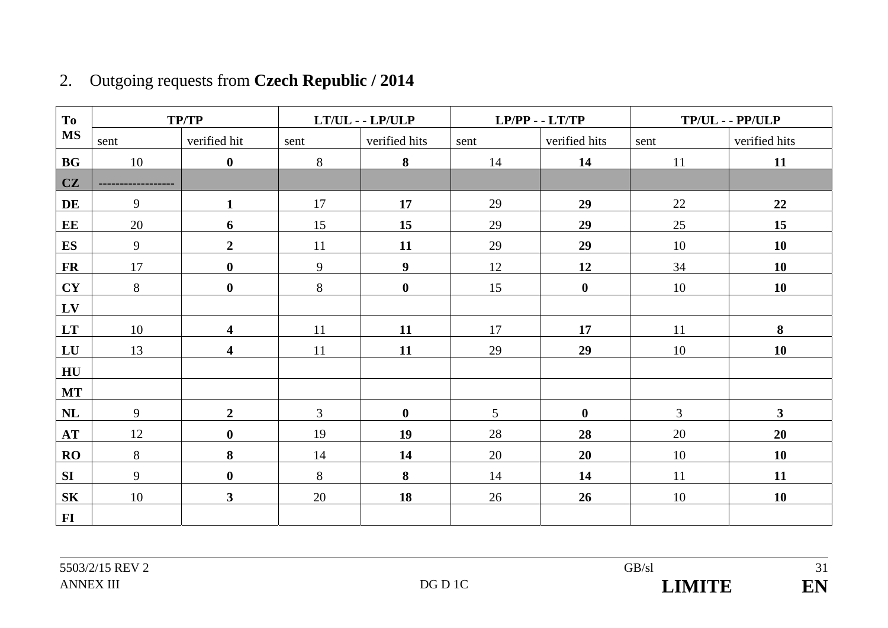2. Outgoing requests from **Czech Republic / 2014**

| To MS | TP/TP | | LT/UL - - LP/ULP | | LP/PP - - LT/TP | | TP/UL - - PP/ULP | |
|---|---|---|---|---|---|---|---|---|
| | sent | verified hit | sent | verified hits | sent | verified hits | sent | verified hits |
| **BG** | 10 | **0** | 8 | **8** | 14 | **14** | 11 | **11** |
| **CZ** | ------------------ | | | | | | | |
| **DE** | 9 | **1** | 17 | **17** | 29 | **29** | 22 | **22** |
| **EE** | 20 | **6** | 15 | **15** | 29 | **29** | 25 | **15** |
| **ES** | 9 | **2** | 11 | **11** | 29 | **29** | 10 | **10** |
| **FR** | 17 | **0** | 9 | **9** | 12 | **12** | 34 | **10** |
| **CY** | 8 | **0** | 8 | **0** | 15 | **0** | 10 | **10** |
| **LV** | | | | | | | | |
| **LT** | 10 | **4** | 11 | **11** | 17 | **17** | 11 | **8** |
| **LU** | 13 | **4** | 11 | **11** | 29 | **29** | 10 | **10** |
| **HU** | | | | | | | | |
| **MT** | | | | | | | | |
| **NL** | 9 | **2** | 3 | **0** | 5 | **0** | 3 | **3** |
| **AT** | 12 | **0** | 19 | **19** | 28 | **28** | 20 | **20** |
| **RO** | 8 | **8** | 14 | **14** | 20 | **20** | 10 | **10** |
| **SI** | 9 | **0** | 8 | **8** | 14 | **14** | 11 | **11** |
| **SK** | 10 | **3** | 20 | **18** | 26 | **26** | 10 | **10** |
| **FI** | | | | | | | | |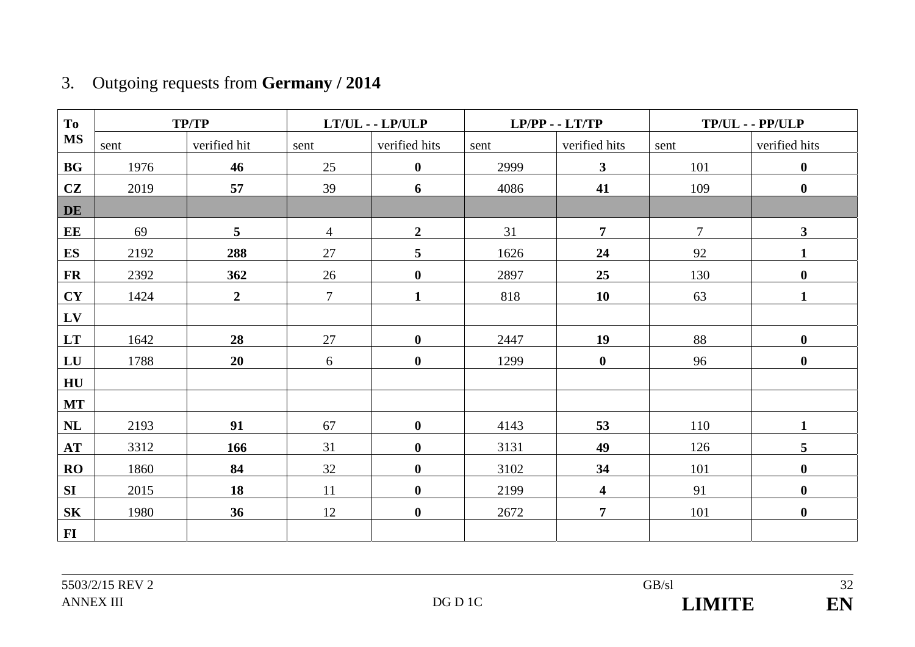3. Outgoing requests from **Germany / 2014**

| To MS | TP/TP | | LT/UL - - LP/ULP | | LP/PP - - LT/TP | | TP/UL - - PP/ULP | |
|---|---|---|---|---|---|---|---|---|
| | sent | verified hit | sent | verified hits | sent | verified hits | sent | verified hits |
| **BG** | 1976 | **46** | 25 | **0** | 2999 | **3** | 101 | **0** |
| **CZ** | 2019 | **57** | 39 | **6** | 4086 | **41** | 109 | **0** |
| **DE** | | | | | | | | |
| **EE** | 69 | **5** | 4 | **2** | 31 | **7** | 7 | **3** |
| **ES** | 2192 | **288** | 27 | **5** | 1626 | **24** | 92 | **1** |
| **FR** | 2392 | **362** | 26 | **0** | 2897 | **25** | 130 | **0** |
| **CY** | 1424 | **2** | 7 | **1** | 818 | **10** | 63 | **1** |
| **LV** | | | | | | | | |
| **LT** | 1642 | **28** | 27 | **0** | 2447 | **19** | 88 | **0** |
| **LU** | 1788 | **20** | 6 | **0** | 1299 | **0** | 96 | **0** |
| **HU** | | | | | | | | |
| **MT** | | | | | | | | |
| **NL** | 2193 | **91** | 67 | **0** | 4143 | **53** | 110 | **1** |
| **AT** | 3312 | **166** | 31 | **0** | 3131 | **49** | 126 | **5** |
| **RO** | 1860 | **84** | 32 | **0** | 3102 | **34** | 101 | **0** |
| **SI** | 2015 | **18** | 11 | **0** | 2199 | **4** | 91 | **0** |
| **SK** | 1980 | **36** | 12 | **0** | 2672 | **7** | 101 | **0** |
| **FI** | | | | | | | | |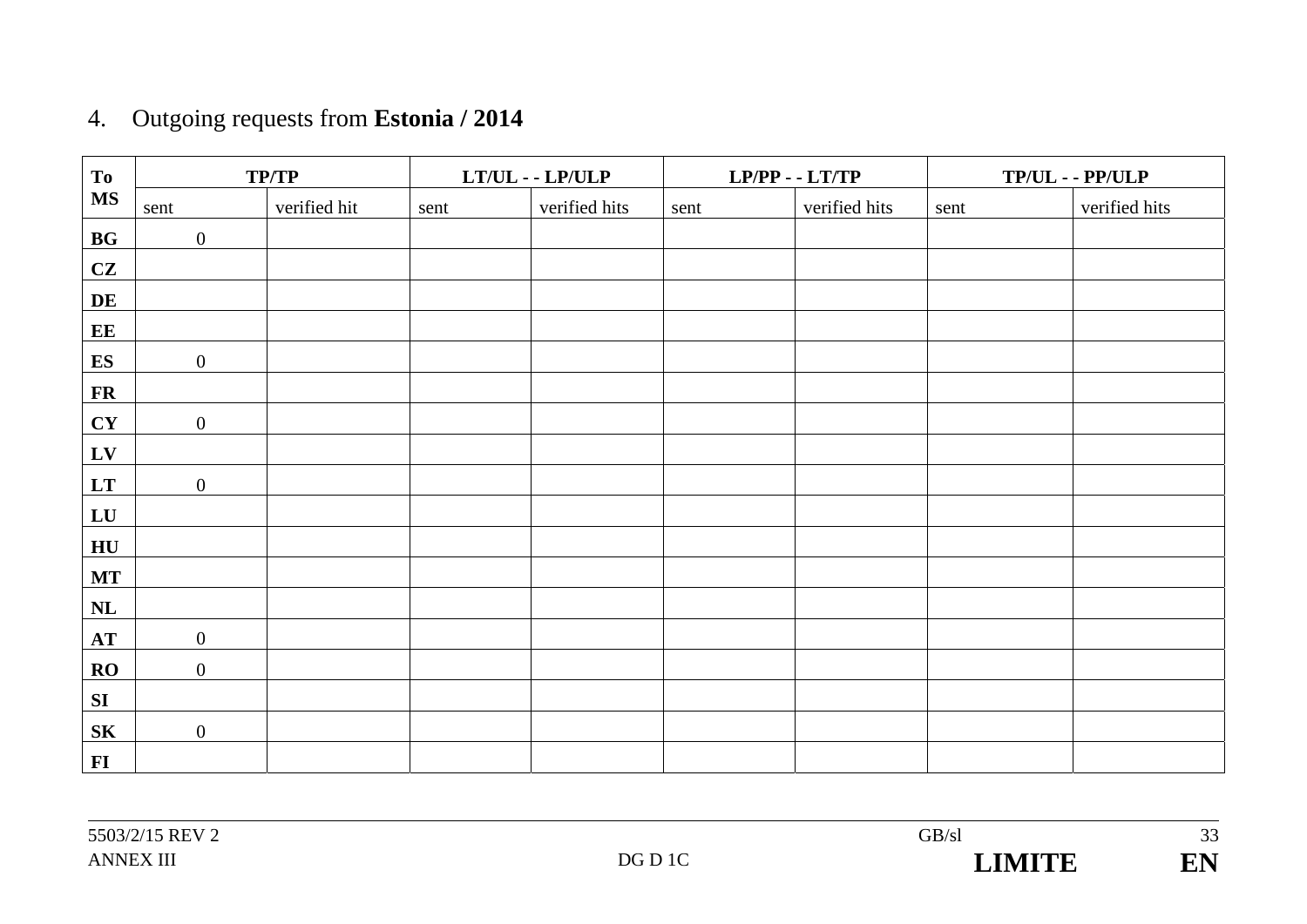4. Outgoing requests from **Estonia / 2014**

| To MS | TP/TP | | LT/UL - - LP/ULP | | LP/PP - - LT/TP | | TP/UL - - PP/ULP | |
|---|---|---|---|---|---|---|---|---|
| | sent | verified hit | sent | verified hits | sent | verified hits | sent | verified hits |
| **BG** | 0 | | | | | | | |
| **CZ** | | | | | | | | |
| **DE** | | | | | | | | |
| **EE** | | | | | | | | |
| **ES** | 0 | | | | | | | |
| **FR** | | | | | | | | |
| **CY** | 0 | | | | | | | |
| **LV** | | | | | | | | |
| **LT** | 0 | | | | | | | |
| **LU** | | | | | | | | |
| **HU** | | | | | | | | |
| **MT** | | | | | | | | |
| **NL** | | | | | | | | |
| **AT** | 0 | | | | | | | |
| **RO** | 0 | | | | | | | |
| **SI** | | | | | | | | |
| **SK** | 0 | | | | | | | |
| **FI** | | | | | | | | |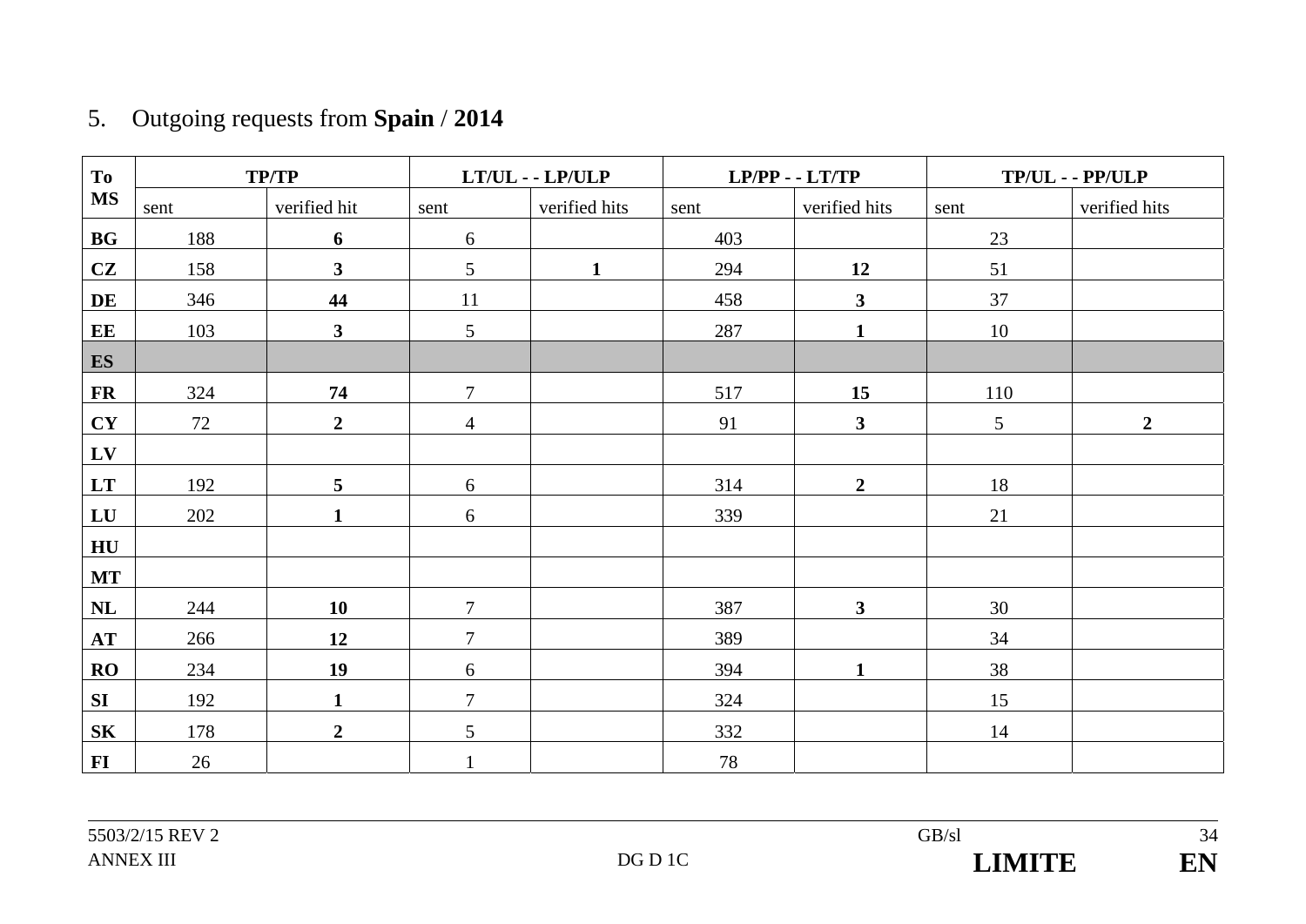## 5. Outgoing requests from **Spain** / **2014**

| To MS | TP/TP | | LT/UL - - LP/ULP | | LP/PP - - LT/TP | | TP/UL - - PP/ULP | |
|---|---|---|---|---|---|---|---|---|
| | sent | verified hit | sent | verified hits | sent | verified hits | sent | verified hits |
| **BG** | 188 | **6** | 6 | | 403 | | 23 | |
| **CZ** | 158 | **3** | 5 | **1** | 294 | **12** | 51 | |
| **DE** | 346 | **44** | 11 | | 458 | **3** | 37 | |
| **EE** | 103 | **3** | 5 | | 287 | **1** | 10 | |
| **ES** | | | | | | | | |
| **FR** | 324 | **74** | 7 | | 517 | **15** | 110 | |
| **CY** | 72 | **2** | 4 | | 91 | **3** | 5 | **2** |
| **LV** | | | | | | | | |
| **LT** | 192 | **5** | 6 | | 314 | **2** | 18 | |
| **LU** | 202 | **1** | 6 | | 339 | | 21 | |
| **HU** | | | | | | | | |
| **MT** | | | | | | | | |
| **NL** | 244 | **10** | 7 | | 387 | **3** | 30 | |
| **AT** | 266 | **12** | 7 | | 389 | | 34 | |
| **RO** | 234 | **19** | 6 | | 394 | **1** | 38 | |
| **SI** | 192 | **1** | 7 | | 324 | | 15 | |
| **SK** | 178 | **2** | 5 | | 332 | | 14 | |
| **FI** | 26 | | 1 | | 78 | | | |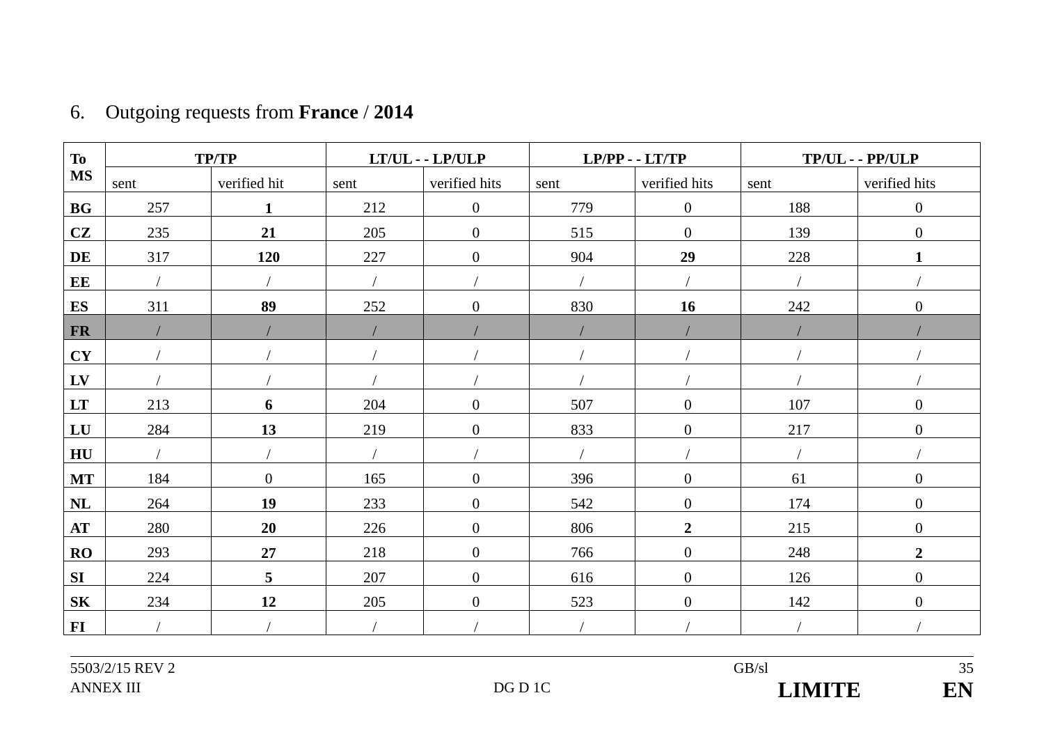6. Outgoing requests from **France** / **2014**

| To MS | TP/TP | | LT/UL - - LP/ULP | | LP/PP - - LT/TP | | TP/UL - - PP/ULP | |
|---|---|---|---|---|---|---|---|---|
| | sent | verified hit | sent | verified hits | sent | verified hits | sent | verified hits |
| **BG** | 257 | **1** | 212 | 0 | 779 | 0 | 188 | 0 |
| **CZ** | 235 | **21** | 205 | 0 | 515 | 0 | 139 | 0 |
| **DE** | 317 | **120** | 227 | 0 | 904 | **29** | 228 | **1** |
| **EE** | / | / | / | / | / | / | / | / |
| **ES** | 311 | **89** | 252 | 0 | 830 | **16** | 242 | 0 |
| **FR** | / | / | / | / | / | / | / | / |
| **CY** | / | / | / | / | / | / | / | / |
| **LV** | / | / | / | / | / | / | / | / |
| **LT** | 213 | **6** | 204 | 0 | 507 | 0 | 107 | 0 |
| **LU** | 284 | **13** | 219 | 0 | 833 | 0 | 217 | 0 |
| **HU** | / | / | / | / | / | / | / | / |
| **MT** | 184 | 0 | 165 | 0 | 396 | 0 | 61 | 0 |
| **NL** | 264 | **19** | 233 | 0 | 542 | 0 | 174 | 0 |
| **AT** | 280 | **20** | 226 | 0 | 806 | **2** | 215 | 0 |
| **RO** | 293 | **27** | 218 | 0 | 766 | 0 | 248 | **2** |
| **SI** | 224 | **5** | 207 | 0 | 616 | 0 | 126 | 0 |
| **SK** | 234 | **12** | 205 | 0 | 523 | 0 | 142 | 0 |
| **FI** | / | / | / | / | / | / | / | / |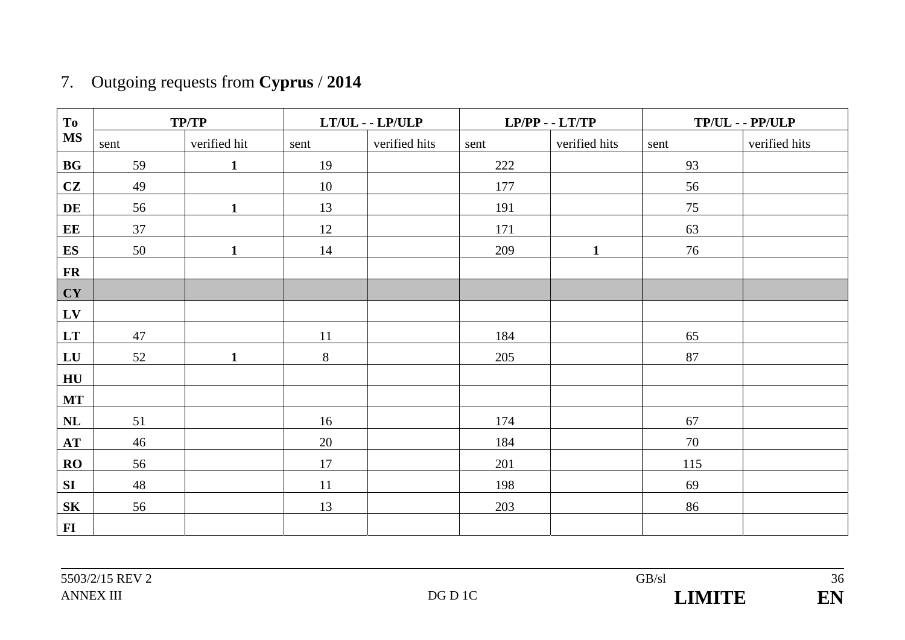## 7. Outgoing requests from **Cyprus** / **2014**

| To MS | TP/TP | | LT/UL - - LP/ULP | | LP/PP - - LT/TP | | TP/UL - - PP/ULP | |
|---|---|---|---|---|---|---|---|---|
| | sent | verified hit | sent | verified hits | sent | verified hits | sent | verified hits |
| **BG** | 59 | **1** | 19 | | 222 | | 93 | |
| **CZ** | 49 | | 10 | | 177 | | 56 | |
| **DE** | 56 | **1** | 13 | | 191 | | 75 | |
| **EE** | 37 | | 12 | | 171 | | 63 | |
| **ES** | 50 | **1** | 14 | | 209 | **1** | 76 | |
| **FR** | | | | | | | | |
| **CY** | | | | | | | | |
| **LV** | | | | | | | | |
| **LT** | 47 | | 11 | | 184 | | 65 | |
| **LU** | 52 | **1** | 8 | | 205 | | 87 | |
| **HU** | | | | | | | | |
| **MT** | | | | | | | | |
| **NL** | 51 | | 16 | | 174 | | 67 | |
| **AT** | 46 | | 20 | | 184 | | 70 | |
| **RO** | 56 | | 17 | | 201 | | 115 | |
| **SI** | 48 | | 11 | | 198 | | 69 | |
| **SK** | 56 | | 13 | | 203 | | 86 | |
| **FI** | | | | | | | | |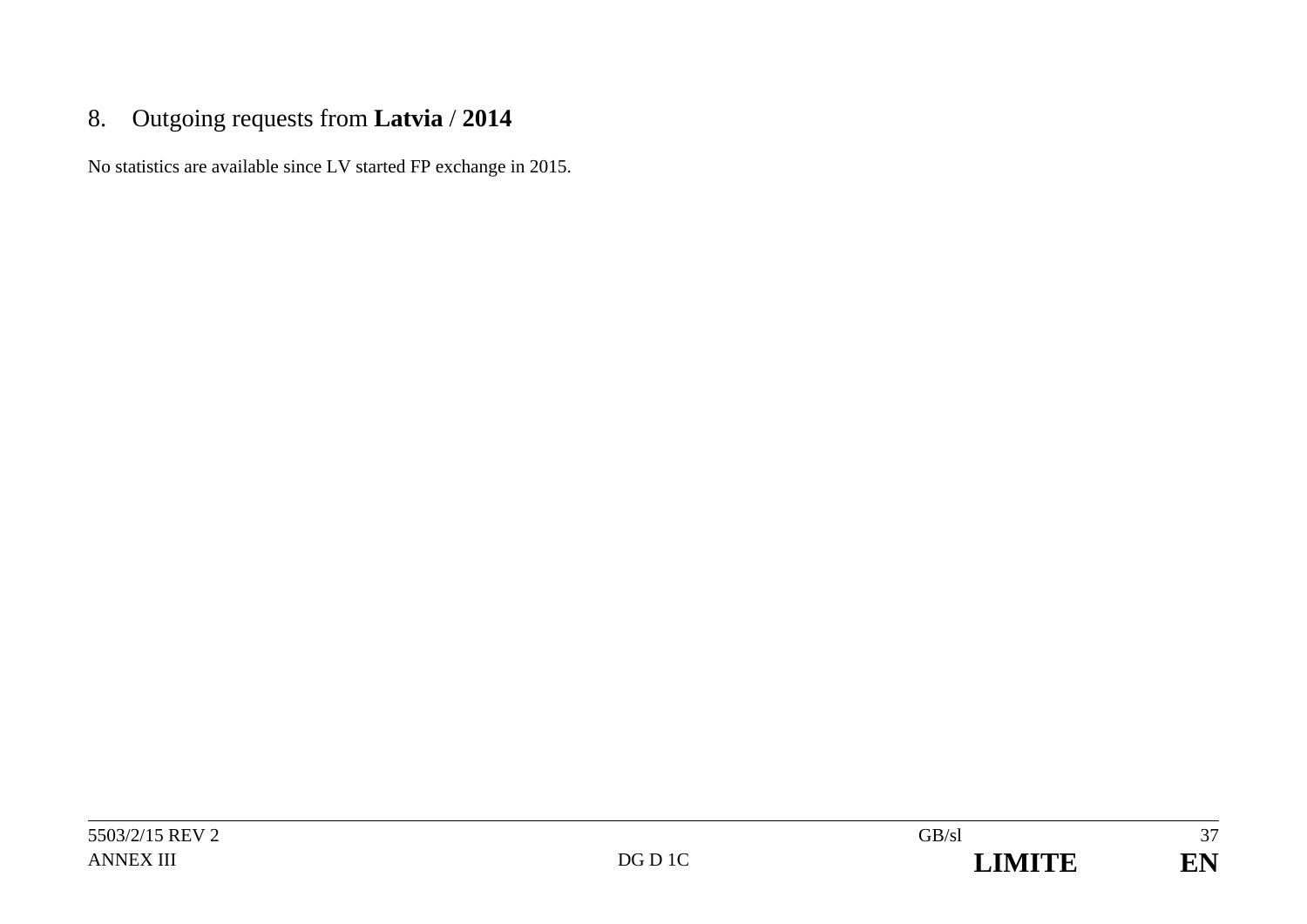## 8. Outgoing requests from **Latvia / 2014**

No statistics are available since LV started FP exchange in 2015.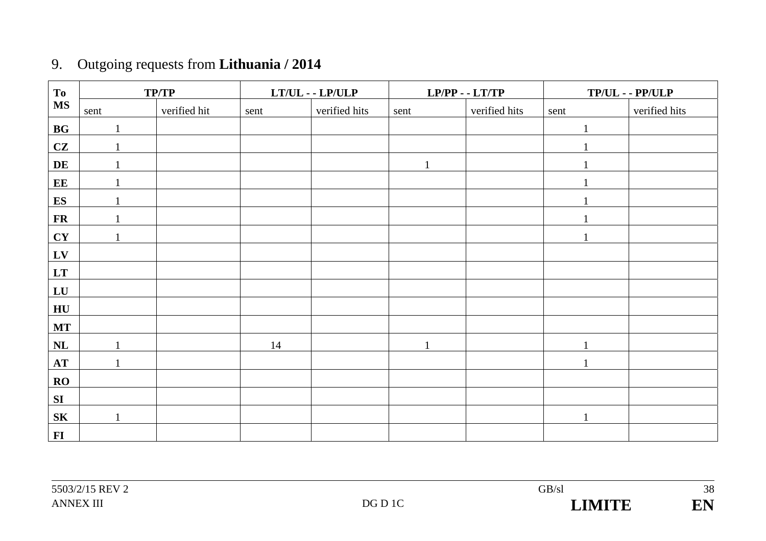## 9. Outgoing requests from **Lithuania / 2014**

| To MS | TP/TP | | LT/UL - - LP/ULP | | LP/PP - - LT/TP | | TP/UL - - PP/ULP | |
|---|---|---|---|---|---|---|---|---|
| | sent | verified hit | sent | verified hits | sent | verified hits | sent | verified hits |
| **BG** | 1 | | | | | | 1 | |
| **CZ** | 1 | | | | | | 1 | |
| **DE** | 1 | | | | 1 | | 1 | |
| **EE** | 1 | | | | | | 1 | |
| **ES** | 1 | | | | | | 1 | |
| **FR** | 1 | | | | | | 1 | |
| **CY** | 1 | | | | | | 1 | |
| **LV** | | | | | | | | |
| **LT** | | | | | | | | |
| **LU** | | | | | | | | |
| **HU** | | | | | | | | |
| **MT** | | | | | | | | |
| **NL** | 1 | | 14 | | 1 | | 1 | |
| **AT** | 1 | | | | | | 1 | |
| **RO** | | | | | | | | |
| **SI** | | | | | | | | |
| **SK** | 1 | | | | | | 1 | |
| **FI** | | | | | | | | |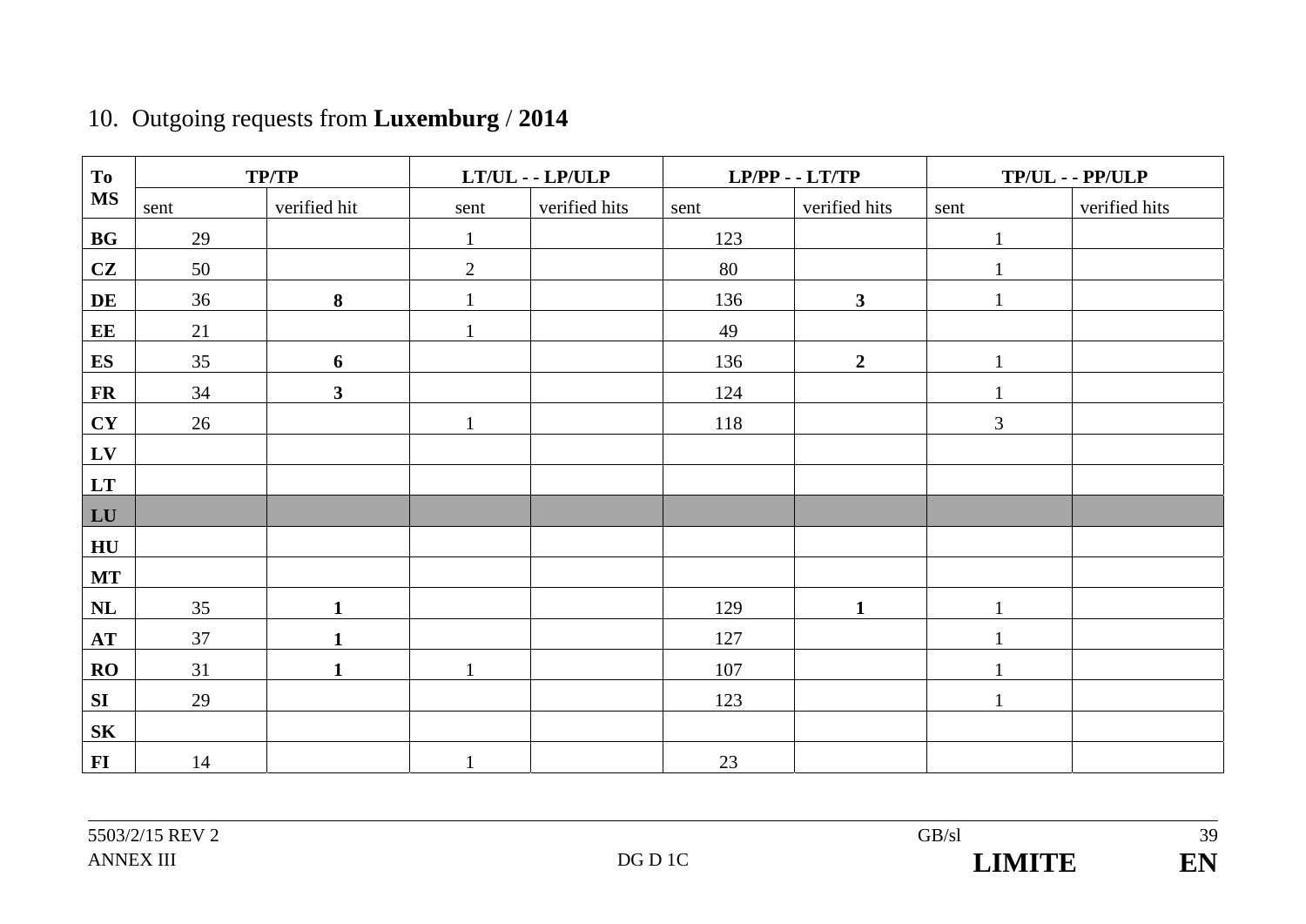10. Outgoing requests from **Luxemburg** / **2014**

| To MS | TP/TP | | LT/UL - - LP/ULP | | LP/PP - - LT/TP | | TP/UL - - PP/ULP | |
|---|---|---|---|---|---|---|---|---|
| | sent | verified hit | sent | verified hits | sent | verified hits | sent | verified hits |
| **BG** | 29 | | 1 | | 123 | | 1 | |
| **CZ** | 50 | | 2 | | 80 | | 1 | |
| **DE** | 36 | **8** | 1 | | 136 | **3** | 1 | |
| **EE** | 21 | | 1 | | 49 | | | |
| **ES** | 35 | **6** | | | 136 | **2** | 1 | |
| **FR** | 34 | **3** | | | 124 | | 1 | |
| **CY** | 26 | | 1 | | 118 | | 3 | |
| **LV** | | | | | | | | |
| **LT** | | | | | | | | |
| **LU** | | | | | | | | |
| **HU** | | | | | | | | |
| **MT** | | | | | | | | |
| **NL** | 35 | **1** | | | 129 | **1** | 1 | |
| **AT** | 37 | **1** | | | 127 | | 1 | |
| **RO** | 31 | **1** | 1 | | 107 | | 1 | |
| **SI** | 29 | | | | 123 | | 1 | |
| **SK** | | | | | | | | |
| **FI** | 14 | | 1 | | 23 | | | |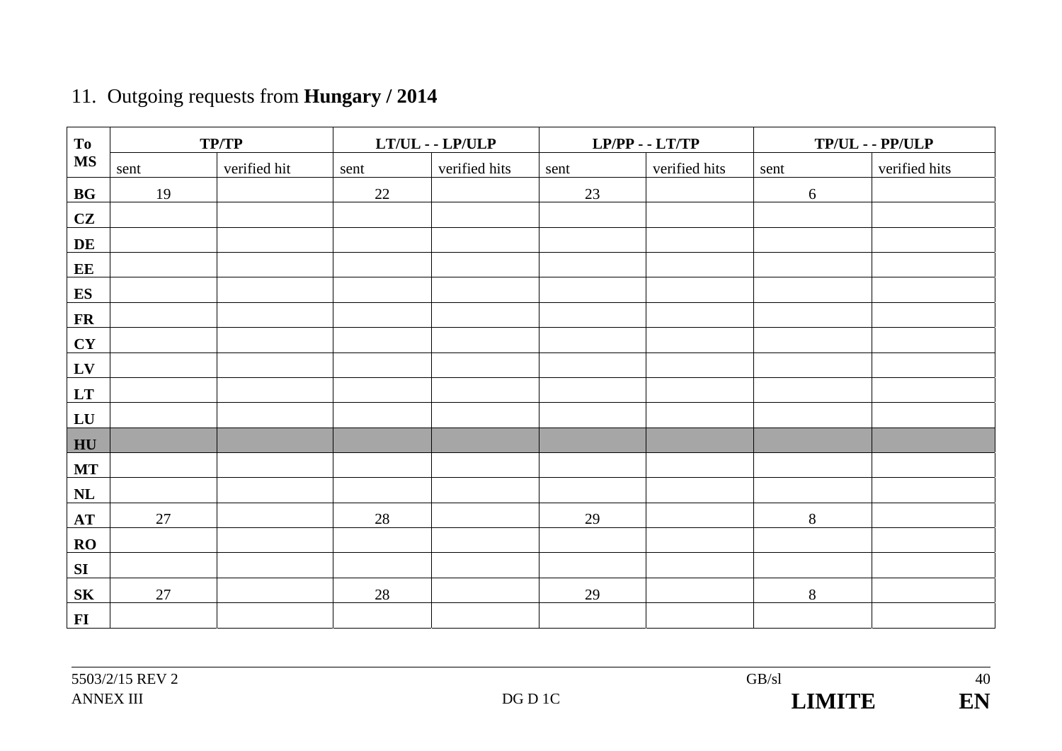11. Outgoing requests from **Hungary / 2014**

| To MS | TP/TP | | LT/UL - - LP/ULP | | LP/PP - - LT/TP | | TP/UL - - PP/ULP | |
|---|---|---|---|---|---|---|---|---|
| | sent | verified hit | sent | verified hits | sent | verified hits | sent | verified hits |
| **BG** | 19 | | 22 | | 23 | | 6 | |
| **CZ** | | | | | | | | |
| **DE** | | | | | | | | |
| **EE** | | | | | | | | |
| **ES** | | | | | | | | |
| **FR** | | | | | | | | |
| **CY** | | | | | | | | |
| **LV** | | | | | | | | |
| **LT** | | | | | | | | |
| **LU** | | | | | | | | |
| **HU** | | | | | | | | |
| **MT** | | | | | | | | |
| **NL** | | | | | | | | |
| **AT** | 27 | | 28 | | 29 | | 8 | |
| **RO** | | | | | | | | |
| **SI** | | | | | | | | |
| **SK** | 27 | | 28 | | 29 | | 8 | |
| **FI** | | | | | | | | |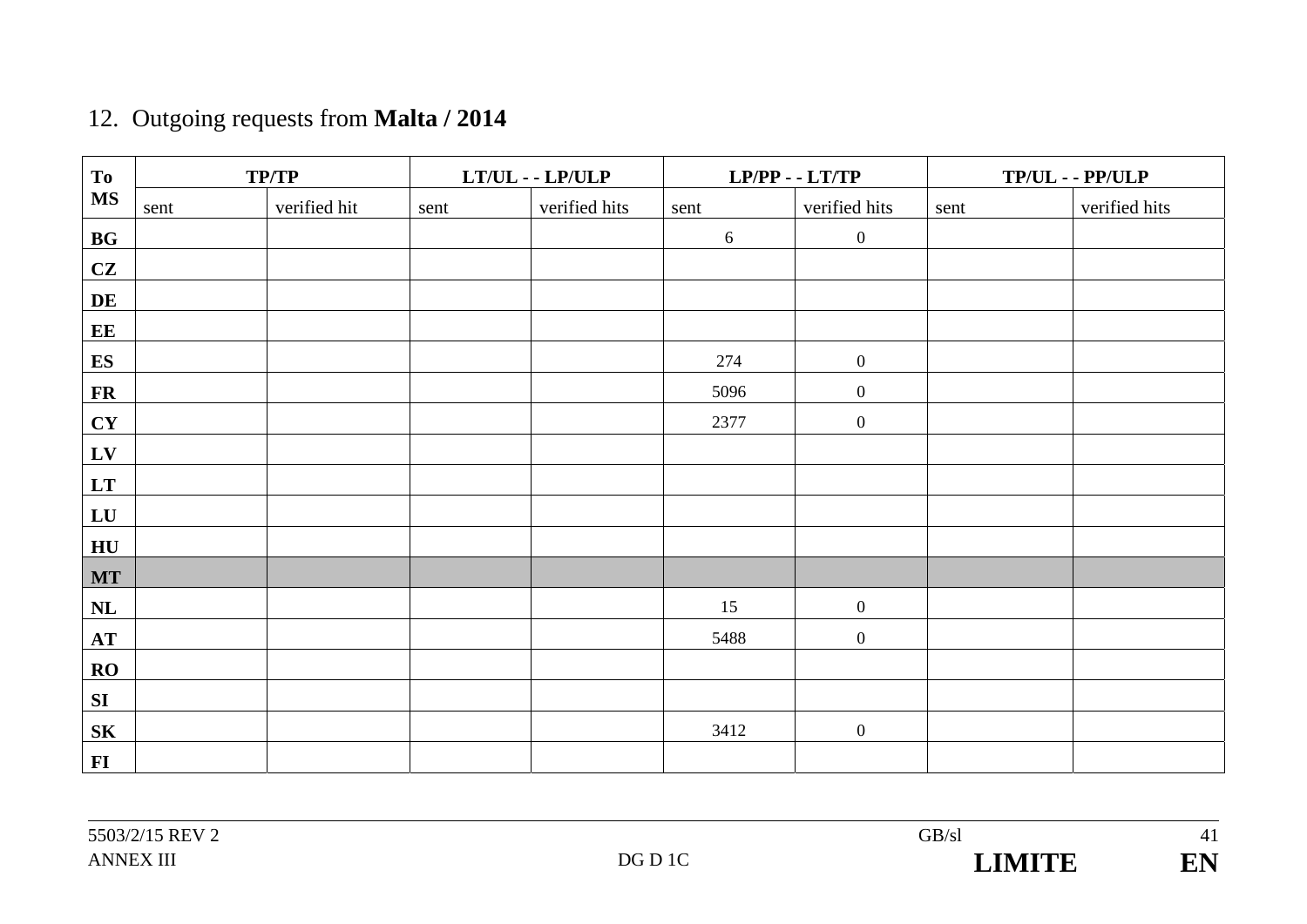## 12. Outgoing requests from **Malta / 2014**

| To MS | TP/TP | | LT/UL - - LP/ULP | | LP/PP - - LT/TP | | TP/UL - - PP/ULP | |
|---|---|---|---|---|---|---|---|---|
| | sent | verified hit | sent | verified hits | sent | verified hits | sent | verified hits |
| **BG** | | | | | 6 | 0 | | |
| **CZ** | | | | | | | | |
| **DE** | | | | | | | | |
| **EE** | | | | | | | | |
| **ES** | | | | | 274 | 0 | | |
| **FR** | | | | | 5096 | 0 | | |
| **CY** | | | | | 2377 | 0 | | |
| **LV** | | | | | | | | |
| **LT** | | | | | | | | |
| **LU** | | | | | | | | |
| **HU** | | | | | | | | |
| **MT** | | | | | | | | |
| **NL** | | | | | 15 | 0 | | |
| **AT** | | | | | 5488 | 0 | | |
| **RO** | | | | | | | | |
| **SI** | | | | | | | | |
| **SK** | | | | | 3412 | 0 | | |
| **FI** | | | | | | | | |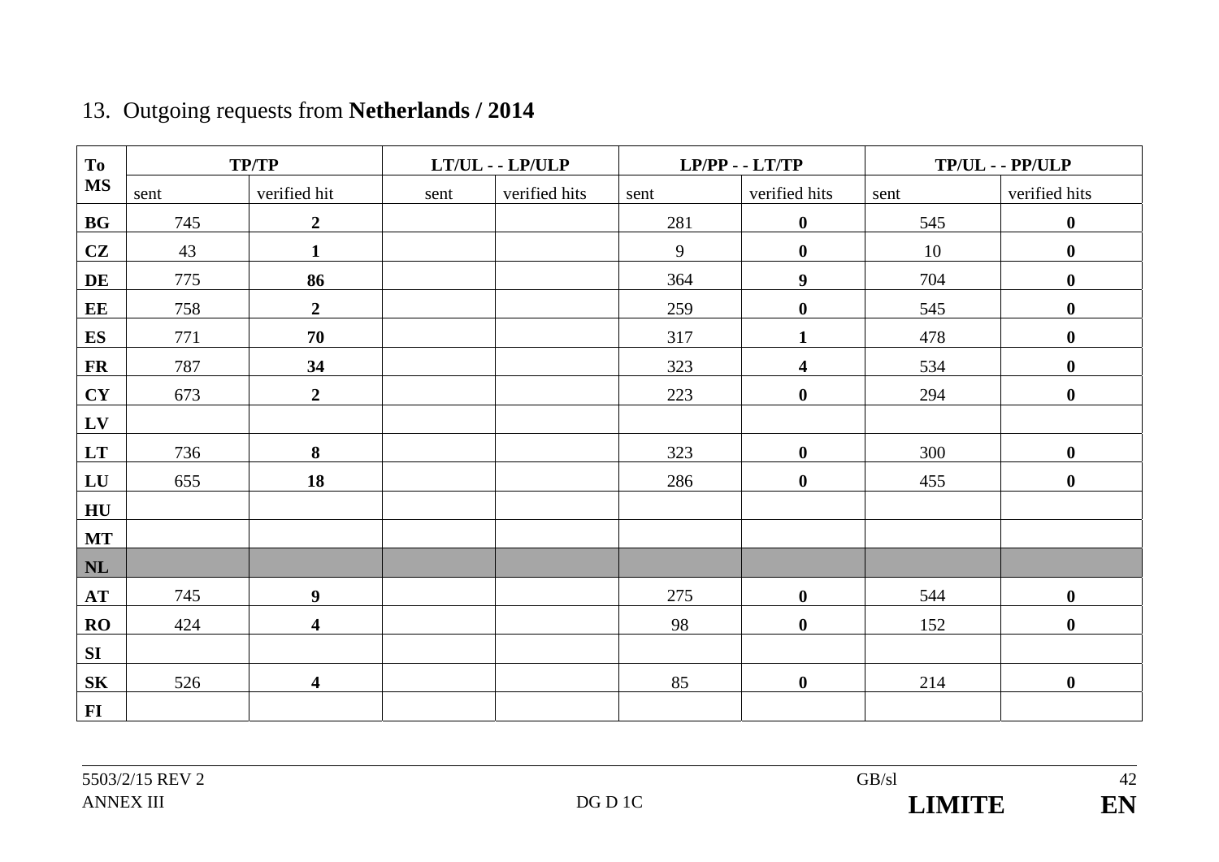## 13. Outgoing requests from **Netherlands / 2014**

| To MS | TP/TP | | LT/UL - - LP/ULP | | LP/PP - - LT/TP | | TP/UL - - PP/ULP | |
|---|---|---|---|---|---|---|---|---|
| | sent | verified hit | sent | verified hits | sent | verified hits | sent | verified hits |
| **BG** | 745 | **2** | | | 281 | **0** | 545 | **0** |
| **CZ** | 43 | **1** | | | 9 | **0** | 10 | **0** |
| **DE** | 775 | **86** | | | 364 | **9** | 704 | **0** |
| **EE** | 758 | **2** | | | 259 | **0** | 545 | **0** |
| **ES** | 771 | **70** | | | 317 | **1** | 478 | **0** |
| **FR** | 787 | **34** | | | 323 | **4** | 534 | **0** |
| **CY** | 673 | **2** | | | 223 | **0** | 294 | **0** |
| **LV** | | | | | | | | |
| **LT** | 736 | **8** | | | 323 | **0** | 300 | **0** |
| **LU** | 655 | **18** | | | 286 | **0** | 455 | **0** |
| **HU** | | | | | | | | |
| **MT** | | | | | | | | |
| **NL** | | | | | | | | |
| **AT** | 745 | **9** | | | 275 | **0** | 544 | **0** |
| **RO** | 424 | **4** | | | 98 | **0** | 152 | **0** |
| **SI** | | | | | | | | |
| **SK** | 526 | **4** | | | 85 | **0** | 214 | **0** |
| **FI** | | | | | | | | |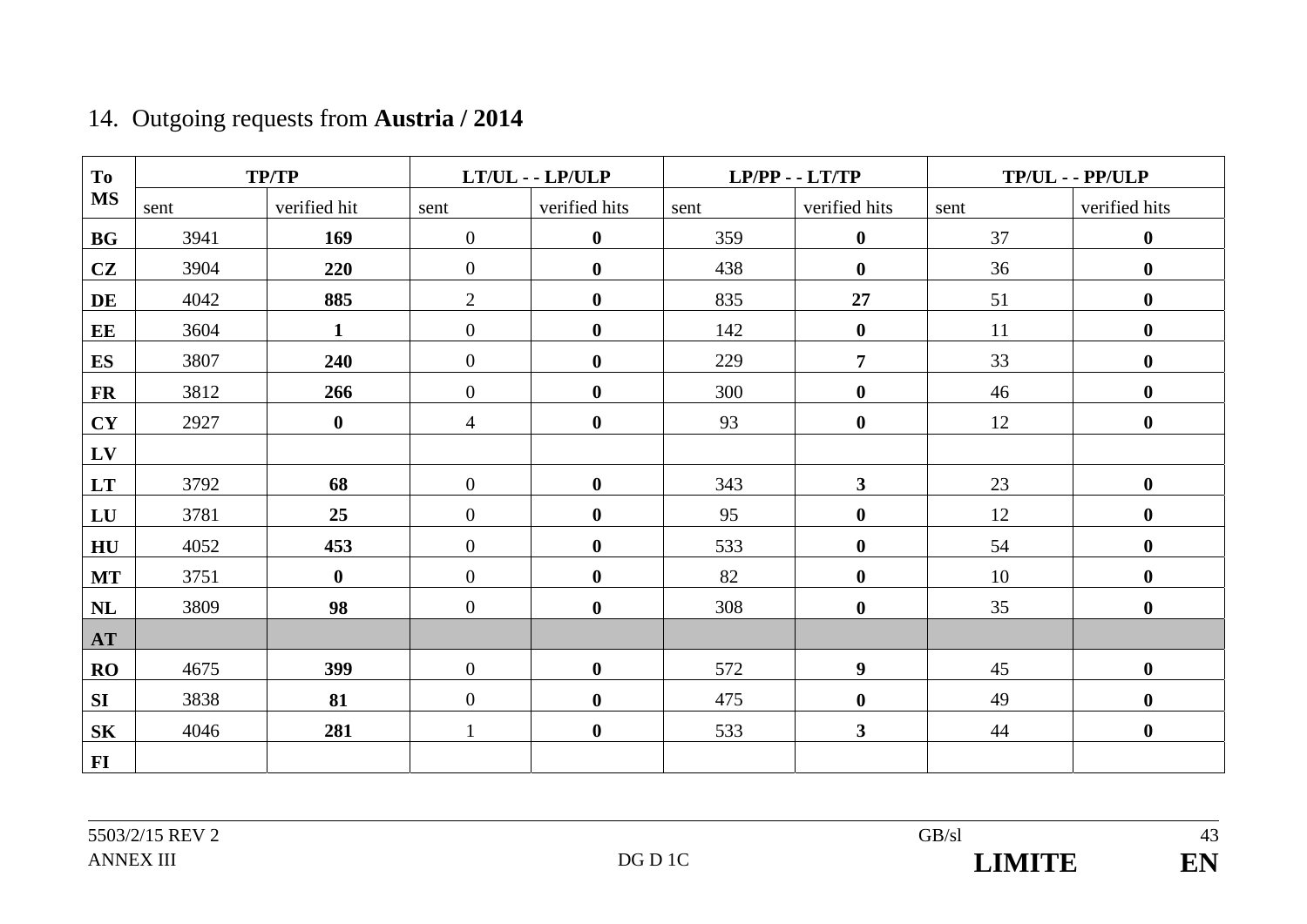14. Outgoing requests from **Austria / 2014**

| To MS | TP/TP | | LT/UL - - LP/ULP | | LP/PP - - LT/TP | | TP/UL - - PP/ULP | |
|---|---|---|---|---|---|---|---|---|
| | sent | verified hit | sent | verified hits | sent | verified hits | sent | verified hits |
| **BG** | 3941 | **169** | 0 | **0** | 359 | **0** | 37 | **0** |
| **CZ** | 3904 | **220** | 0 | **0** | 438 | **0** | 36 | **0** |
| **DE** | 4042 | **885** | 2 | **0** | 835 | **27** | 51 | **0** |
| **EE** | 3604 | **1** | 0 | **0** | 142 | **0** | 11 | **0** |
| **ES** | 3807 | **240** | 0 | **0** | 229 | **7** | 33 | **0** |
| **FR** | 3812 | **266** | 0 | **0** | 300 | **0** | 46 | **0** |
| **CY** | 2927 | **0** | 4 | **0** | 93 | **0** | 12 | **0** |
| **LV** | | | | | | | | |
| **LT** | 3792 | **68** | 0 | **0** | 343 | **3** | 23 | **0** |
| **LU** | 3781 | **25** | 0 | **0** | 95 | **0** | 12 | **0** |
| **HU** | 4052 | **453** | 0 | **0** | 533 | **0** | 54 | **0** |
| **MT** | 3751 | **0** | 0 | **0** | 82 | **0** | 10 | **0** |
| **NL** | 3809 | **98** | 0 | **0** | 308 | **0** | 35 | **0** |
| **AT** | | | | | | | | |
| **RO** | 4675 | **399** | 0 | **0** | 572 | **9** | 45 | **0** |
| **SI** | 3838 | **81** | 0 | **0** | 475 | **0** | 49 | **0** |
| **SK** | 4046 | **281** | 1 | **0** | 533 | **3** | 44 | **0** |
| **FI** | | | | | | | | |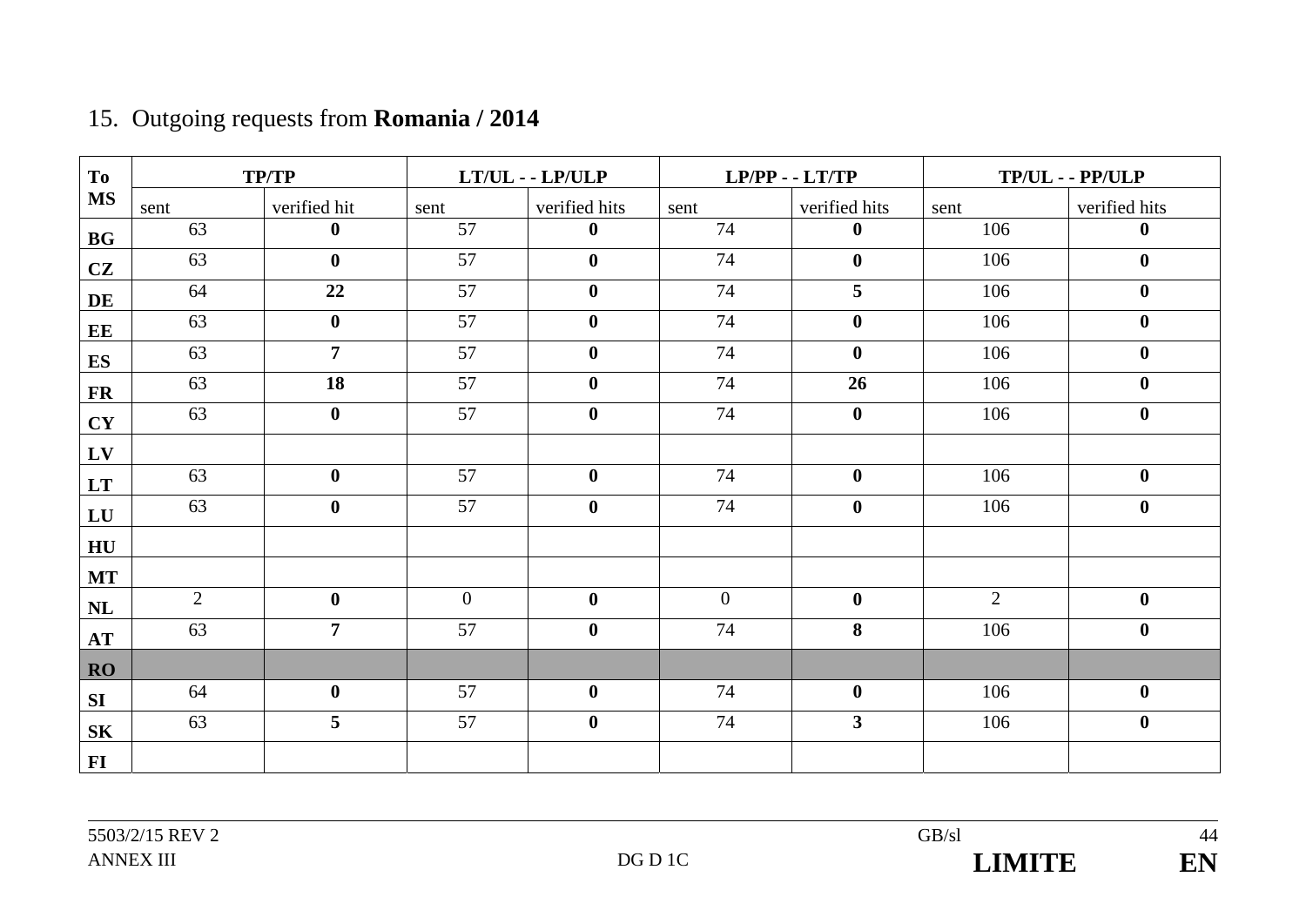15. Outgoing requests from **Romania / 2014**

| To MS | TP/TP | | LT/UL - - LP/ULP | | LP/PP - - LT/TP | | TP/UL - - PP/ULP | |
|---|---|---|---|---|---|---|---|---|
| | sent | verified hit | sent | verified hits | sent | verified hits | sent | verified hits |
| **BG** | 63 | **0** | 57 | **0** | 74 | **0** | 106 | **0** |
| **CZ** | 63 | **0** | 57 | **0** | 74 | **0** | 106 | **0** |
| **DE** | 64 | **22** | 57 | **0** | 74 | **5** | 106 | **0** |
| **EE** | 63 | **0** | 57 | **0** | 74 | **0** | 106 | **0** |
| **ES** | 63 | **7** | 57 | **0** | 74 | **0** | 106 | **0** |
| **FR** | 63 | **18** | 57 | **0** | 74 | **26** | 106 | **0** |
| **CY** | 63 | **0** | 57 | **0** | 74 | **0** | 106 | **0** |
| **LV** | | | | | | | | |
| **LT** | 63 | **0** | 57 | **0** | 74 | **0** | 106 | **0** |
| **LU** | 63 | **0** | 57 | **0** | 74 | **0** | 106 | **0** |
| **HU** | | | | | | | | |
| **MT** | | | | | | | | |
| **NL** | 2 | **0** | 0 | **0** | 0 | **0** | 2 | **0** |
| **AT** | 63 | **7** | 57 | **0** | 74 | **8** | 106 | **0** |
| **RO** | | | | | | | | |
| **SI** | 64 | **0** | 57 | **0** | 74 | **0** | 106 | **0** |
| **SK** | 63 | **5** | 57 | **0** | 74 | **3** | 106 | **0** |
| **FI** | | | | | | | | |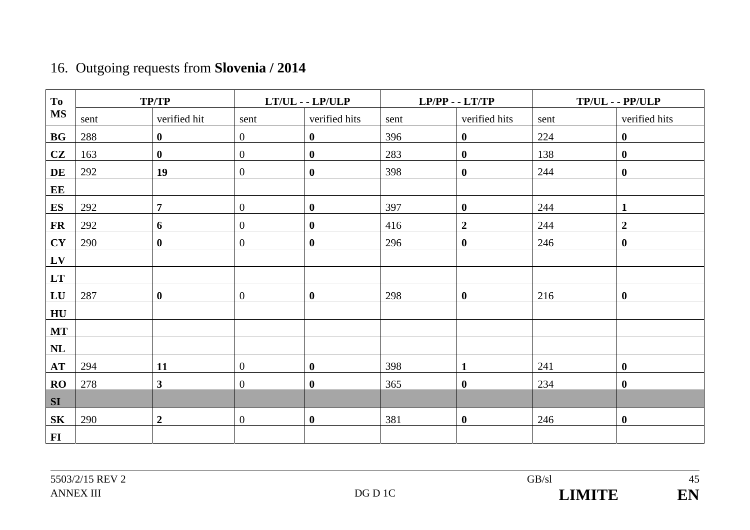16. Outgoing requests from **Slovenia / 2014**

| To MS | TP/TP | | LT/UL - - LP/ULP | | LP/PP - - LT/TP | | TP/UL - - PP/ULP | |
|---|---|---|---|---|---|---|---|---|
| | sent | verified hit | sent | verified hits | sent | verified hits | sent | verified hits |
| **BG** | 288 | **0** | 0 | **0** | 396 | **0** | 224 | **0** |
| **CZ** | 163 | **0** | 0 | **0** | 283 | **0** | 138 | **0** |
| **DE** | 292 | **19** | 0 | **0** | 398 | **0** | 244 | **0** |
| **EE** | | | | | | | | |
| **ES** | 292 | **7** | 0 | **0** | 397 | **0** | 244 | **1** |
| **FR** | 292 | **6** | 0 | **0** | 416 | **2** | 244 | **2** |
| **CY** | 290 | **0** | 0 | **0** | 296 | **0** | 246 | **0** |
| **LV** | | | | | | | | |
| **LT** | | | | | | | | |
| **LU** | 287 | **0** | 0 | **0** | 298 | **0** | 216 | **0** |
| **HU** | | | | | | | | |
| **MT** | | | | | | | | |
| **NL** | | | | | | | | |
| **AT** | 294 | **11** | 0 | **0** | 398 | **1** | 241 | **0** |
| **RO** | 278 | **3** | 0 | **0** | 365 | **0** | 234 | **0** |
| **SI** | | | | | | | | |
| **SK** | 290 | **2** | 0 | **0** | 381 | **0** | 246 | **0** |
| **FI** | | | | | | | | |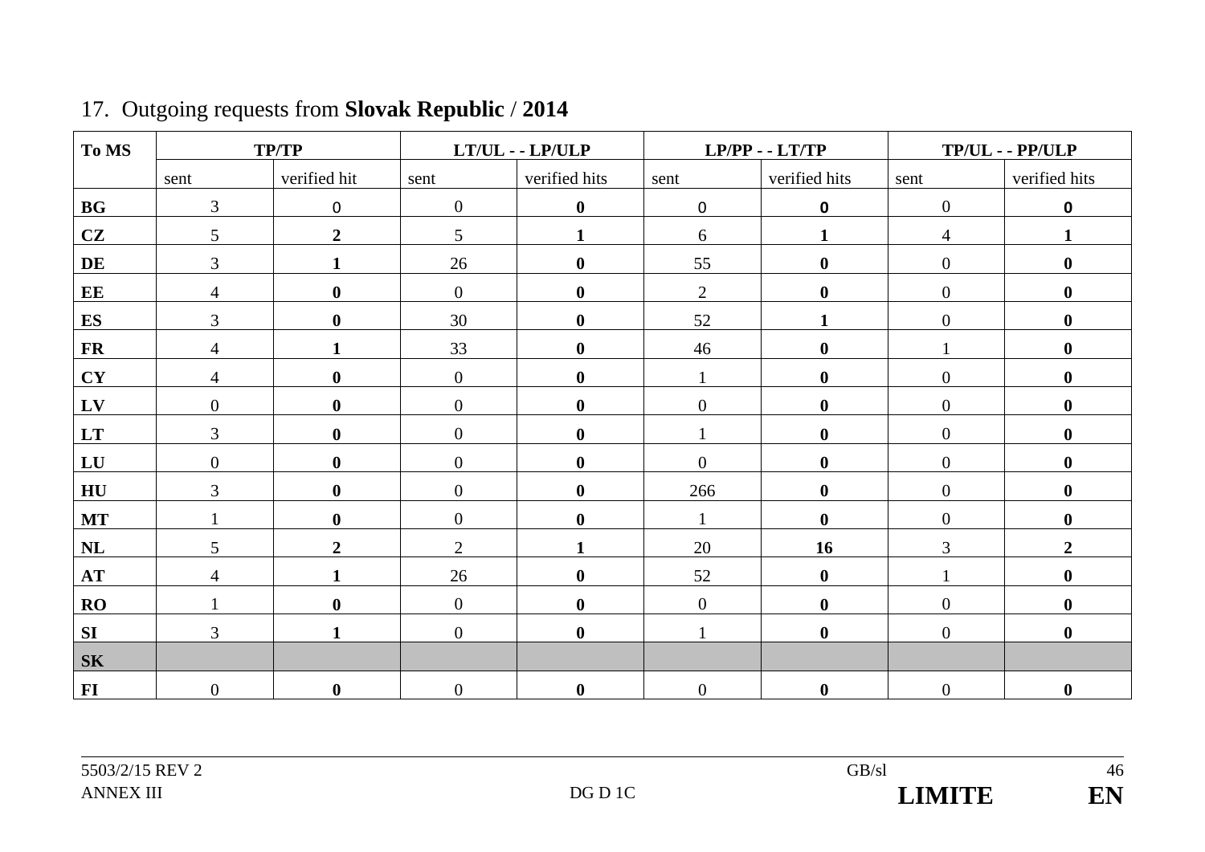17. Outgoing requests from **Slovak Republic** / **2014**

| **To MS** | **TP/TP** | | **LT/UL - - LP/ULP** | | **LP/PP - - LT/TP** | | **TP/UL - - PP/ULP** | |
|---|---|---|---|---|---|---|---|---|
| | sent | verified hit | sent | verified hits | sent | verified hits | sent | verified hits |
| **BG** | 3 | 0 | 0 | **0** | 0 | **0** | 0 | **0** |
| **CZ** | 5 | **2** | 5 | **1** | 6 | **1** | 4 | **1** |
| **DE** | 3 | **1** | 26 | **0** | 55 | **0** | 0 | **0** |
| **EE** | 4 | **0** | 0 | **0** | 2 | **0** | 0 | **0** |
| **ES** | 3 | **0** | 30 | **0** | 52 | **1** | 0 | **0** |
| **FR** | 4 | **1** | 33 | **0** | 46 | **0** | 1 | **0** |
| **CY** | 4 | **0** | 0 | **0** | 1 | **0** | 0 | **0** |
| **LV** | 0 | **0** | 0 | **0** | 0 | **0** | 0 | **0** |
| **LT** | 3 | **0** | 0 | **0** | 1 | **0** | 0 | **0** |
| **LU** | 0 | **0** | 0 | **0** | 0 | **0** | 0 | **0** |
| **HU** | 3 | **0** | 0 | **0** | 266 | **0** | 0 | **0** |
| **MT** | 1 | **0** | 0 | **0** | 1 | **0** | 0 | **0** |
| **NL** | 5 | **2** | 2 | **1** | 20 | **16** | 3 | **2** |
| **AT** | 4 | **1** | 26 | **0** | 52 | **0** | 1 | **0** |
| **RO** | 1 | **0** | 0 | **0** | 0 | **0** | 0 | **0** |
| **SI** | 3 | **1** | 0 | **0** | 1 | **0** | 0 | **0** |
| **SK** | | | | | | | | |
| **FI** | 0 | **0** | 0 | **0** | 0 | **0** | 0 | **0** |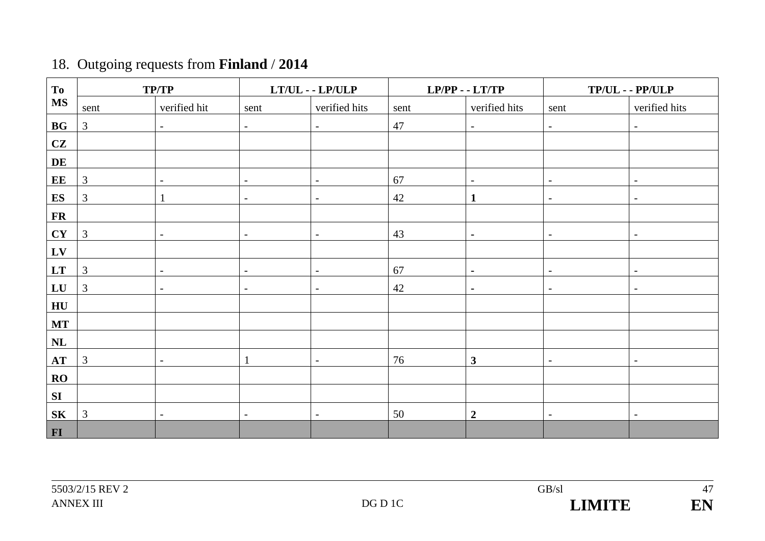18. Outgoing requests from **Finland** / **2014**

| To MS | TP/TP | | LT/UL - - LP/ULP | | LP/PP - - LT/TP | | TP/UL - - PP/ULP | |
|---|---|---|---|---|---|---|---|---|
| | sent | verified hit | sent | verified hits | sent | verified hits | sent | verified hits |
| **BG** | 3 | - | - | - | 47 | - | - | - |
| **CZ** | | | | | | | | |
| **DE** | | | | | | | | |
| **EE** | 3 | - | - | - | 67 | - | - | - |
| **ES** | 3 | 1 | - | - | 42 | **1** | - | - |
| **FR** | | | | | | | | |
| **CY** | 3 | - | - | - | 43 | **-** | - | - |
| **LV** | | | | | | | | |
| **LT** | 3 | - | - | - | 67 | **-** | - | - |
| **LU** | 3 | - | - | - | 42 | **-** | - | - |
| **HU** | | | | | | | | |
| **MT** | | | | | | | | |
| **NL** | | | | | | | | |
| **AT** | 3 | - | 1 | - | 76 | **3** | - | - |
| **RO** | | | | | | | | |
| **SI** | | | | | | | | |
| **SK** | 3 | - | - | - | 50 | **2** | - | - |
| **FI** | | | | | | | | |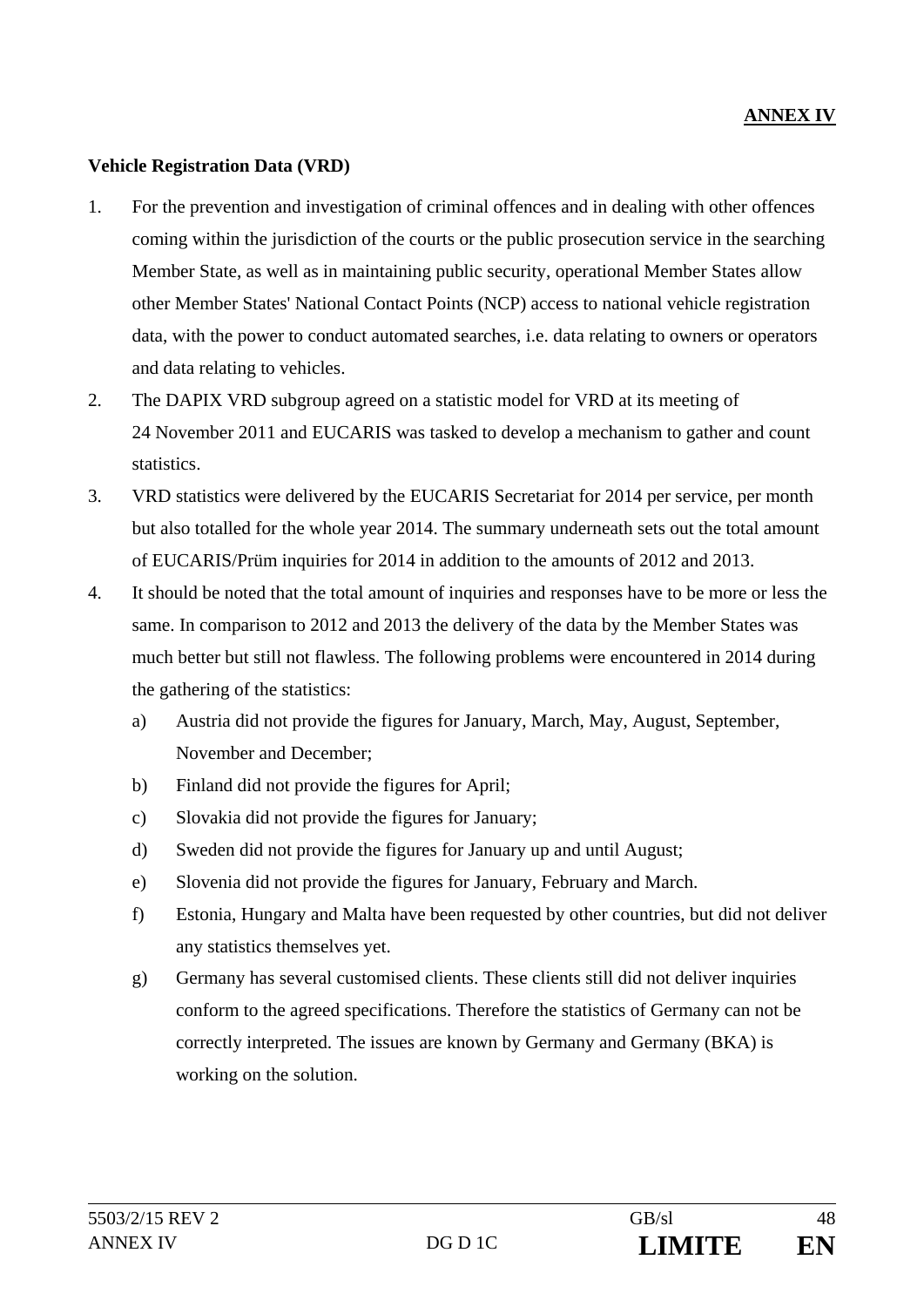**ANNEX IV**

**Vehicle Registration Data (VRD)**

1. For the prevention and investigation of criminal offences and in dealing with other offences coming within the jurisdiction of the courts or the public prosecution service in the searching Member State, as well as in maintaining public security, operational Member States allow other Member States' National Contact Points (NCP) access to national vehicle registration data, with the power to conduct automated searches, i.e. data relating to owners or operators and data relating to vehicles.
2. The DAPIX VRD subgroup agreed on a statistic model for VRD at its meeting of 24 November 2011 and EUCARIS was tasked to develop a mechanism to gather and count statistics.
3. VRD statistics were delivered by the EUCARIS Secretariat for 2014 per service, per month but also totalled for the whole year 2014. The summary underneath sets out the total amount of EUCARIS/Prüm inquiries for 2014 in addition to the amounts of 2012 and 2013.
4. It should be noted that the total amount of inquiries and responses have to be more or less the same. In comparison to 2012 and 2013 the delivery of the data by the Member States was much better but still not flawless. The following problems were encountered in 2014 during the gathering of the statistics:
   a) Austria did not provide the figures for January, March, May, August, September, November and December;
   b) Finland did not provide the figures for April;
   c) Slovakia did not provide the figures for January;
   d) Sweden did not provide the figures for January up and until August;
   e) Slovenia did not provide the figures for January, February and March.
   f) Estonia, Hungary and Malta have been requested by other countries, but did not deliver any statistics themselves yet.
   g) Germany has several customised clients. These clients still did not deliver inquiries conform to the agreed specifications. Therefore the statistics of Germany can not be correctly interpreted. The issues are known by Germany and Germany (BKA) is working on the solution.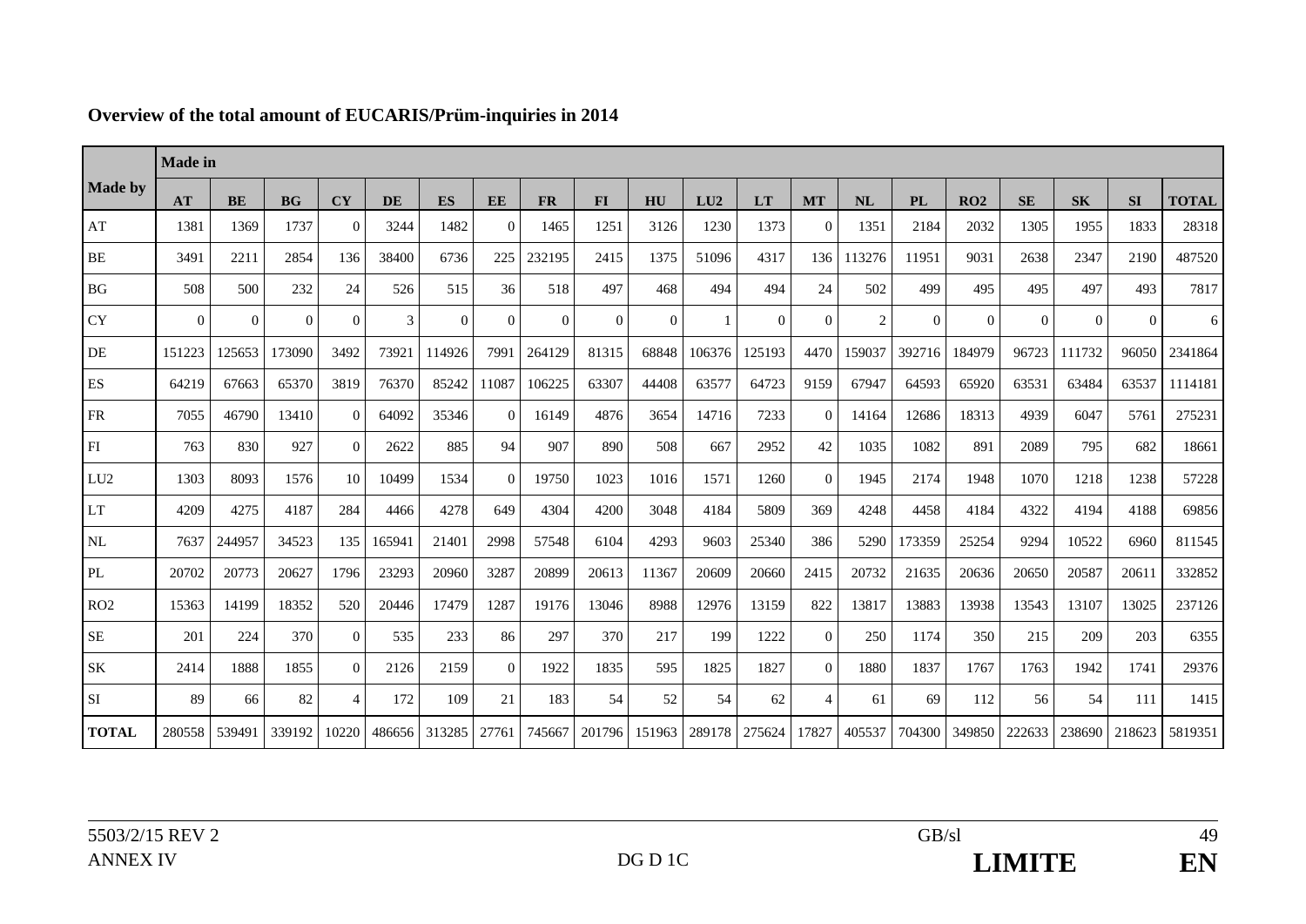**Overview of the total amount of EUCARIS/Prüm-inquiries in 2014**

| Made by | Made in | | | | | | | | | | | | | | | | | | | |
|---|---|---|---|---|---|---|---|---|---|---|---|---|---|---|---|---|---|---|---|---|
| | **AT** | **BE** | **BG** | **CY** | **DE** | **ES** | **EE** | **FR** | **FI** | **HU** | **LU2** | **LT** | **MT** | **NL** | **PL** | **RO2** | **SE** | **SK** | **SI** | **TOTAL** |
| AT | 1381 | 1369 | 1737 | 0 | 3244 | 1482 | 0 | 1465 | 1251 | 3126 | 1230 | 1373 | 0 | 1351 | 2184 | 2032 | 1305 | 1955 | 1833 | 28318 |
| BE | 3491 | 2211 | 2854 | 136 | 38400 | 6736 | 225 | 232195 | 2415 | 1375 | 51096 | 4317 | 136 | 113276 | 11951 | 9031 | 2638 | 2347 | 2190 | 487520 |
| BG | 508 | 500 | 232 | 24 | 526 | 515 | 36 | 518 | 497 | 468 | 494 | 494 | 24 | 502 | 499 | 495 | 495 | 497 | 493 | 7817 |
| CY | 0 | 0 | 0 | 0 | 3 | 0 | 0 | 0 | 0 | 0 | 1 | 0 | 0 | 2 | 0 | 0 | 0 | 0 | 0 | 6 |
| DE | 151223 | 125653 | 173090 | 3492 | 73921 | 114926 | 7991 | 264129 | 81315 | 68848 | 106376 | 125193 | 4470 | 159037 | 392716 | 184979 | 96723 | 111732 | 96050 | 2341864 |
| ES | 64219 | 67663 | 65370 | 3819 | 76370 | 85242 | 11087 | 106225 | 63307 | 44408 | 63577 | 64723 | 9159 | 67947 | 64593 | 65920 | 63531 | 63484 | 63537 | 1114181 |
| FR | 7055 | 46790 | 13410 | 0 | 64092 | 35346 | 0 | 16149 | 4876 | 3654 | 14716 | 7233 | 0 | 14164 | 12686 | 18313 | 4939 | 6047 | 5761 | 275231 |
| FI | 763 | 830 | 927 | 0 | 2622 | 885 | 94 | 907 | 890 | 508 | 667 | 2952 | 42 | 1035 | 1082 | 891 | 2089 | 795 | 682 | 18661 |
| LU2 | 1303 | 8093 | 1576 | 10 | 10499 | 1534 | 0 | 19750 | 1023 | 1016 | 1571 | 1260 | 0 | 1945 | 2174 | 1948 | 1070 | 1218 | 1238 | 57228 |
| LT | 4209 | 4275 | 4187 | 284 | 4466 | 4278 | 649 | 4304 | 4200 | 3048 | 4184 | 5809 | 369 | 4248 | 4458 | 4184 | 4322 | 4194 | 4188 | 69856 |
| NL | 7637 | 244957 | 34523 | 135 | 165941 | 21401 | 2998 | 57548 | 6104 | 4293 | 9603 | 25340 | 386 | 5290 | 173359 | 25254 | 9294 | 10522 | 6960 | 811545 |
| PL | 20702 | 20773 | 20627 | 1796 | 23293 | 20960 | 3287 | 20899 | 20613 | 11367 | 20609 | 20660 | 2415 | 20732 | 21635 | 20636 | 20650 | 20587 | 20611 | 332852 |
| RO2 | 15363 | 14199 | 18352 | 520 | 20446 | 17479 | 1287 | 19176 | 13046 | 8988 | 12976 | 13159 | 822 | 13817 | 13883 | 13938 | 13543 | 13107 | 13025 | 237126 |
| SE | 201 | 224 | 370 | 0 | 535 | 233 | 86 | 297 | 370 | 217 | 199 | 1222 | 0 | 250 | 1174 | 350 | 215 | 209 | 203 | 6355 |
| SK | 2414 | 1888 | 1855 | 0 | 2126 | 2159 | 0 | 1922 | 1835 | 595 | 1825 | 1827 | 0 | 1880 | 1837 | 1767 | 1763 | 1942 | 1741 | 29376 |
| SI | 89 | 66 | 82 | 4 | 172 | 109 | 21 | 183 | 54 | 52 | 54 | 62 | 4 | 61 | 69 | 112 | 56 | 54 | 111 | 1415 |
| **TOTAL** | 280558 | 539491 | 339192 | 10220 | 486656 | 313285 | 27761 | 745667 | 201796 | 151963 | 289178 | 275624 | 17827 | 405537 | 704300 | 349850 | 222633 | 238690 | 218623 | 5819351 |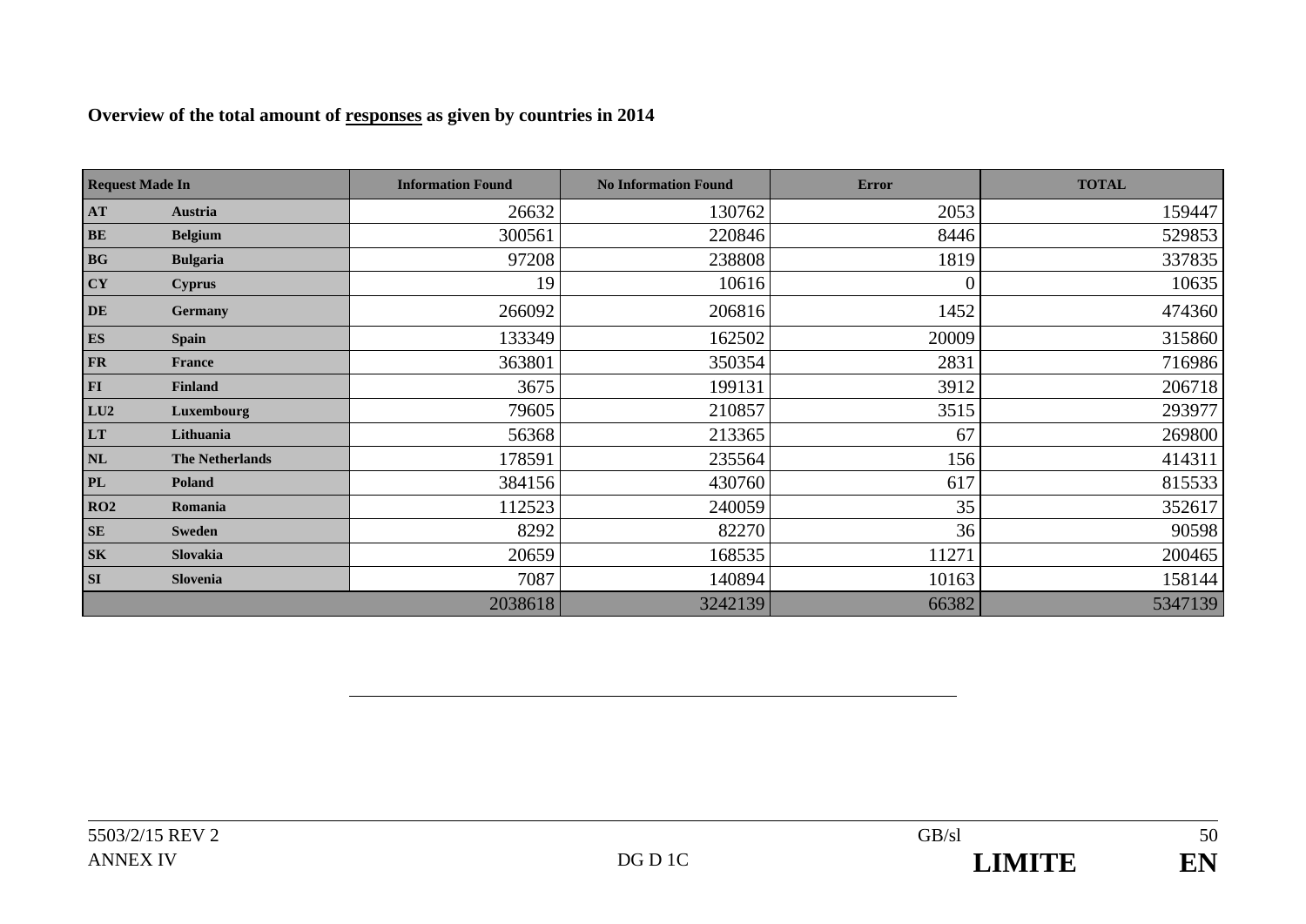**Overview of the total amount of responses as given by countries in 2014**

| Request Made In | | Information Found | No Information Found | Error | TOTAL |
|---|---|---|---|---|---|
| **AT** | **Austria** | 26632 | 130762 | 2053 | 159447 |
| **BE** | **Belgium** | 300561 | 220846 | 8446 | 529853 |
| **BG** | **Bulgaria** | 97208 | 238808 | 1819 | 337835 |
| **CY** | **Cyprus** | 19 | 10616 | 0 | 10635 |
| **DE** | **Germany** | 266092 | 206816 | 1452 | 474360 |
| **ES** | **Spain** | 133349 | 162502 | 20009 | 315860 |
| **FR** | **France** | 363801 | 350354 | 2831 | 716986 |
| **FI** | **Finland** | 3675 | 199131 | 3912 | 206718 |
| **LU2** | **Luxembourg** | 79605 | 210857 | 3515 | 293977 |
| **LT** | **Lithuania** | 56368 | 213365 | 67 | 269800 |
| **NL** | **The Netherlands** | 178591 | 235564 | 156 | 414311 |
| **PL** | **Poland** | 384156 | 430760 | 617 | 815533 |
| **RO2** | **Romania** | 112523 | 240059 | 35 | 352617 |
| **SE** | **Sweden** | 8292 | 82270 | 36 | 90598 |
| **SK** | **Slovakia** | 20659 | 168535 | 11271 | 200465 |
| **SI** | **Slovenia** | 7087 | 140894 | 10163 | 158144 |
| | | 2038618 | 3242139 | 66382 | 5347139 |